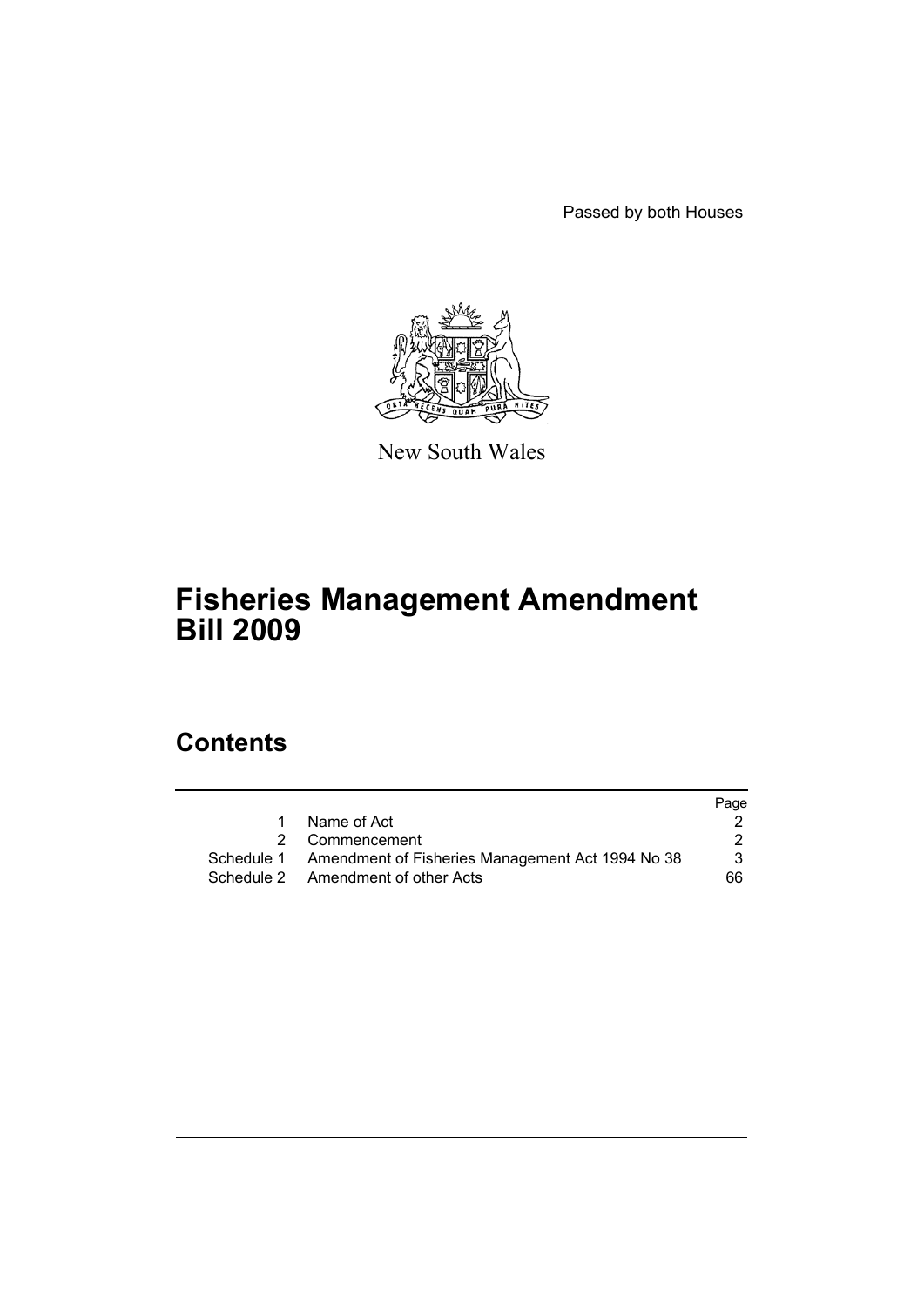Passed by both Houses

New South Wales

# Fisheries Management Amendment Bill 2009

## Contents

| | | Page |
|---|---|---|
| 1 | Name of Act | 2 |
| 2 | Commencement | 2 |
| Schedule 1 | Amendment of Fisheries Management Act 1994 No 38 | 3 |
| Schedule 2 | Amendment of other Acts | 66 |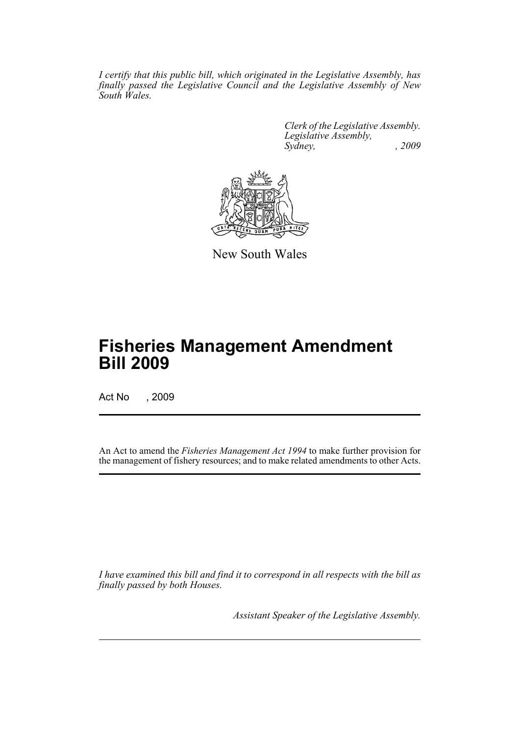*I certify that this public bill, which originated in the Legislative Assembly, has finally passed the Legislative Council and the Legislative Assembly of New South Wales.*

*Clerk of the Legislative Assembly.*
*Legislative Assembly,*
*Sydney, , 2009*

New South Wales

# Fisheries Management Amendment Bill 2009

Act No , 2009

An Act to amend the *Fisheries Management Act 1994* to make further provision for the management of fishery resources; and to make related amendments to other Acts.

*I have examined this bill and find it to correspond in all respects with the bill as finally passed by both Houses.*

*Assistant Speaker of the Legislative Assembly.*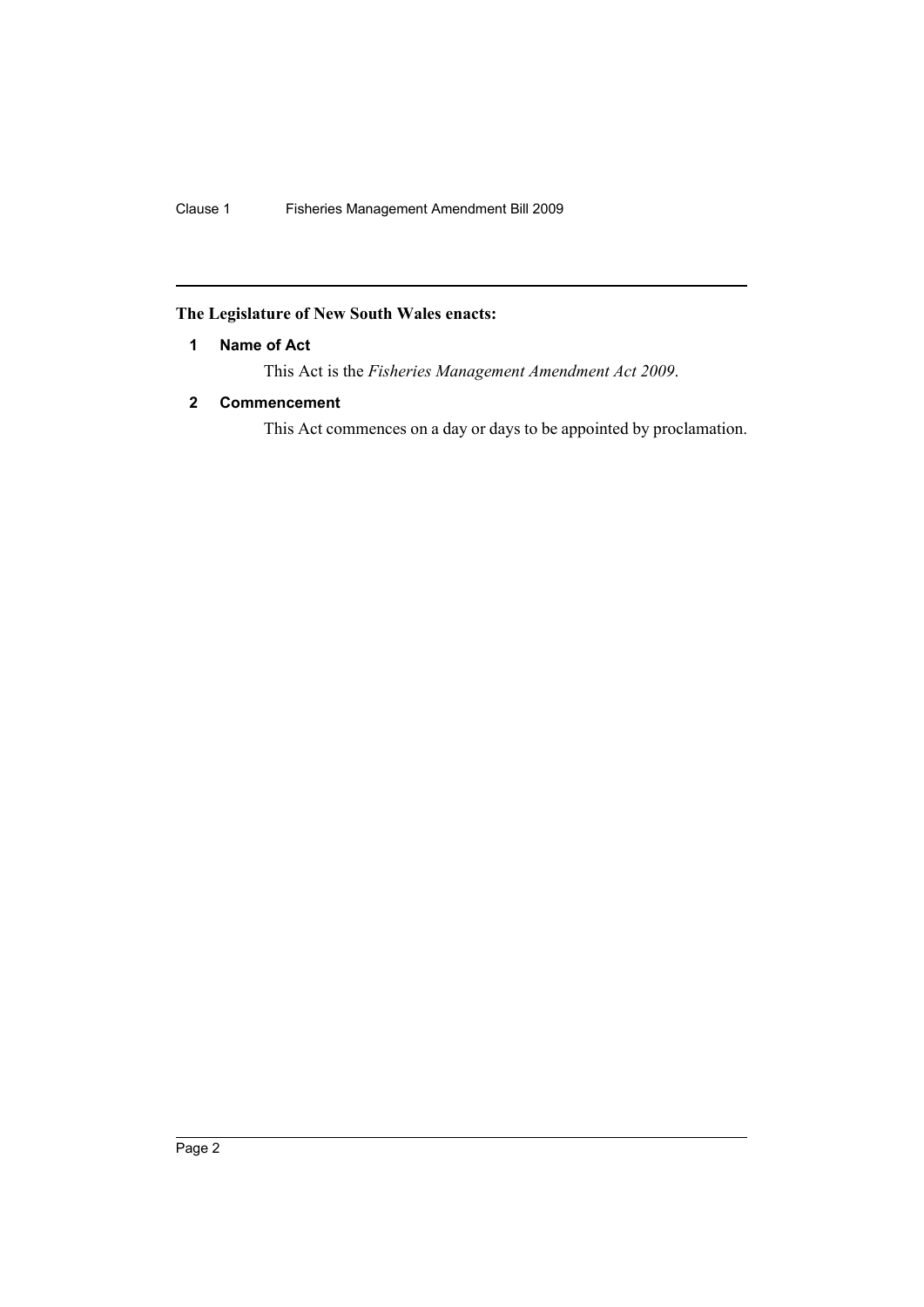**The Legislature of New South Wales enacts:**

## 1 Name of Act

This Act is the *Fisheries Management Amendment Act 2009*.

## 2 Commencement

This Act commences on a day or days to be appointed by proclamation.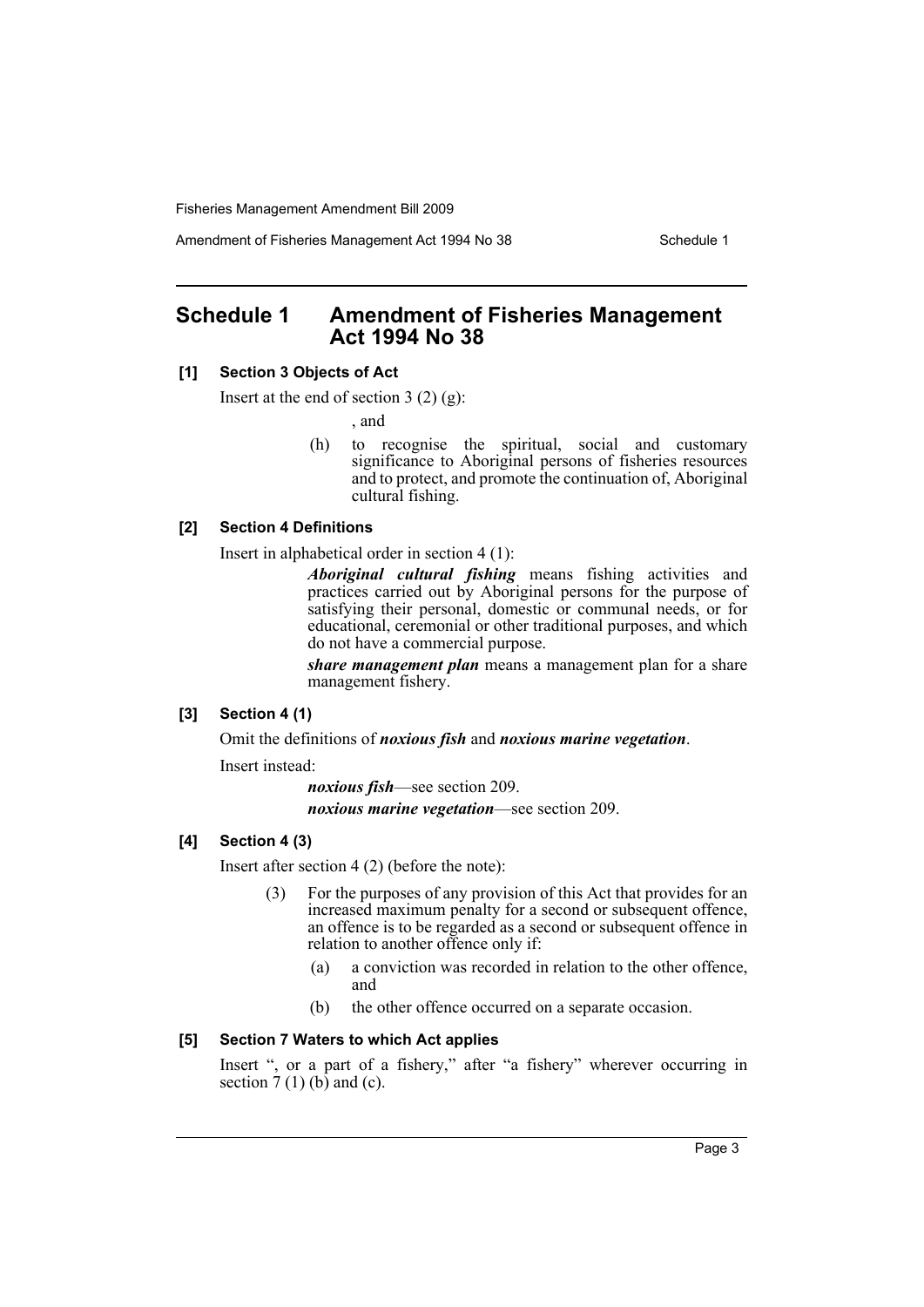# Schedule 1 Amendment of Fisheries Management Act 1994 No 38

### [1] Section 3 Objects of Act

Insert at the end of section 3 (2) (g):

, and

(h) to recognise the spiritual, social and customary significance to Aboriginal persons of fisheries resources and to protect, and promote the continuation of, Aboriginal cultural fishing.

### [2] Section 4 Definitions

Insert in alphabetical order in section 4 (1):

***Aboriginal cultural fishing*** means fishing activities and practices carried out by Aboriginal persons for the purpose of satisfying their personal, domestic or communal needs, or for educational, ceremonial or other traditional purposes, and which do not have a commercial purpose.

***share management plan*** means a management plan for a share management fishery.

### [3] Section 4 (1)

Omit the definitions of ***noxious fish*** and ***noxious marine vegetation***.

Insert instead:

***noxious fish***—see section 209.

***noxious marine vegetation***—see section 209.

### [4] Section 4 (3)

Insert after section 4 (2) (before the note):

(3) For the purposes of any provision of this Act that provides for an increased maximum penalty for a second or subsequent offence, an offence is to be regarded as a second or subsequent offence in relation to another offence only if:

(a) a conviction was recorded in relation to the other offence, and

(b) the other offence occurred on a separate occasion.

### [5] Section 7 Waters to which Act applies

Insert ", or a part of a fishery," after "a fishery" wherever occurring in section 7 (1) (b) and (c).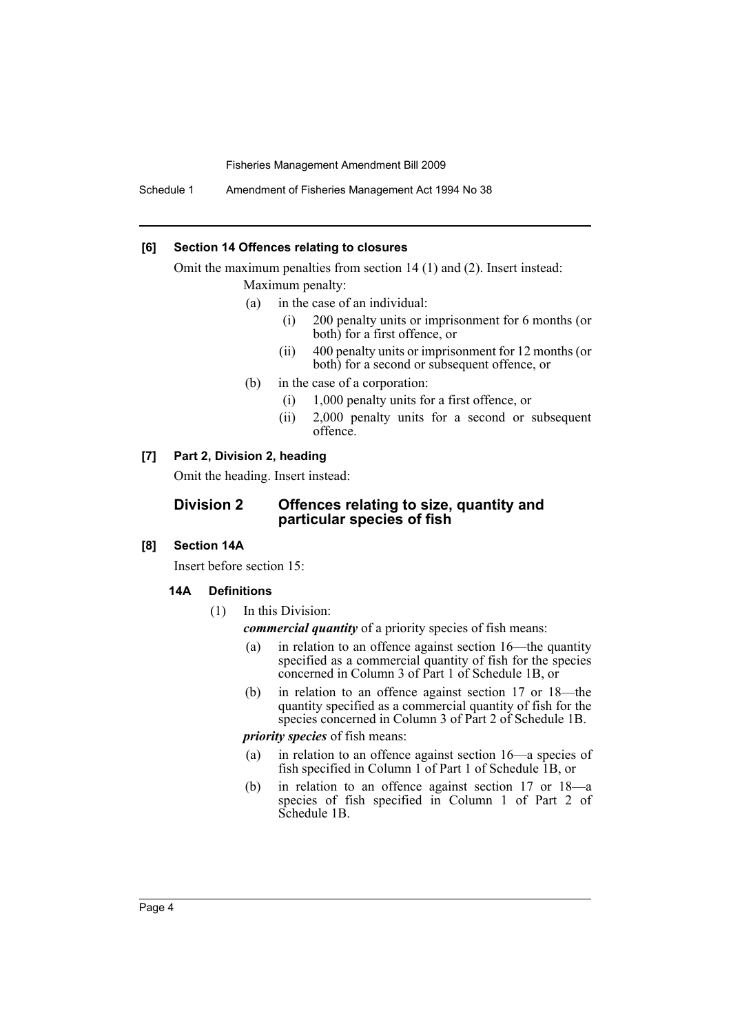**[6] Section 14 Offences relating to closures**

Omit the maximum penalties from section 14 (1) and (2). Insert instead:

Maximum penalty:

- (a) in the case of an individual:
  - (i) 200 penalty units or imprisonment for 6 months (or both) for a first offence, or
  - (ii) 400 penalty units or imprisonment for 12 months (or both) for a second or subsequent offence, or
- (b) in the case of a corporation:
  - (i) 1,000 penalty units for a first offence, or
  - (ii) 2,000 penalty units for a second or subsequent offence.

**[7] Part 2, Division 2, heading**

Omit the heading. Insert instead:

## Division 2 Offences relating to size, quantity and particular species of fish

**[8] Section 14A**

Insert before section 15:

### 14A Definitions

(1) In this Division:

***commercial quantity*** of a priority species of fish means:

- (a) in relation to an offence against section 16—the quantity specified as a commercial quantity of fish for the species concerned in Column 3 of Part 1 of Schedule 1B, or
- (b) in relation to an offence against section 17 or 18—the quantity specified as a commercial quantity of fish for the species concerned in Column 3 of Part 2 of Schedule 1B.

***priority species*** of fish means:

- (a) in relation to an offence against section 16—a species of fish specified in Column 1 of Part 1 of Schedule 1B, or
- (b) in relation to an offence against section 17 or 18—a species of fish specified in Column 1 of Part 2 of Schedule 1B.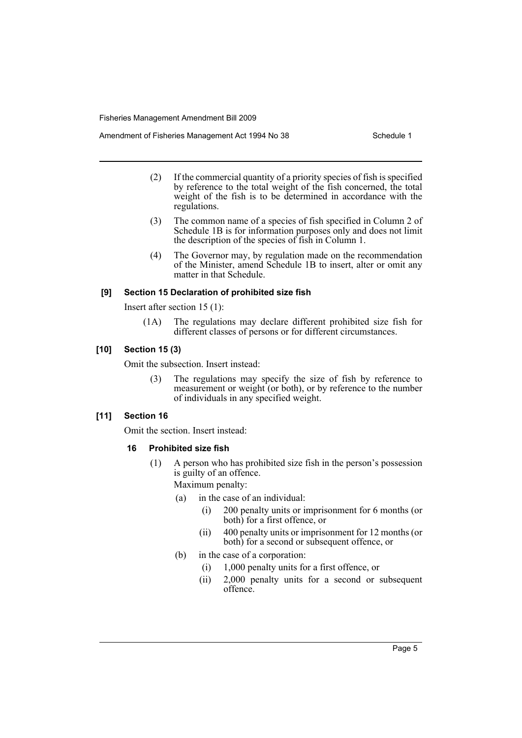(2) If the commercial quantity of a priority species of fish is specified by reference to the total weight of the fish concerned, the total weight of the fish is to be determined in accordance with the regulations.

(3) The common name of a species of fish specified in Column 2 of Schedule 1B is for information purposes only and does not limit the description of the species of fish in Column 1.

(4) The Governor may, by regulation made on the recommendation of the Minister, amend Schedule 1B to insert, alter or omit any matter in that Schedule.

**[9] Section 15 Declaration of prohibited size fish**

Insert after section 15 (1):

(1A) The regulations may declare different prohibited size fish for different classes of persons or for different circumstances.

**[10] Section 15 (3)**

Omit the subsection. Insert instead:

(3) The regulations may specify the size of fish by reference to measurement or weight (or both), or by reference to the number of individuals in any specified weight.

**[11] Section 16**

Omit the section. Insert instead:

**16 Prohibited size fish**

(1) A person who has prohibited size fish in the person's possession is guilty of an offence.

Maximum penalty:

- (a) in the case of an individual:
  - (i) 200 penalty units or imprisonment for 6 months (or both) for a first offence, or
  - (ii) 400 penalty units or imprisonment for 12 months (or both) for a second or subsequent offence, or
- (b) in the case of a corporation:
  - (i) 1,000 penalty units for a first offence, or
  - (ii) 2,000 penalty units for a second or subsequent offence.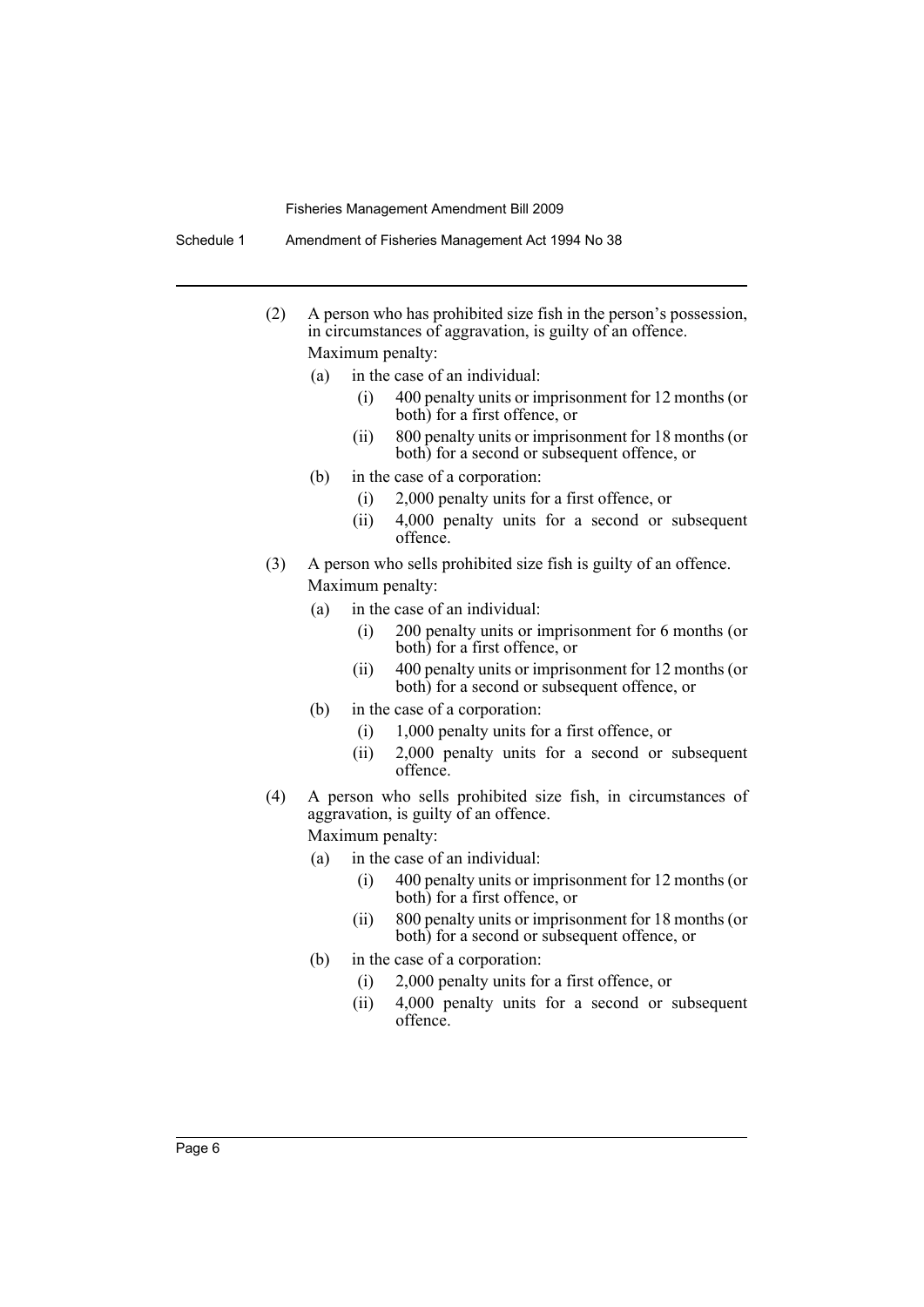(2) A person who has prohibited size fish in the person's possession, in circumstances of aggravation, is guilty of an offence.

Maximum penalty:

- (a) in the case of an individual:
  - (i) 400 penalty units or imprisonment for 12 months (or both) for a first offence, or
  - (ii) 800 penalty units or imprisonment for 18 months (or both) for a second or subsequent offence, or
- (b) in the case of a corporation:
  - (i) 2,000 penalty units for a first offence, or
  - (ii) 4,000 penalty units for a second or subsequent offence.

(3) A person who sells prohibited size fish is guilty of an offence.

Maximum penalty:

- (a) in the case of an individual:
  - (i) 200 penalty units or imprisonment for 6 months (or both) for a first offence, or
  - (ii) 400 penalty units or imprisonment for 12 months (or both) for a second or subsequent offence, or
- (b) in the case of a corporation:
  - (i) 1,000 penalty units for a first offence, or
  - (ii) 2,000 penalty units for a second or subsequent offence.

(4) A person who sells prohibited size fish, in circumstances of aggravation, is guilty of an offence.

Maximum penalty:

- (a) in the case of an individual:
  - (i) 400 penalty units or imprisonment for 12 months (or both) for a first offence, or
  - (ii) 800 penalty units or imprisonment for 18 months (or both) for a second or subsequent offence, or
- (b) in the case of a corporation:
  - (i) 2,000 penalty units for a first offence, or
  - (ii) 4,000 penalty units for a second or subsequent offence.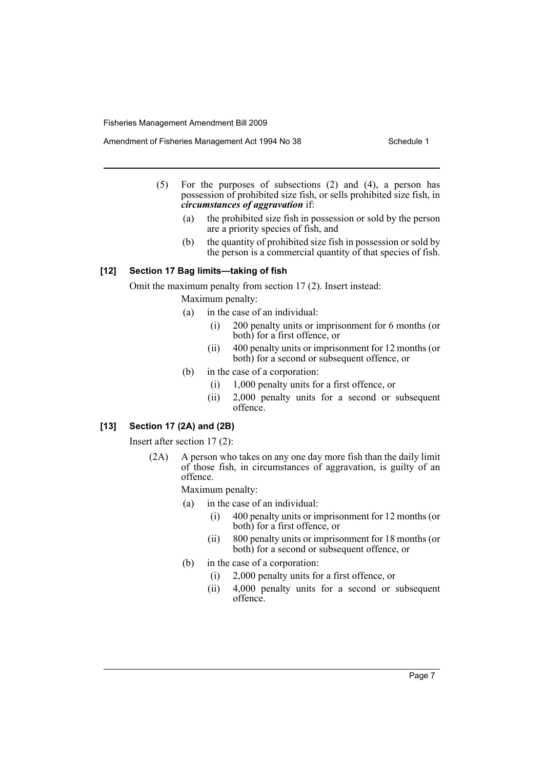(5) For the purposes of subsections (2) and (4), a person has possession of prohibited size fish, or sells prohibited size fish, in ***circumstances of aggravation*** if:

(a) the prohibited size fish in possession or sold by the person are a priority species of fish, and

(b) the quantity of prohibited size fish in possession or sold by the person is a commercial quantity of that species of fish.

### [12] Section 17 Bag limits—taking of fish

Omit the maximum penalty from section 17 (2). Insert instead:

Maximum penalty:

(a) in the case of an individual:

(i) 200 penalty units or imprisonment for 6 months (or both) for a first offence, or

(ii) 400 penalty units or imprisonment for 12 months (or both) for a second or subsequent offence, or

(b) in the case of a corporation:

(i) 1,000 penalty units for a first offence, or

(ii) 2,000 penalty units for a second or subsequent offence.

### [13] Section 17 (2A) and (2B)

Insert after section 17 (2):

(2A) A person who takes on any one day more fish than the daily limit of those fish, in circumstances of aggravation, is guilty of an offence.

Maximum penalty:

(a) in the case of an individual:

(i) 400 penalty units or imprisonment for 12 months (or both) for a first offence, or

(ii) 800 penalty units or imprisonment for 18 months (or both) for a second or subsequent offence, or

(b) in the case of a corporation:

(i) 2,000 penalty units for a first offence, or

(ii) 4,000 penalty units for a second or subsequent offence.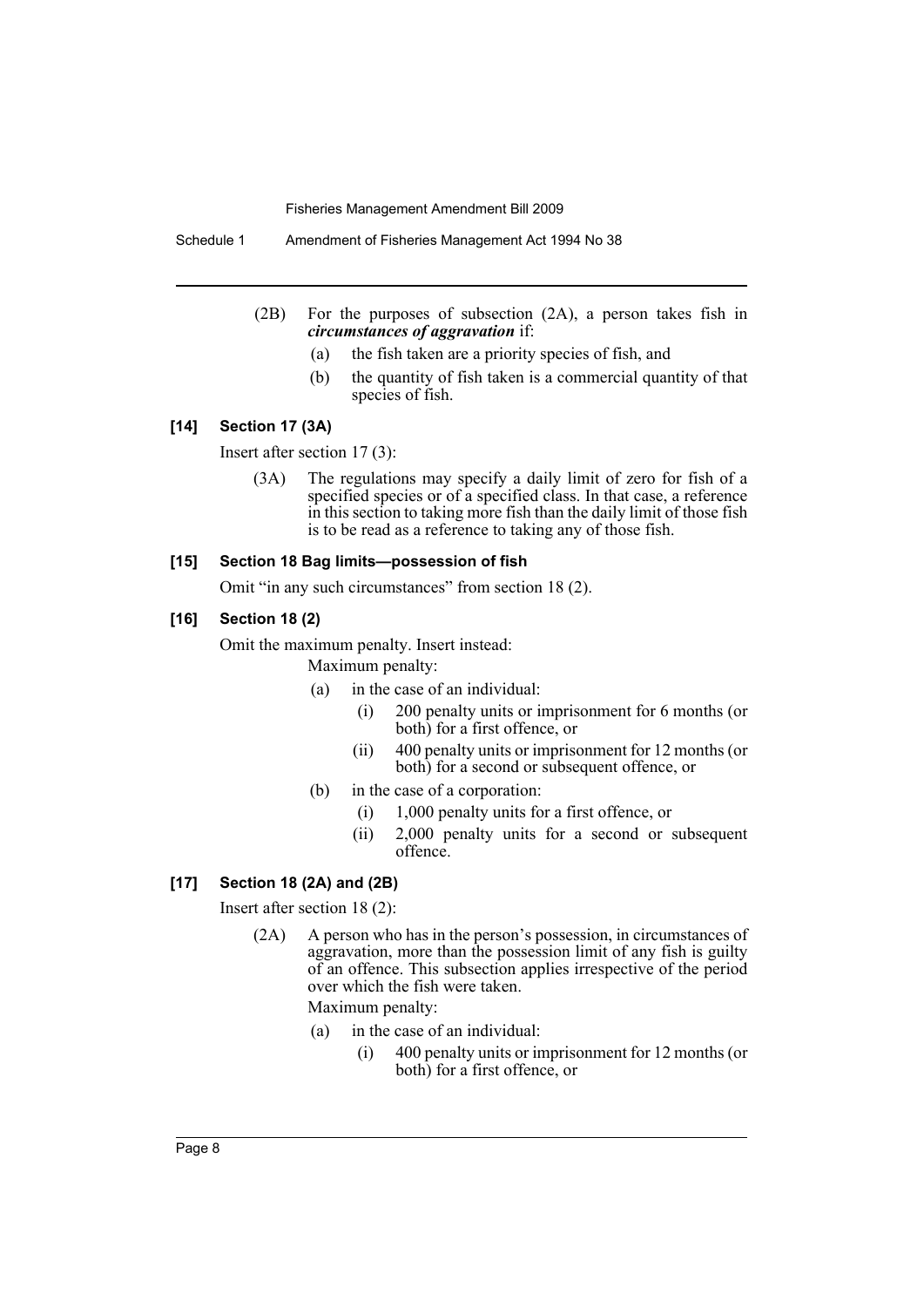(2B) For the purposes of subsection (2A), a person takes fish in ***circumstances of aggravation*** if:

- (a) the fish taken are a priority species of fish, and
- (b) the quantity of fish taken is a commercial quantity of that species of fish.

### [14] Section 17 (3A)

Insert after section 17 (3):

(3A) The regulations may specify a daily limit of zero for fish of a specified species or of a specified class. In that case, a reference in this section to taking more fish than the daily limit of those fish is to be read as a reference to taking any of those fish.

### [15] Section 18 Bag limits—possession of fish

Omit "in any such circumstances" from section 18 (2).

### [16] Section 18 (2)

Omit the maximum penalty. Insert instead:

Maximum penalty:

- (a) in the case of an individual:
  - (i) 200 penalty units or imprisonment for 6 months (or both) for a first offence, or
  - (ii) 400 penalty units or imprisonment for 12 months (or both) for a second or subsequent offence, or
- (b) in the case of a corporation:
  - (i) 1,000 penalty units for a first offence, or
  - (ii) 2,000 penalty units for a second or subsequent offence.

### [17] Section 18 (2A) and (2B)

Insert after section 18 (2):

(2A) A person who has in the person's possession, in circumstances of aggravation, more than the possession limit of any fish is guilty of an offence. This subsection applies irrespective of the period over which the fish were taken.

Maximum penalty:

- (a) in the case of an individual:
  - (i) 400 penalty units or imprisonment for 12 months (or both) for a first offence, or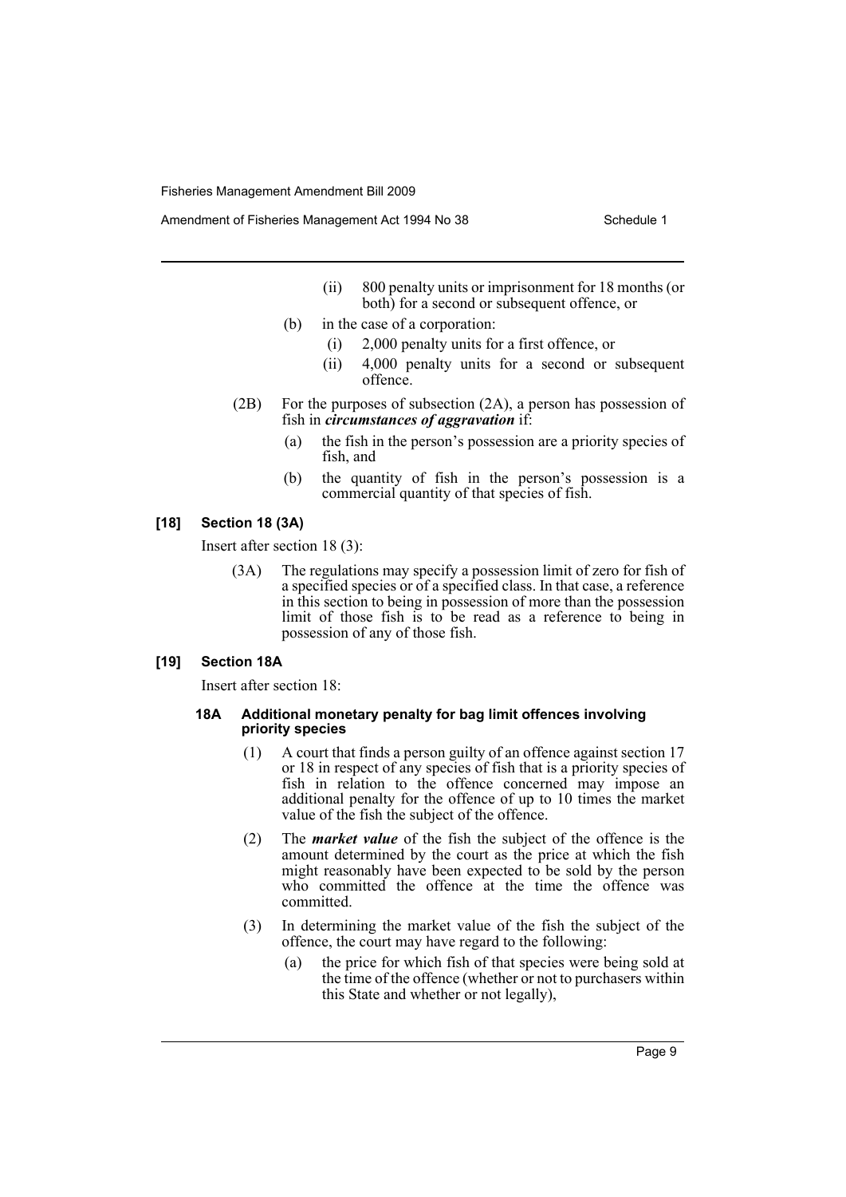(ii) 800 penalty units or imprisonment for 18 months (or both) for a second or subsequent offence, or

(b) in the case of a corporation:

(i) 2,000 penalty units for a first offence, or

(ii) 4,000 penalty units for a second or subsequent offence.

(2B) For the purposes of subsection (2A), a person has possession of fish in ***circumstances of aggravation*** if:

(a) the fish in the person's possession are a priority species of fish, and

(b) the quantity of fish in the person's possession is a commercial quantity of that species of fish.

### [18] Section 18 (3A)

Insert after section 18 (3):

(3A) The regulations may specify a possession limit of zero for fish of a specified species or of a specified class. In that case, a reference in this section to being in possession of more than the possession limit of those fish is to be read as a reference to being in possession of any of those fish.

### [19] Section 18A

Insert after section 18:

#### 18A Additional monetary penalty for bag limit offences involving priority species

(1) A court that finds a person guilty of an offence against section 17 or 18 in respect of any species of fish that is a priority species of fish in relation to the offence concerned may impose an additional penalty for the offence of up to 10 times the market value of the fish the subject of the offence.

(2) The ***market value*** of the fish the subject of the offence is the amount determined by the court as the price at which the fish might reasonably have been expected to be sold by the person who committed the offence at the time the offence was committed.

(3) In determining the market value of the fish the subject of the offence, the court may have regard to the following:

(a) the price for which fish of that species were being sold at the time of the offence (whether or not to purchasers within this State and whether or not legally),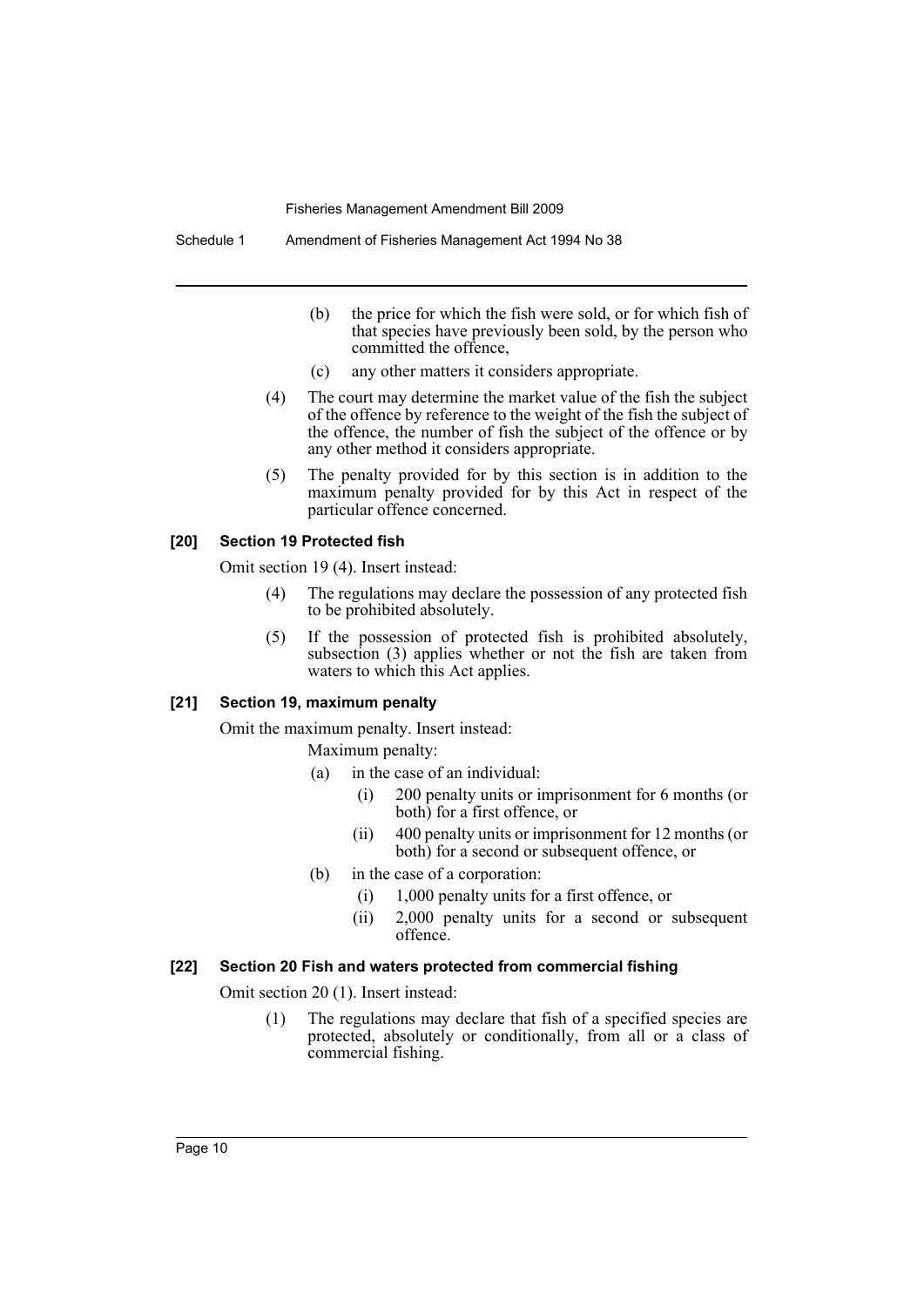(b) the price for which the fish were sold, or for which fish of that species have previously been sold, by the person who committed the offence,

(c) any other matters it considers appropriate.

(4) The court may determine the market value of the fish the subject of the offence by reference to the weight of the fish the subject of the offence, the number of fish the subject of the offence or by any other method it considers appropriate.

(5) The penalty provided for by this section is in addition to the maximum penalty provided for by this Act in respect of the particular offence concerned.

**[20] Section 19 Protected fish**

Omit section 19 (4). Insert instead:

(4) The regulations may declare the possession of any protected fish to be prohibited absolutely.

(5) If the possession of protected fish is prohibited absolutely, subsection (3) applies whether or not the fish are taken from waters to which this Act applies.

**[21] Section 19, maximum penalty**

Omit the maximum penalty. Insert instead:

Maximum penalty:

(a) in the case of an individual:

(i) 200 penalty units or imprisonment for 6 months (or both) for a first offence, or

(ii) 400 penalty units or imprisonment for 12 months (or both) for a second or subsequent offence, or

(b) in the case of a corporation:

(i) 1,000 penalty units for a first offence, or

(ii) 2,000 penalty units for a second or subsequent offence.

**[22] Section 20 Fish and waters protected from commercial fishing**

Omit section 20 (1). Insert instead:

(1) The regulations may declare that fish of a specified species are protected, absolutely or conditionally, from all or a class of commercial fishing.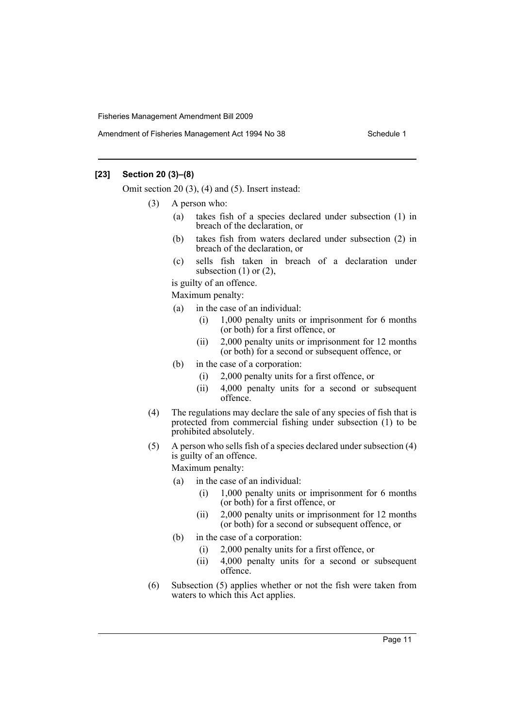### [23] Section 20 (3)–(8)

Omit section 20 (3), (4) and (5). Insert instead:

(3) A person who:

- (a) takes fish of a species declared under subsection (1) in breach of the declaration, or
- (b) takes fish from waters declared under subsection (2) in breach of the declaration, or
- (c) sells fish taken in breach of a declaration under subsection (1) or (2),

is guilty of an offence.

Maximum penalty:

- (a) in the case of an individual:
  - (i) 1,000 penalty units or imprisonment for 6 months (or both) for a first offence, or
  - (ii) 2,000 penalty units or imprisonment for 12 months (or both) for a second or subsequent offence, or
- (b) in the case of a corporation:
  - (i) 2,000 penalty units for a first offence, or
  - (ii) 4,000 penalty units for a second or subsequent offence.

(4) The regulations may declare the sale of any species of fish that is protected from commercial fishing under subsection (1) to be prohibited absolutely.

(5) A person who sells fish of a species declared under subsection (4) is guilty of an offence.

Maximum penalty:

- (a) in the case of an individual:
  - (i) 1,000 penalty units or imprisonment for 6 months (or both) for a first offence, or
  - (ii) 2,000 penalty units or imprisonment for 12 months (or both) for a second or subsequent offence, or
- (b) in the case of a corporation:
  - (i) 2,000 penalty units for a first offence, or
  - (ii) 4,000 penalty units for a second or subsequent offence.

(6) Subsection (5) applies whether or not the fish were taken from waters to which this Act applies.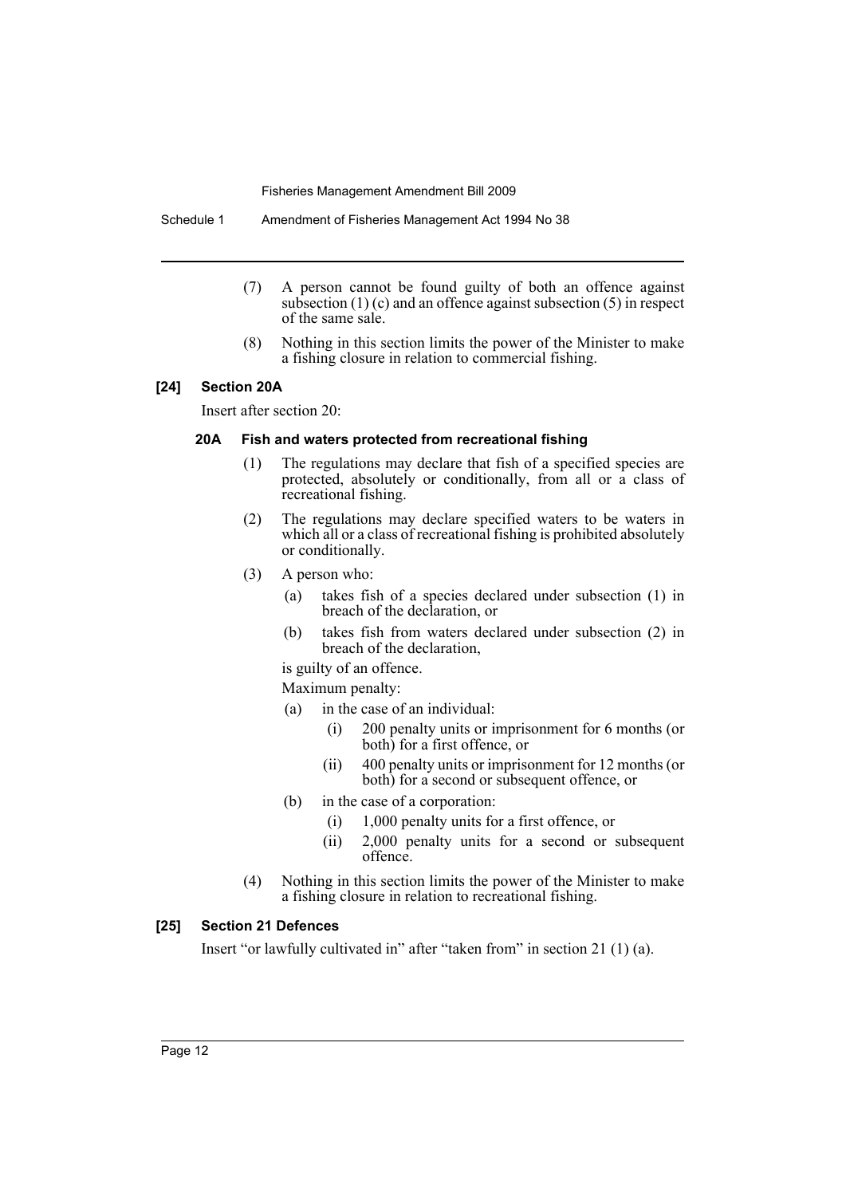(7) A person cannot be found guilty of both an offence against subsection (1) (c) and an offence against subsection (5) in respect of the same sale.

(8) Nothing in this section limits the power of the Minister to make a fishing closure in relation to commercial fishing.

### [24] Section 20A

Insert after section 20:

#### 20A Fish and waters protected from recreational fishing

(1) The regulations may declare that fish of a specified species are protected, absolutely or conditionally, from all or a class of recreational fishing.

(2) The regulations may declare specified waters to be waters in which all or a class of recreational fishing is prohibited absolutely or conditionally.

(3) A person who:

- (a) takes fish of a species declared under subsection (1) in breach of the declaration, or
- (b) takes fish from waters declared under subsection (2) in breach of the declaration,

is guilty of an offence.

Maximum penalty:

- (a) in the case of an individual:
  - (i) 200 penalty units or imprisonment for 6 months (or both) for a first offence, or
  - (ii) 400 penalty units or imprisonment for 12 months (or both) for a second or subsequent offence, or
- (b) in the case of a corporation:
  - (i) 1,000 penalty units for a first offence, or
  - (ii) 2,000 penalty units for a second or subsequent offence.

(4) Nothing in this section limits the power of the Minister to make a fishing closure in relation to recreational fishing.

### [25] Section 21 Defences

Insert "or lawfully cultivated in" after "taken from" in section 21 (1) (a).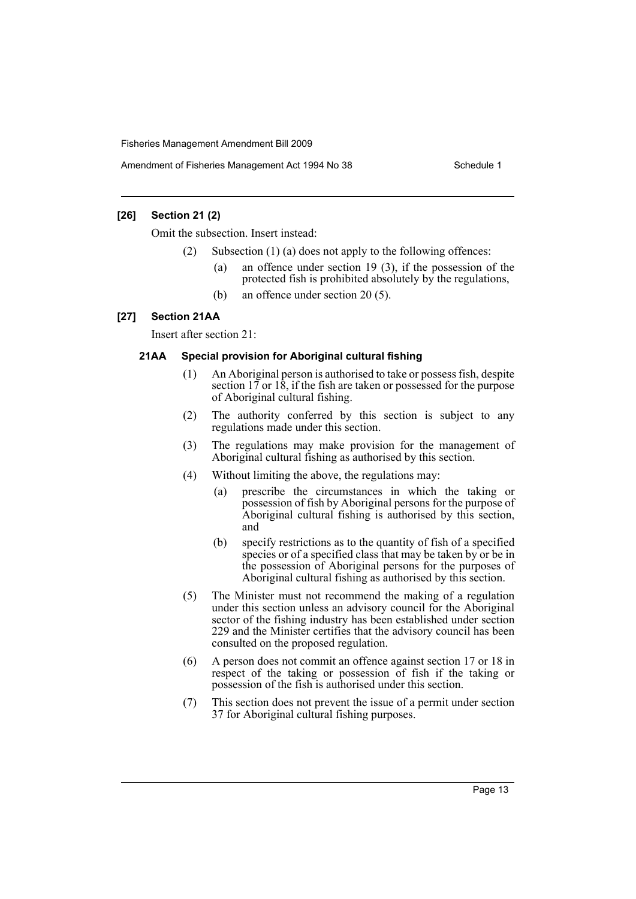### [26] Section 21 (2)

Omit the subsection. Insert instead:

(2) Subsection (1) (a) does not apply to the following offences:

- (a) an offence under section 19 (3), if the possession of the protected fish is prohibited absolutely by the regulations,
- (b) an offence under section 20 (5).

### [27] Section 21AA

Insert after section 21:

#### 21AA Special provision for Aboriginal cultural fishing

(1) An Aboriginal person is authorised to take or possess fish, despite section 17 or 18, if the fish are taken or possessed for the purpose of Aboriginal cultural fishing.

(2) The authority conferred by this section is subject to any regulations made under this section.

(3) The regulations may make provision for the management of Aboriginal cultural fishing as authorised by this section.

(4) Without limiting the above, the regulations may:

- (a) prescribe the circumstances in which the taking or possession of fish by Aboriginal persons for the purpose of Aboriginal cultural fishing is authorised by this section, and
- (b) specify restrictions as to the quantity of fish of a specified species or of a specified class that may be taken by or be in the possession of Aboriginal persons for the purposes of Aboriginal cultural fishing as authorised by this section.

(5) The Minister must not recommend the making of a regulation under this section unless an advisory council for the Aboriginal sector of the fishing industry has been established under section 229 and the Minister certifies that the advisory council has been consulted on the proposed regulation.

(6) A person does not commit an offence against section 17 or 18 in respect of the taking or possession of fish if the taking or possession of the fish is authorised under this section.

(7) This section does not prevent the issue of a permit under section 37 for Aboriginal cultural fishing purposes.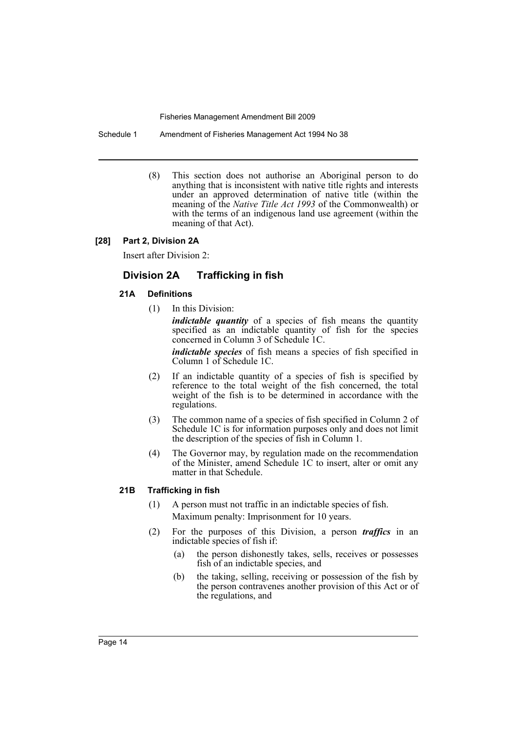(8) This section does not authorise an Aboriginal person to do anything that is inconsistent with native title rights and interests under an approved determination of native title (within the meaning of the *Native Title Act 1993* of the Commonwealth) or with the terms of an indigenous land use agreement (within the meaning of that Act).

**[28] Part 2, Division 2A**

Insert after Division 2:

## Division 2A Trafficking in fish

### 21A Definitions

(1) In this Division:

***indictable quantity*** of a species of fish means the quantity specified as an indictable quantity of fish for the species concerned in Column 3 of Schedule 1C.

***indictable species*** of fish means a species of fish specified in Column 1 of Schedule 1C.

(2) If an indictable quantity of a species of fish is specified by reference to the total weight of the fish concerned, the total weight of the fish is to be determined in accordance with the regulations.

(3) The common name of a species of fish specified in Column 2 of Schedule 1C is for information purposes only and does not limit the description of the species of fish in Column 1.

(4) The Governor may, by regulation made on the recommendation of the Minister, amend Schedule 1C to insert, alter or omit any matter in that Schedule.

### 21B Trafficking in fish

(1) A person must not traffic in an indictable species of fish.

Maximum penalty: Imprisonment for 10 years.

(2) For the purposes of this Division, a person ***traffics*** in an indictable species of fish if:

(a) the person dishonestly takes, sells, receives or possesses fish of an indictable species, and

(b) the taking, selling, receiving or possession of the fish by the person contravenes another provision of this Act or of the regulations, and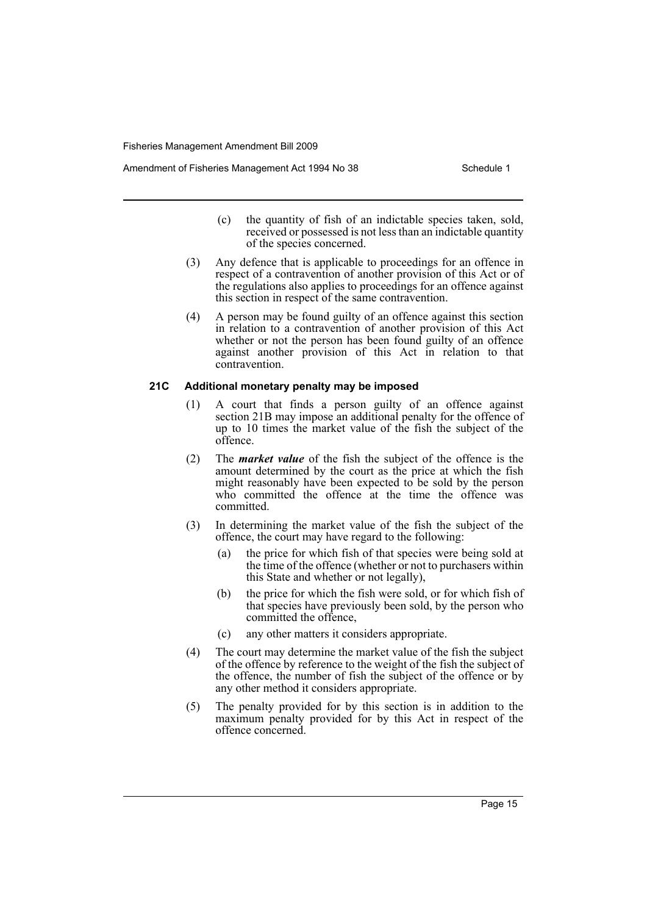(c) the quantity of fish of an indictable species taken, sold, received or possessed is not less than an indictable quantity of the species concerned.

(3) Any defence that is applicable to proceedings for an offence in respect of a contravention of another provision of this Act or of the regulations also applies to proceedings for an offence against this section in respect of the same contravention.

(4) A person may be found guilty of an offence against this section in relation to a contravention of another provision of this Act whether or not the person has been found guilty of an offence against another provision of this Act in relation to that contravention.

#### 21C Additional monetary penalty may be imposed

(1) A court that finds a person guilty of an offence against section 21B may impose an additional penalty for the offence of up to 10 times the market value of the fish the subject of the offence.

(2) The ***market value*** of the fish the subject of the offence is the amount determined by the court as the price at which the fish might reasonably have been expected to be sold by the person who committed the offence at the time the offence was committed.

(3) In determining the market value of the fish the subject of the offence, the court may have regard to the following:

(a) the price for which fish of that species were being sold at the time of the offence (whether or not to purchasers within this State and whether or not legally),

(b) the price for which the fish were sold, or for which fish of that species have previously been sold, by the person who committed the offence,

(c) any other matters it considers appropriate.

(4) The court may determine the market value of the fish the subject of the offence by reference to the weight of the fish the subject of the offence, the number of fish the subject of the offence or by any other method it considers appropriate.

(5) The penalty provided for by this section is in addition to the maximum penalty provided for by this Act in respect of the offence concerned.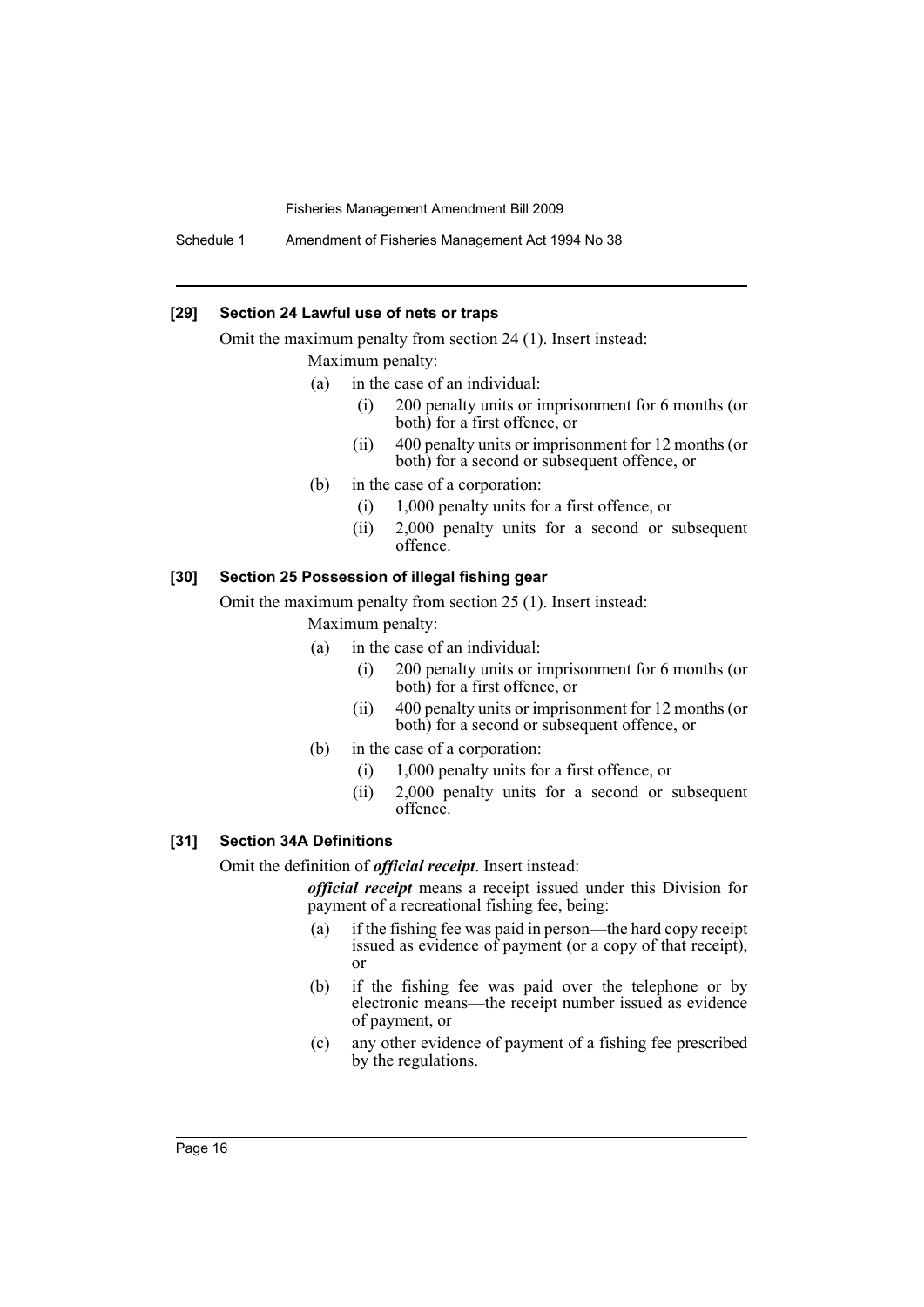#### [29] Section 24 Lawful use of nets or traps

Omit the maximum penalty from section 24 (1). Insert instead:

Maximum penalty:

- (a) in the case of an individual:
  - (i) 200 penalty units or imprisonment for 6 months (or both) for a first offence, or
  - (ii) 400 penalty units or imprisonment for 12 months (or both) for a second or subsequent offence, or
- (b) in the case of a corporation:
  - (i) 1,000 penalty units for a first offence, or
  - (ii) 2,000 penalty units for a second or subsequent offence.

#### [30] Section 25 Possession of illegal fishing gear

Omit the maximum penalty from section 25 (1). Insert instead:

Maximum penalty:

- (a) in the case of an individual:
  - (i) 200 penalty units or imprisonment for 6 months (or both) for a first offence, or
  - (ii) 400 penalty units or imprisonment for 12 months (or both) for a second or subsequent offence, or
- (b) in the case of a corporation:
  - (i) 1,000 penalty units for a first offence, or
  - (ii) 2,000 penalty units for a second or subsequent offence.

#### [31] Section 34A Definitions

Omit the definition of ***official receipt***. Insert instead:

***official receipt*** means a receipt issued under this Division for payment of a recreational fishing fee, being:

- (a) if the fishing fee was paid in person—the hard copy receipt issued as evidence of payment (or a copy of that receipt), or
- (b) if the fishing fee was paid over the telephone or by electronic means—the receipt number issued as evidence of payment, or
- (c) any other evidence of payment of a fishing fee prescribed by the regulations.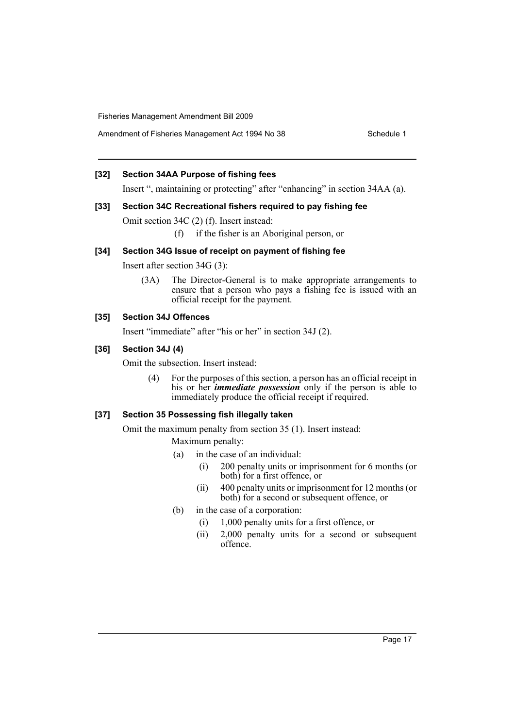### [32] Section 34AA Purpose of fishing fees

Insert ", maintaining or protecting" after "enhancing" in section 34AA (a).

### [33] Section 34C Recreational fishers required to pay fishing fee

Omit section 34C (2) (f). Insert instead:

(f) if the fisher is an Aboriginal person, or

### [34] Section 34G Issue of receipt on payment of fishing fee

Insert after section 34G (3):

(3A) The Director-General is to make appropriate arrangements to ensure that a person who pays a fishing fee is issued with an official receipt for the payment.

### [35] Section 34J Offences

Insert "immediate" after "his or her" in section 34J (2).

### [36] Section 34J (4)

Omit the subsection. Insert instead:

(4) For the purposes of this section, a person has an official receipt in his or her ***immediate possession*** only if the person is able to immediately produce the official receipt if required.

### [37] Section 35 Possessing fish illegally taken

Omit the maximum penalty from section 35 (1). Insert instead:

Maximum penalty:

(a) in the case of an individual:

(i) 200 penalty units or imprisonment for 6 months (or both) for a first offence, or

(ii) 400 penalty units or imprisonment for 12 months (or both) for a second or subsequent offence, or

(b) in the case of a corporation:

(i) 1,000 penalty units for a first offence, or

(ii) 2,000 penalty units for a second or subsequent offence.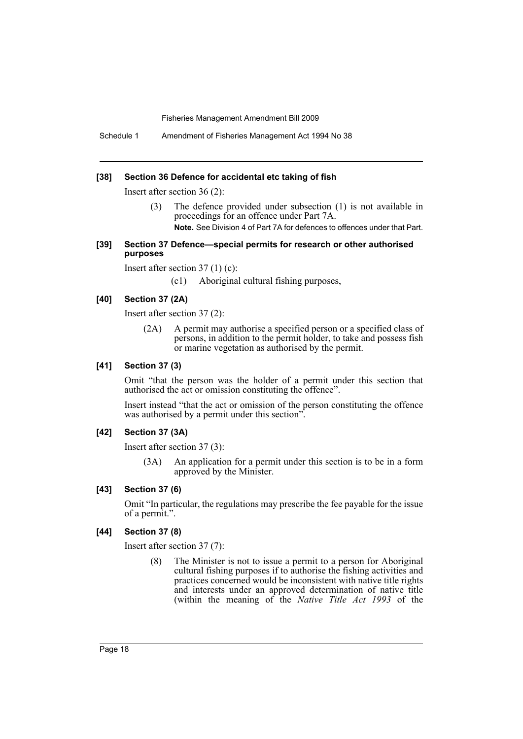#### [38] Section 36 Defence for accidental etc taking of fish

Insert after section 36 (2):

> (3) The defence provided under subsection (1) is not available in proceedings for an offence under Part 7A.
>
> **Note.** See Division 4 of Part 7A for defences to offences under that Part.

#### [39] Section 37 Defence—special permits for research or other authorised purposes

Insert after section 37 (1) (c):

> (c1) Aboriginal cultural fishing purposes,

#### [40] Section 37 (2A)

Insert after section 37 (2):

> (2A) A permit may authorise a specified person or a specified class of persons, in addition to the permit holder, to take and possess fish or marine vegetation as authorised by the permit.

#### [41] Section 37 (3)

Omit "that the person was the holder of a permit under this section that authorised the act or omission constituting the offence".

Insert instead "that the act or omission of the person constituting the offence was authorised by a permit under this section".

#### [42] Section 37 (3A)

Insert after section 37 (3):

> (3A) An application for a permit under this section is to be in a form approved by the Minister.

#### [43] Section 37 (6)

Omit "In particular, the regulations may prescribe the fee payable for the issue of a permit.".

#### [44] Section 37 (8)

Insert after section 37 (7):

> (8) The Minister is not to issue a permit to a person for Aboriginal cultural fishing purposes if to authorise the fishing activities and practices concerned would be inconsistent with native title rights and interests under an approved determination of native title (within the meaning of the *Native Title Act 1993* of the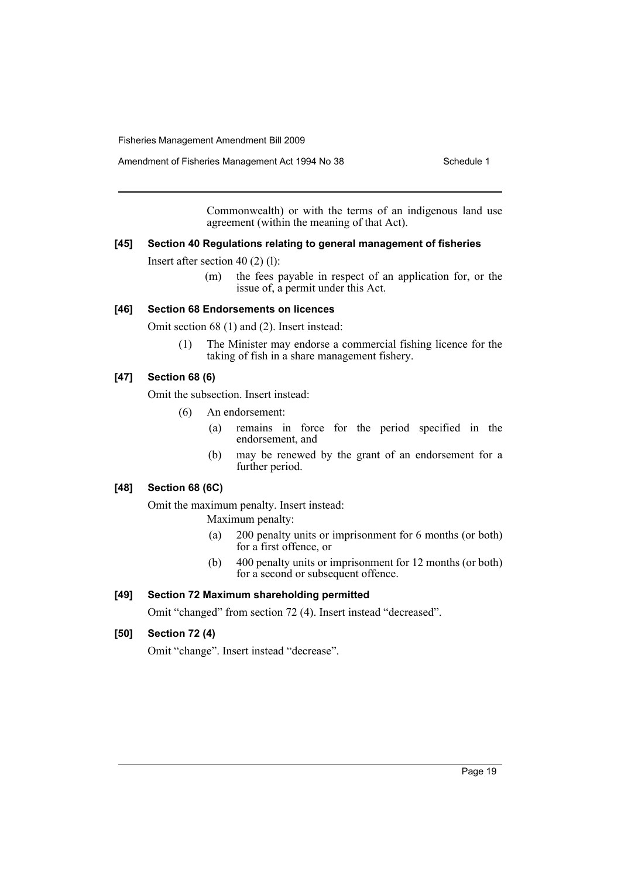Commonwealth) or with the terms of an indigenous land use agreement (within the meaning of that Act).

### [45] Section 40 Regulations relating to general management of fisheries

Insert after section 40 (2) (l):

> (m) the fees payable in respect of an application for, or the issue of, a permit under this Act.

### [46] Section 68 Endorsements on licences

Omit section 68 (1) and (2). Insert instead:

> (1) The Minister may endorse a commercial fishing licence for the taking of fish in a share management fishery.

### [47] Section 68 (6)

Omit the subsection. Insert instead:

> (6) An endorsement:
>
> (a) remains in force for the period specified in the endorsement, and
>
> (b) may be renewed by the grant of an endorsement for a further period.

### [48] Section 68 (6C)

Omit the maximum penalty. Insert instead:

> Maximum penalty:
>
> (a) 200 penalty units or imprisonment for 6 months (or both) for a first offence, or
>
> (b) 400 penalty units or imprisonment for 12 months (or both) for a second or subsequent offence.

### [49] Section 72 Maximum shareholding permitted

Omit "changed" from section 72 (4). Insert instead "decreased".

### [50] Section 72 (4)

Omit "change". Insert instead "decrease".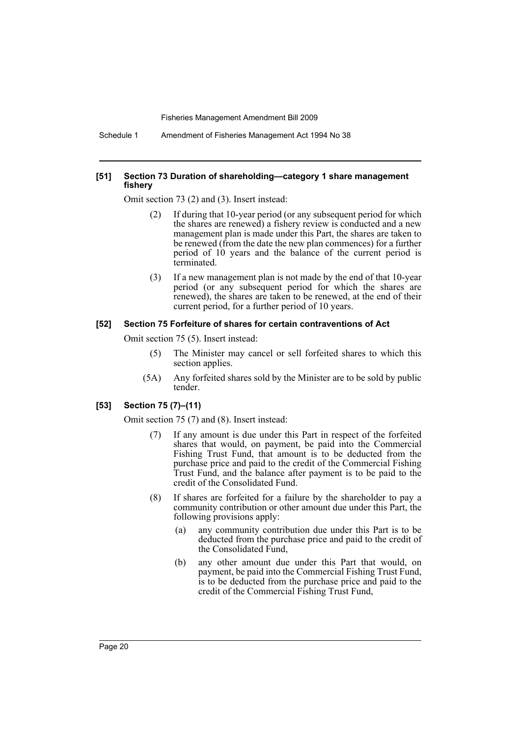**[51] Section 73 Duration of shareholding—category 1 share management fishery**

Omit section 73 (2) and (3). Insert instead:

(2) If during that 10-year period (or any subsequent period for which the shares are renewed) a fishery review is conducted and a new management plan is made under this Part, the shares are taken to be renewed (from the date the new plan commences) for a further period of 10 years and the balance of the current period is terminated.

(3) If a new management plan is not made by the end of that 10-year period (or any subsequent period for which the shares are renewed), the shares are taken to be renewed, at the end of their current period, for a further period of 10 years.

**[52] Section 75 Forfeiture of shares for certain contraventions of Act**

Omit section 75 (5). Insert instead:

(5) The Minister may cancel or sell forfeited shares to which this section applies.

(5A) Any forfeited shares sold by the Minister are to be sold by public tender.

**[53] Section 75 (7)–(11)**

Omit section 75 (7) and (8). Insert instead:

(7) If any amount is due under this Part in respect of the forfeited shares that would, on payment, be paid into the Commercial Fishing Trust Fund, that amount is to be deducted from the purchase price and paid to the credit of the Commercial Fishing Trust Fund, and the balance after payment is to be paid to the credit of the Consolidated Fund.

(8) If shares are forfeited for a failure by the shareholder to pay a community contribution or other amount due under this Part, the following provisions apply:

(a) any community contribution due under this Part is to be deducted from the purchase price and paid to the credit of the Consolidated Fund,

(b) any other amount due under this Part that would, on payment, be paid into the Commercial Fishing Trust Fund, is to be deducted from the purchase price and paid to the credit of the Commercial Fishing Trust Fund,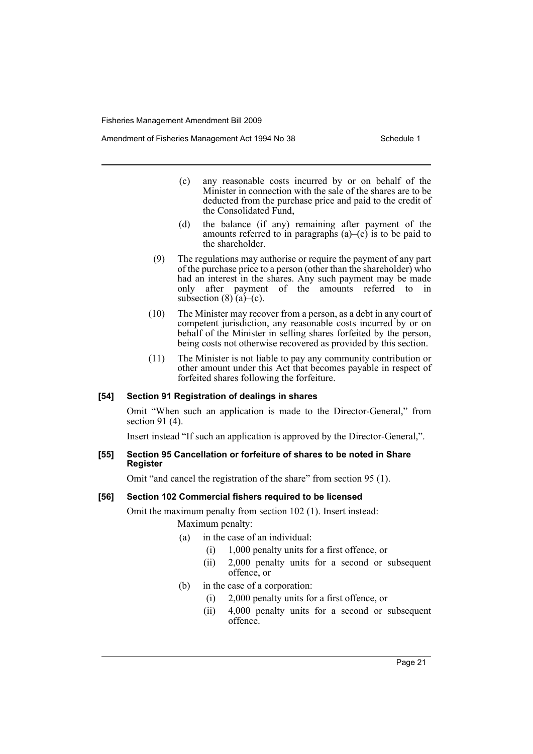(c) any reasonable costs incurred by or on behalf of the Minister in connection with the sale of the shares are to be deducted from the purchase price and paid to the credit of the Consolidated Fund,

(d) the balance (if any) remaining after payment of the amounts referred to in paragraphs (a)–(c) is to be paid to the shareholder.

(9) The regulations may authorise or require the payment of any part of the purchase price to a person (other than the shareholder) who had an interest in the shares. Any such payment may be made only after payment of the amounts referred to in subsection (8) (a)–(c).

(10) The Minister may recover from a person, as a debt in any court of competent jurisdiction, any reasonable costs incurred by or on behalf of the Minister in selling shares forfeited by the person, being costs not otherwise recovered as provided by this section.

(11) The Minister is not liable to pay any community contribution or other amount under this Act that becomes payable in respect of forfeited shares following the forfeiture.

**[54] Section 91 Registration of dealings in shares**

Omit "When such an application is made to the Director-General," from section 91 (4).

Insert instead "If such an application is approved by the Director-General,".

**[55] Section 95 Cancellation or forfeiture of shares to be noted in Share Register**

Omit "and cancel the registration of the share" from section 95 (1).

**[56] Section 102 Commercial fishers required to be licensed**

Omit the maximum penalty from section 102 (1). Insert instead:

Maximum penalty:

(a) in the case of an individual:

(i) 1,000 penalty units for a first offence, or

(ii) 2,000 penalty units for a second or subsequent offence, or

(b) in the case of a corporation:

(i) 2,000 penalty units for a first offence, or

(ii) 4,000 penalty units for a second or subsequent offence.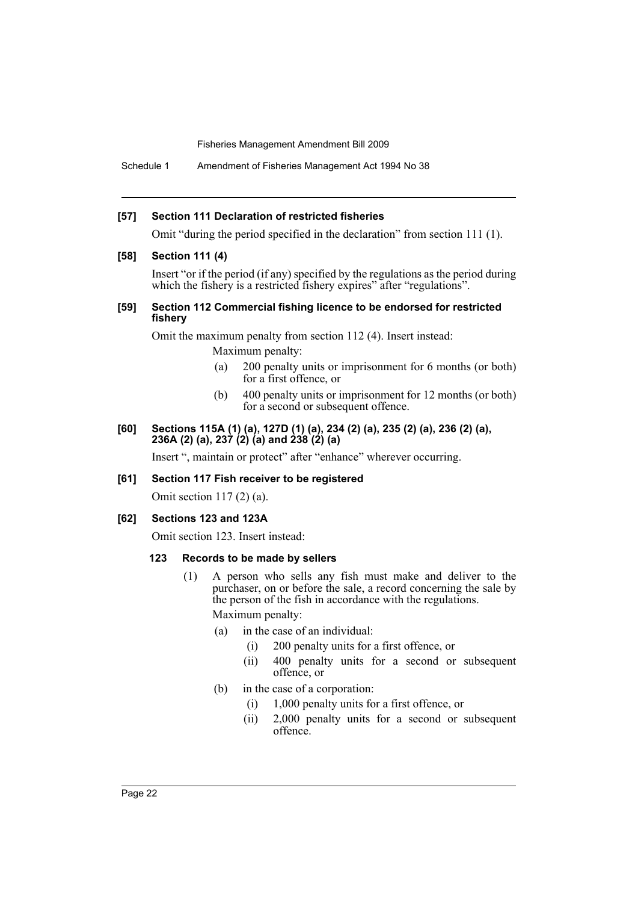**[57] Section 111 Declaration of restricted fisheries**

Omit "during the period specified in the declaration" from section 111 (1).

**[58] Section 111 (4)**

Insert "or if the period (if any) specified by the regulations as the period during which the fishery is a restricted fishery expires" after "regulations".

**[59] Section 112 Commercial fishing licence to be endorsed for restricted fishery**

Omit the maximum penalty from section 112 (4). Insert instead:

Maximum penalty:

- (a) 200 penalty units or imprisonment for 6 months (or both) for a first offence, or
- (b) 400 penalty units or imprisonment for 12 months (or both) for a second or subsequent offence.

**[60] Sections 115A (1) (a), 127D (1) (a), 234 (2) (a), 235 (2) (a), 236 (2) (a), 236A (2) (a), 237 (2) (a) and 238 (2) (a)**

Insert ", maintain or protect" after "enhance" wherever occurring.

**[61] Section 117 Fish receiver to be registered**

Omit section 117 (2) (a).

**[62] Sections 123 and 123A**

Omit section 123. Insert instead:

**123 Records to be made by sellers**

(1) A person who sells any fish must make and deliver to the purchaser, on or before the sale, a record concerning the sale by the person of the fish in accordance with the regulations.

Maximum penalty:

- (a) in the case of an individual:
  - (i) 200 penalty units for a first offence, or
  - (ii) 400 penalty units for a second or subsequent offence, or
- (b) in the case of a corporation:
  - (i) 1,000 penalty units for a first offence, or
  - (ii) 2,000 penalty units for a second or subsequent offence.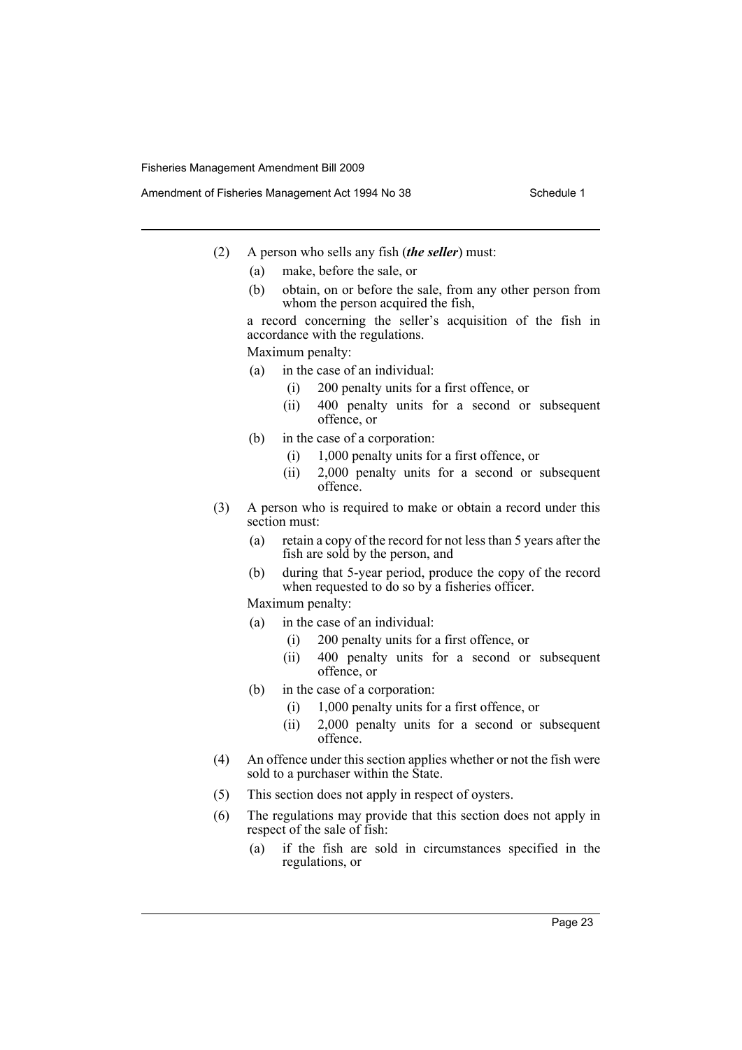(2) A person who sells any fish (***the seller***) must:

   (a) make, before the sale, or

   (b) obtain, on or before the sale, from any other person from whom the person acquired the fish,

   a record concerning the seller's acquisition of the fish in accordance with the regulations.

   Maximum penalty:

   (a) in the case of an individual:

      (i) 200 penalty units for a first offence, or

      (ii) 400 penalty units for a second or subsequent offence, or

   (b) in the case of a corporation:

      (i) 1,000 penalty units for a first offence, or

      (ii) 2,000 penalty units for a second or subsequent offence.

(3) A person who is required to make or obtain a record under this section must:

   (a) retain a copy of the record for not less than 5 years after the fish are sold by the person, and

   (b) during that 5-year period, produce the copy of the record when requested to do so by a fisheries officer.

   Maximum penalty:

   (a) in the case of an individual:

      (i) 200 penalty units for a first offence, or

      (ii) 400 penalty units for a second or subsequent offence, or

   (b) in the case of a corporation:

      (i) 1,000 penalty units for a first offence, or

      (ii) 2,000 penalty units for a second or subsequent offence.

(4) An offence under this section applies whether or not the fish were sold to a purchaser within the State.

(5) This section does not apply in respect of oysters.

(6) The regulations may provide that this section does not apply in respect of the sale of fish:

   (a) if the fish are sold in circumstances specified in the regulations, or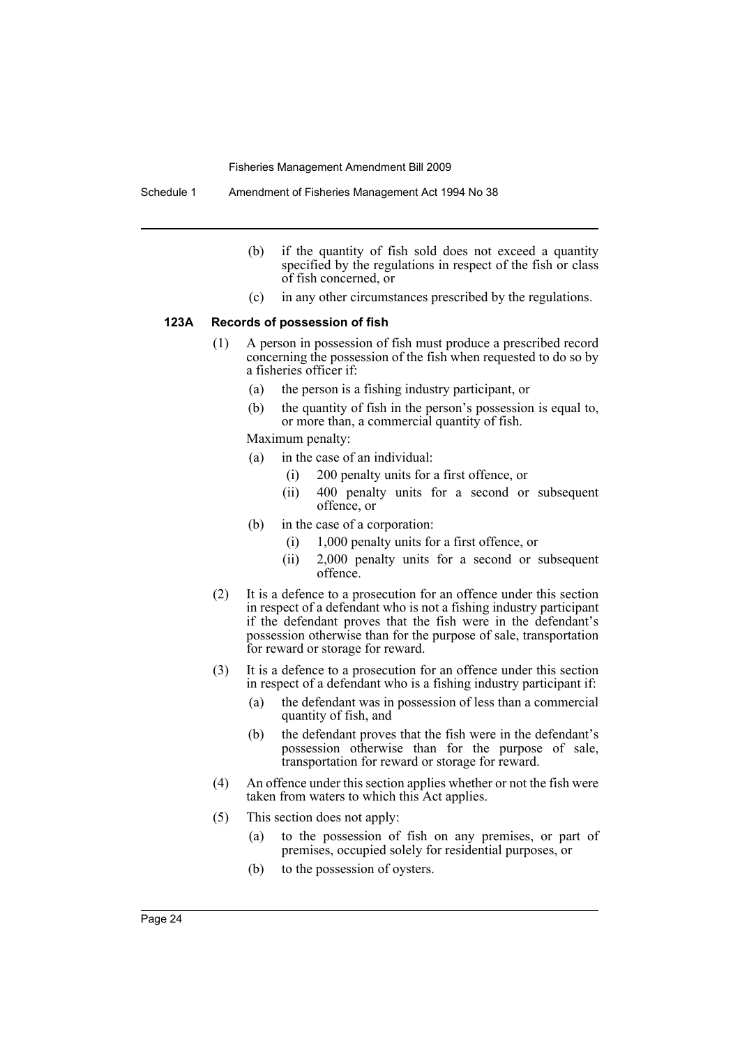(b) if the quantity of fish sold does not exceed a quantity specified by the regulations in respect of the fish or class of fish concerned, or

(c) in any other circumstances prescribed by the regulations.

#### 123A Records of possession of fish

(1) A person in possession of fish must produce a prescribed record concerning the possession of the fish when requested to do so by a fisheries officer if:

(a) the person is a fishing industry participant, or

(b) the quantity of fish in the person's possession is equal to, or more than, a commercial quantity of fish.

Maximum penalty:

(a) in the case of an individual:

(i) 200 penalty units for a first offence, or

(ii) 400 penalty units for a second or subsequent offence, or

(b) in the case of a corporation:

(i) 1,000 penalty units for a first offence, or

(ii) 2,000 penalty units for a second or subsequent offence.

(2) It is a defence to a prosecution for an offence under this section in respect of a defendant who is not a fishing industry participant if the defendant proves that the fish were in the defendant's possession otherwise than for the purpose of sale, transportation for reward or storage for reward.

(3) It is a defence to a prosecution for an offence under this section in respect of a defendant who is a fishing industry participant if:

(a) the defendant was in possession of less than a commercial quantity of fish, and

(b) the defendant proves that the fish were in the defendant's possession otherwise than for the purpose of sale, transportation for reward or storage for reward.

(4) An offence under this section applies whether or not the fish were taken from waters to which this Act applies.

(5) This section does not apply:

(a) to the possession of fish on any premises, or part of premises, occupied solely for residential purposes, or

(b) to the possession of oysters.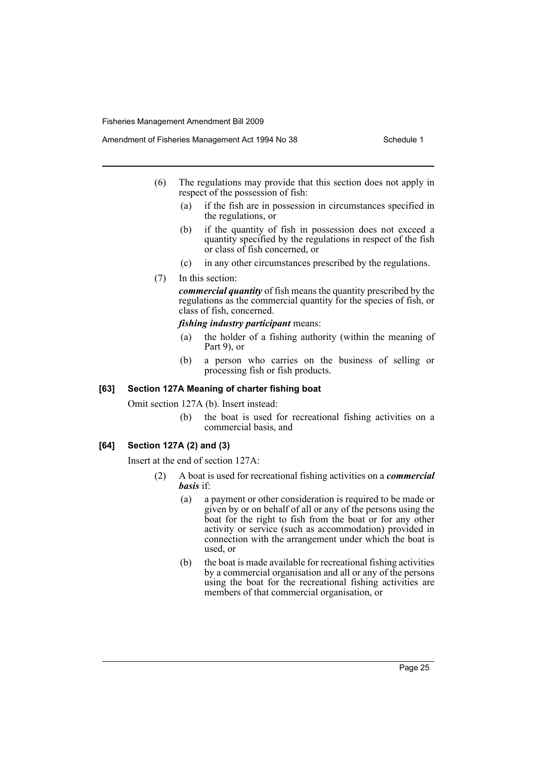(6) The regulations may provide that this section does not apply in respect of the possession of fish:

  (a) if the fish are in possession in circumstances specified in the regulations, or

  (b) if the quantity of fish in possession does not exceed a quantity specified by the regulations in respect of the fish or class of fish concerned, or

  (c) in any other circumstances prescribed by the regulations.

(7) In this section:

***commercial quantity*** of fish means the quantity prescribed by the regulations as the commercial quantity for the species of fish, or class of fish, concerned.

***fishing industry participant*** means:

  (a) the holder of a fishing authority (within the meaning of Part 9), or

  (b) a person who carries on the business of selling or processing fish or fish products.

### [63] Section 127A Meaning of charter fishing boat

Omit section 127A (b). Insert instead:

  (b) the boat is used for recreational fishing activities on a commercial basis, and

### [64] Section 127A (2) and (3)

Insert at the end of section 127A:

(2) A boat is used for recreational fishing activities on a ***commercial basis*** if:

  (a) a payment or other consideration is required to be made or given by or on behalf of all or any of the persons using the boat for the right to fish from the boat or for any other activity or service (such as accommodation) provided in connection with the arrangement under which the boat is used, or

  (b) the boat is made available for recreational fishing activities by a commercial organisation and all or any of the persons using the boat for the recreational fishing activities are members of that commercial organisation, or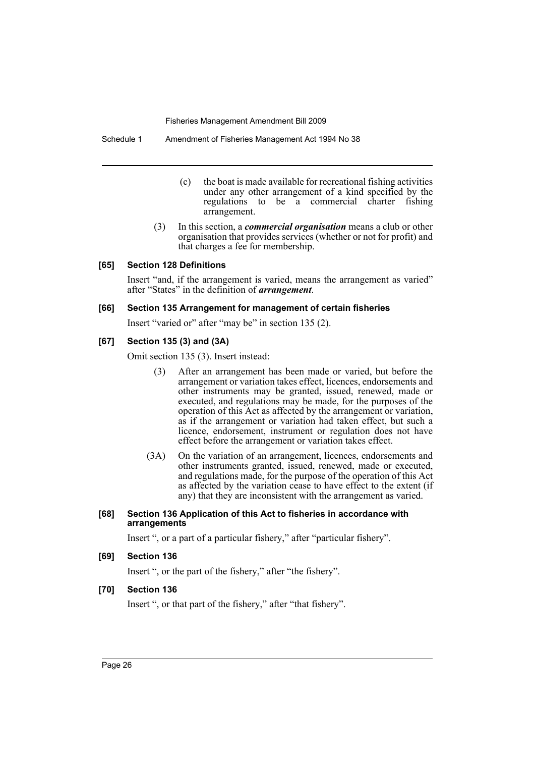(c) the boat is made available for recreational fishing activities under any other arrangement of a kind specified by the regulations to be a commercial charter fishing arrangement.

(3) In this section, a ***commercial organisation*** means a club or other organisation that provides services (whether or not for profit) and that charges a fee for membership.

#### [65] Section 128 Definitions

Insert "and, if the arrangement is varied, means the arrangement as varied" after "States" in the definition of ***arrangement***.

#### [66] Section 135 Arrangement for management of certain fisheries

Insert "varied or" after "may be" in section 135 (2).

#### [67] Section 135 (3) and (3A)

Omit section 135 (3). Insert instead:

(3) After an arrangement has been made or varied, but before the arrangement or variation takes effect, licences, endorsements and other instruments may be granted, issued, renewed, made or executed, and regulations may be made, for the purposes of the operation of this Act as affected by the arrangement or variation, as if the arrangement or variation had taken effect, but such a licence, endorsement, instrument or regulation does not have effect before the arrangement or variation takes effect.

(3A) On the variation of an arrangement, licences, endorsements and other instruments granted, issued, renewed, made or executed, and regulations made, for the purpose of the operation of this Act as affected by the variation cease to have effect to the extent (if any) that they are inconsistent with the arrangement as varied.

#### [68] Section 136 Application of this Act to fisheries in accordance with arrangements

Insert ", or a part of a particular fishery," after "particular fishery".

#### [69] Section 136

Insert ", or the part of the fishery," after "the fishery".

#### [70] Section 136

Insert ", or that part of the fishery," after "that fishery".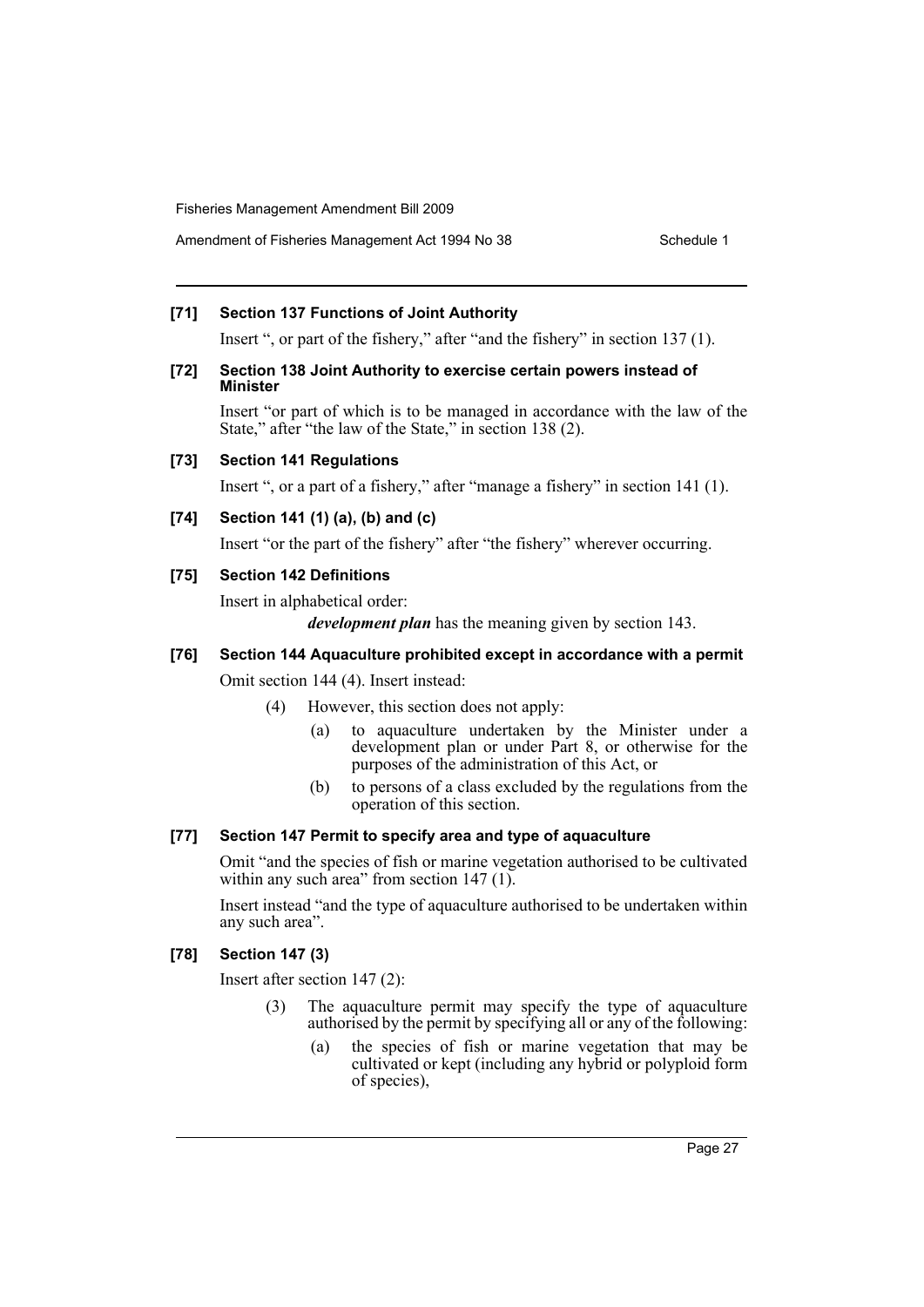**[71] Section 137 Functions of Joint Authority**

Insert ", or part of the fishery," after "and the fishery" in section 137 (1).

**[72] Section 138 Joint Authority to exercise certain powers instead of Minister**

Insert "or part of which is to be managed in accordance with the law of the State," after "the law of the State," in section 138 (2).

**[73] Section 141 Regulations**

Insert ", or a part of a fishery," after "manage a fishery" in section 141 (1).

**[74] Section 141 (1) (a), (b) and (c)**

Insert "or the part of the fishery" after "the fishery" wherever occurring.

**[75] Section 142 Definitions**

Insert in alphabetical order:

> ***development plan*** has the meaning given by section 143.

**[76] Section 144 Aquaculture prohibited except in accordance with a permit**

Omit section 144 (4). Insert instead:

> (4) However, this section does not apply:
>
> (a) to aquaculture undertaken by the Minister under a development plan or under Part 8, or otherwise for the purposes of the administration of this Act, or
>
> (b) to persons of a class excluded by the regulations from the operation of this section.

**[77] Section 147 Permit to specify area and type of aquaculture**

Omit "and the species of fish or marine vegetation authorised to be cultivated within any such area" from section 147 (1).

Insert instead "and the type of aquaculture authorised to be undertaken within any such area".

**[78] Section 147 (3)**

Insert after section 147 (2):

> (3) The aquaculture permit may specify the type of aquaculture authorised by the permit by specifying all or any of the following:
>
> (a) the species of fish or marine vegetation that may be cultivated or kept (including any hybrid or polyploid form of species),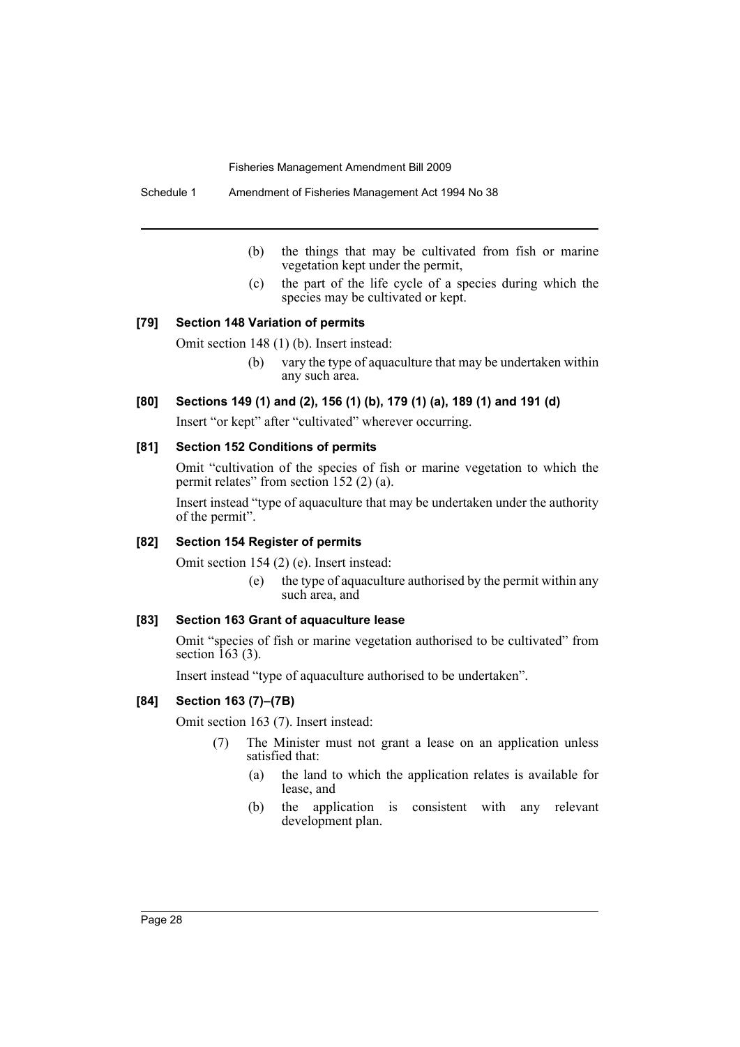(b) the things that may be cultivated from fish or marine vegetation kept under the permit,

(c) the part of the life cycle of a species during which the species may be cultivated or kept.

**[79] Section 148 Variation of permits**

Omit section 148 (1) (b). Insert instead:

(b) vary the type of aquaculture that may be undertaken within any such area.

**[80] Sections 149 (1) and (2), 156 (1) (b), 179 (1) (a), 189 (1) and 191 (d)**

Insert "or kept" after "cultivated" wherever occurring.

**[81] Section 152 Conditions of permits**

Omit "cultivation of the species of fish or marine vegetation to which the permit relates" from section 152 (2) (a).

Insert instead "type of aquaculture that may be undertaken under the authority of the permit".

**[82] Section 154 Register of permits**

Omit section 154 (2) (e). Insert instead:

(e) the type of aquaculture authorised by the permit within any such area, and

**[83] Section 163 Grant of aquaculture lease**

Omit "species of fish or marine vegetation authorised to be cultivated" from section 163 (3).

Insert instead "type of aquaculture authorised to be undertaken".

**[84] Section 163 (7)–(7B)**

Omit section 163 (7). Insert instead:

(7) The Minister must not grant a lease on an application unless satisfied that:

(a) the land to which the application relates is available for lease, and

(b) the application is consistent with any relevant development plan.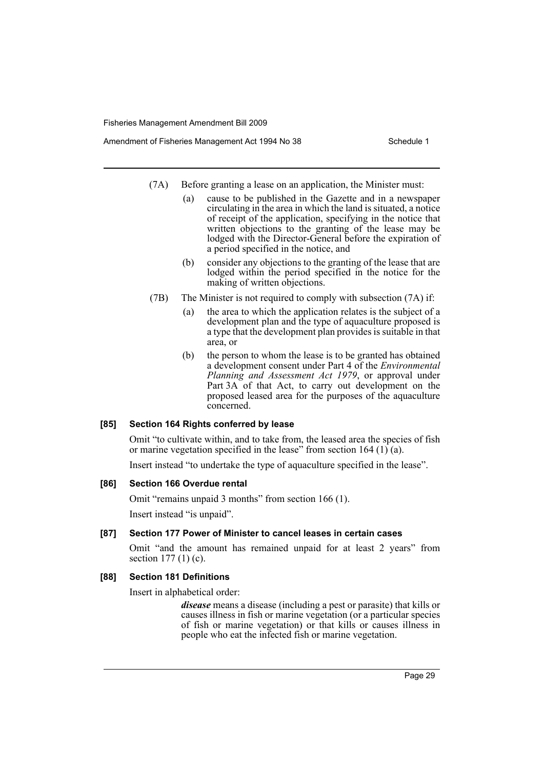(7A) Before granting a lease on an application, the Minister must:

(a) cause to be published in the Gazette and in a newspaper circulating in the area in which the land is situated, a notice of receipt of the application, specifying in the notice that written objections to the granting of the lease may be lodged with the Director-General before the expiration of a period specified in the notice, and

(b) consider any objections to the granting of the lease that are lodged within the period specified in the notice for the making of written objections.

(7B) The Minister is not required to comply with subsection (7A) if:

(a) the area to which the application relates is the subject of a development plan and the type of aquaculture proposed is a type that the development plan provides is suitable in that area, or

(b) the person to whom the lease is to be granted has obtained a development consent under Part 4 of the *Environmental Planning and Assessment Act 1979*, or approval under Part 3A of that Act, to carry out development on the proposed leased area for the purposes of the aquaculture concerned.

#### [85] Section 164 Rights conferred by lease

Omit "to cultivate within, and to take from, the leased area the species of fish or marine vegetation specified in the lease" from section 164 (1) (a).

Insert instead "to undertake the type of aquaculture specified in the lease".

#### [86] Section 166 Overdue rental

Omit "remains unpaid 3 months" from section 166 (1).

Insert instead "is unpaid".

#### [87] Section 177 Power of Minister to cancel leases in certain cases

Omit "and the amount has remained unpaid for at least 2 years" from section 177 (1) (c).

#### [88] Section 181 Definitions

Insert in alphabetical order:

***disease*** means a disease (including a pest or parasite) that kills or causes illness in fish or marine vegetation (or a particular species of fish or marine vegetation) or that kills or causes illness in people who eat the infected fish or marine vegetation.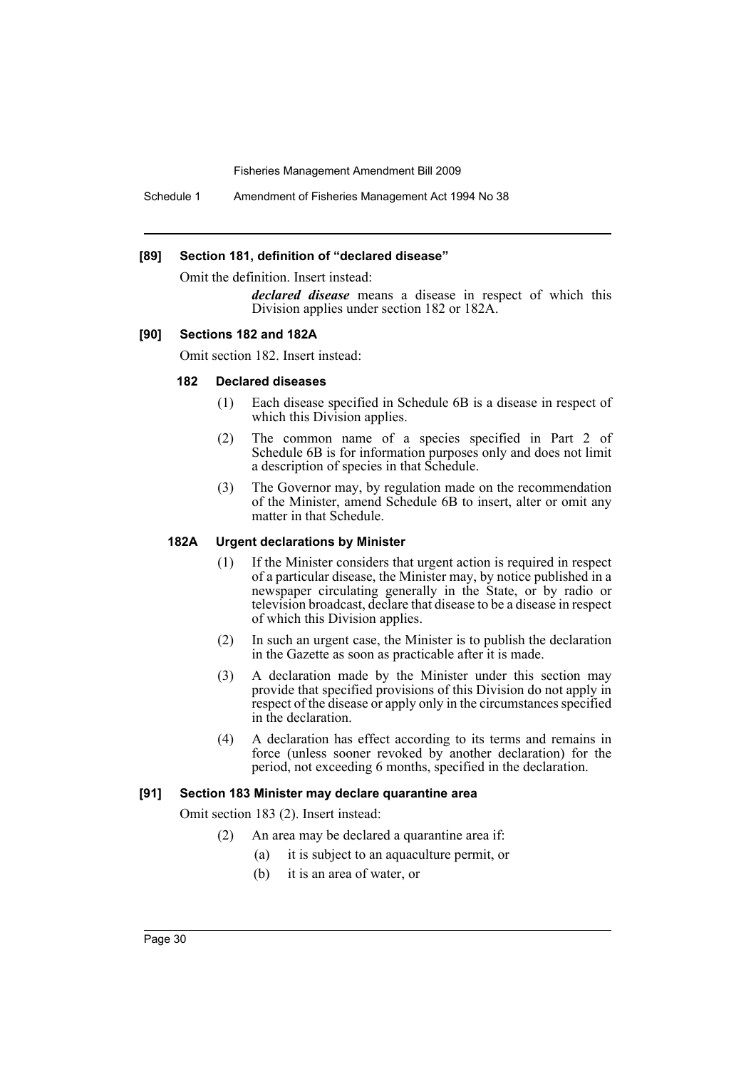**[89] Section 181, definition of "declared disease"**

Omit the definition. Insert instead:

> ***declared disease*** means a disease in respect of which this Division applies under section 182 or 182A.

**[90] Sections 182 and 182A**

Omit section 182. Insert instead:

### 182 Declared diseases

(1) Each disease specified in Schedule 6B is a disease in respect of which this Division applies.

(2) The common name of a species specified in Part 2 of Schedule 6B is for information purposes only and does not limit a description of species in that Schedule.

(3) The Governor may, by regulation made on the recommendation of the Minister, amend Schedule 6B to insert, alter or omit any matter in that Schedule.

### 182A Urgent declarations by Minister

(1) If the Minister considers that urgent action is required in respect of a particular disease, the Minister may, by notice published in a newspaper circulating generally in the State, or by radio or television broadcast, declare that disease to be a disease in respect of which this Division applies.

(2) In such an urgent case, the Minister is to publish the declaration in the Gazette as soon as practicable after it is made.

(3) A declaration made by the Minister under this section may provide that specified provisions of this Division do not apply in respect of the disease or apply only in the circumstances specified in the declaration.

(4) A declaration has effect according to its terms and remains in force (unless sooner revoked by another declaration) for the period, not exceeding 6 months, specified in the declaration.

**[91] Section 183 Minister may declare quarantine area**

Omit section 183 (2). Insert instead:

(2) An area may be declared a quarantine area if:

- (a) it is subject to an aquaculture permit, or
- (b) it is an area of water, or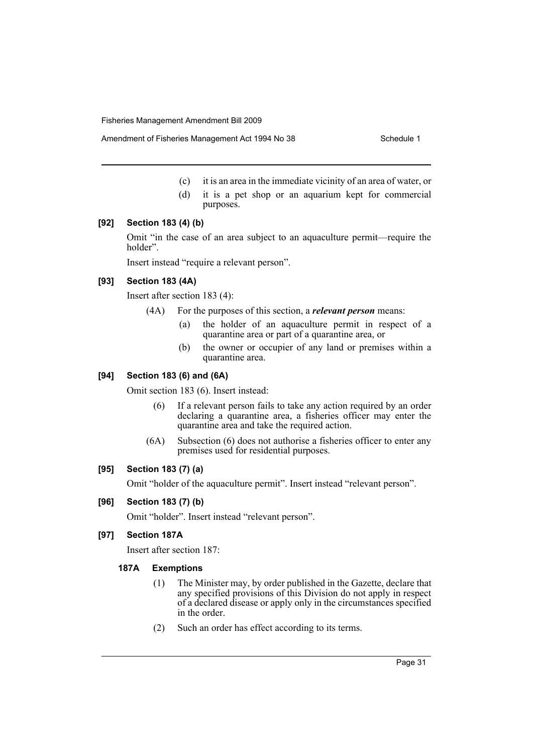(c) it is an area in the immediate vicinity of an area of water, or

(d) it is a pet shop or an aquarium kept for commercial purposes.

### [92] Section 183 (4) (b)

Omit "in the case of an area subject to an aquaculture permit—require the holder".

Insert instead "require a relevant person".

### [93] Section 183 (4A)

Insert after section 183 (4):

(4A) For the purposes of this section, a ***relevant person*** means:

(a) the holder of an aquaculture permit in respect of a quarantine area or part of a quarantine area, or

(b) the owner or occupier of any land or premises within a quarantine area.

### [94] Section 183 (6) and (6A)

Omit section 183 (6). Insert instead:

(6) If a relevant person fails to take any action required by an order declaring a quarantine area, a fisheries officer may enter the quarantine area and take the required action.

(6A) Subsection (6) does not authorise a fisheries officer to enter any premises used for residential purposes.

### [95] Section 183 (7) (a)

Omit "holder of the aquaculture permit". Insert instead "relevant person".

### [96] Section 183 (7) (b)

Omit "holder". Insert instead "relevant person".

### [97] Section 187A

Insert after section 187:

#### 187A Exemptions

(1) The Minister may, by order published in the Gazette, declare that any specified provisions of this Division do not apply in respect of a declared disease or apply only in the circumstances specified in the order.

(2) Such an order has effect according to its terms.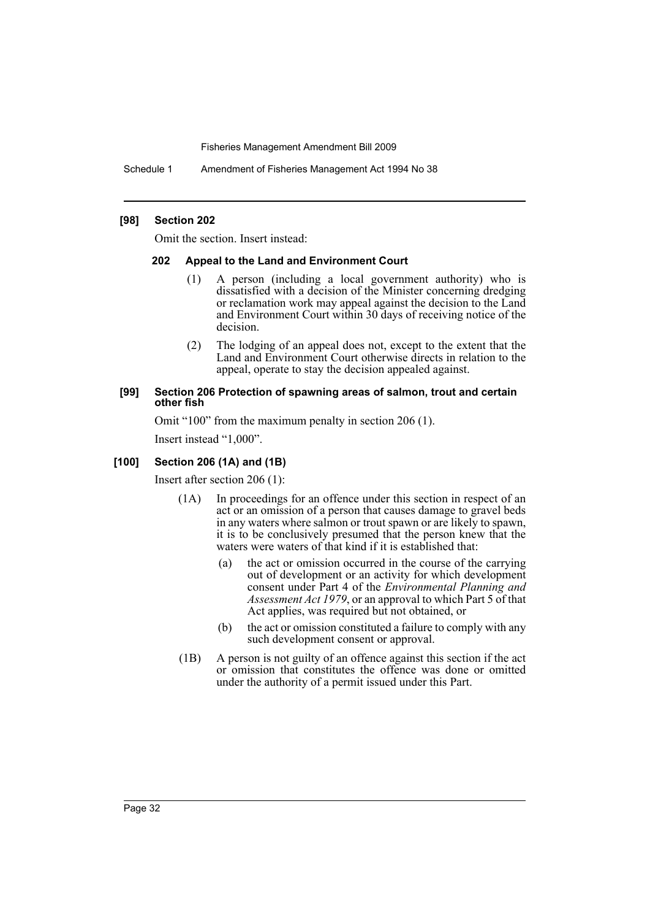#### [98] Section 202

Omit the section. Insert instead:

##### 202 Appeal to the Land and Environment Court

(1) A person (including a local government authority) who is dissatisfied with a decision of the Minister concerning dredging or reclamation work may appeal against the decision to the Land and Environment Court within 30 days of receiving notice of the decision.

(2) The lodging of an appeal does not, except to the extent that the Land and Environment Court otherwise directs in relation to the appeal, operate to stay the decision appealed against.

#### [99] Section 206 Protection of spawning areas of salmon, trout and certain other fish

Omit "100" from the maximum penalty in section 206 (1).

Insert instead "1,000".

#### [100] Section 206 (1A) and (1B)

Insert after section 206 (1):

(1A) In proceedings for an offence under this section in respect of an act or an omission of a person that causes damage to gravel beds in any waters where salmon or trout spawn or are likely to spawn, it is to be conclusively presumed that the person knew that the waters were waters of that kind if it is established that:

(a) the act or omission occurred in the course of the carrying out of development or an activity for which development consent under Part 4 of the *Environmental Planning and Assessment Act 1979*, or an approval to which Part 5 of that Act applies, was required but not obtained, or

(b) the act or omission constituted a failure to comply with any such development consent or approval.

(1B) A person is not guilty of an offence against this section if the act or omission that constitutes the offence was done or omitted under the authority of a permit issued under this Part.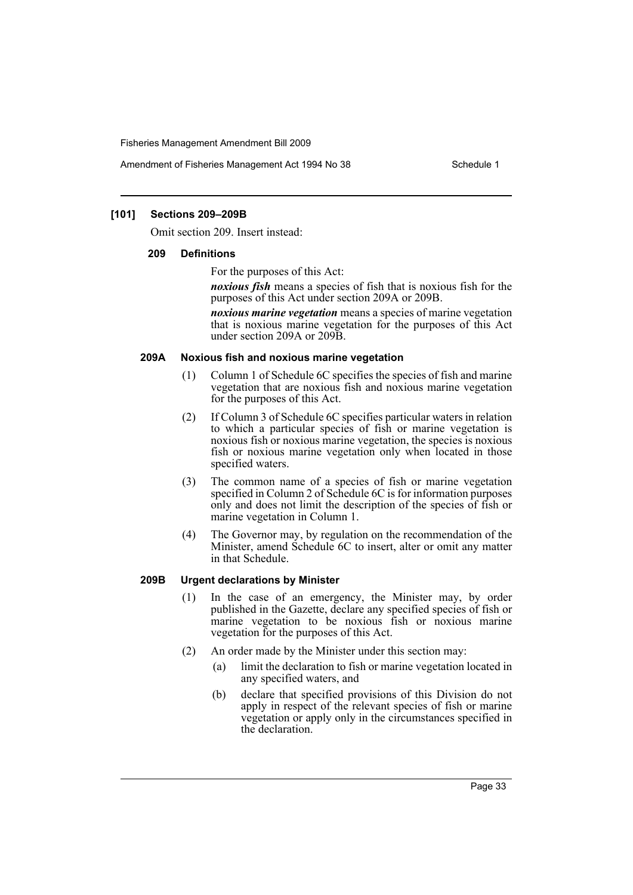### [101] Sections 209–209B

Omit section 209. Insert instead:

#### 209 Definitions

For the purposes of this Act:

***noxious fish*** means a species of fish that is noxious fish for the purposes of this Act under section 209A or 209B.

***noxious marine vegetation*** means a species of marine vegetation that is noxious marine vegetation for the purposes of this Act under section 209A or 209B.

#### 209A Noxious fish and noxious marine vegetation

(1) Column 1 of Schedule 6C specifies the species of fish and marine vegetation that are noxious fish and noxious marine vegetation for the purposes of this Act.

(2) If Column 3 of Schedule 6C specifies particular waters in relation to which a particular species of fish or marine vegetation is noxious fish or noxious marine vegetation, the species is noxious fish or noxious marine vegetation only when located in those specified waters.

(3) The common name of a species of fish or marine vegetation specified in Column 2 of Schedule 6C is for information purposes only and does not limit the description of the species of fish or marine vegetation in Column 1.

(4) The Governor may, by regulation on the recommendation of the Minister, amend Schedule 6C to insert, alter or omit any matter in that Schedule.

#### 209B Urgent declarations by Minister

(1) In the case of an emergency, the Minister may, by order published in the Gazette, declare any specified species of fish or marine vegetation to be noxious fish or noxious marine vegetation for the purposes of this Act.

(2) An order made by the Minister under this section may:

- (a) limit the declaration to fish or marine vegetation located in any specified waters, and
- (b) declare that specified provisions of this Division do not apply in respect of the relevant species of fish or marine vegetation or apply only in the circumstances specified in the declaration.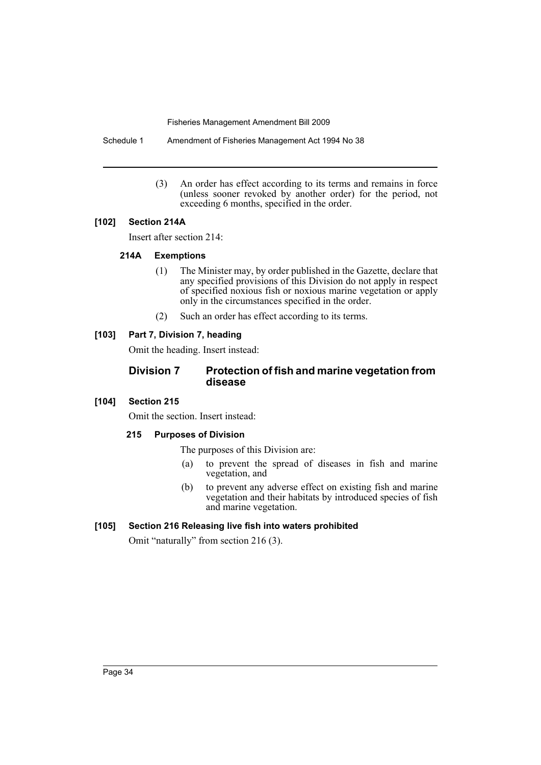(3) An order has effect according to its terms and remains in force (unless sooner revoked by another order) for the period, not exceeding 6 months, specified in the order.

### [102] Section 214A

Insert after section 214:

#### 214A Exemptions

(1) The Minister may, by order published in the Gazette, declare that any specified provisions of this Division do not apply in respect of specified noxious fish or noxious marine vegetation or apply only in the circumstances specified in the order.

(2) Such an order has effect according to its terms.

### [103] Part 7, Division 7, heading

Omit the heading. Insert instead:

## Division 7 Protection of fish and marine vegetation from disease

### [104] Section 215

Omit the section. Insert instead:

#### 215 Purposes of Division

The purposes of this Division are:

(a) to prevent the spread of diseases in fish and marine vegetation, and

(b) to prevent any adverse effect on existing fish and marine vegetation and their habitats by introduced species of fish and marine vegetation.

### [105] Section 216 Releasing live fish into waters prohibited

Omit "naturally" from section 216 (3).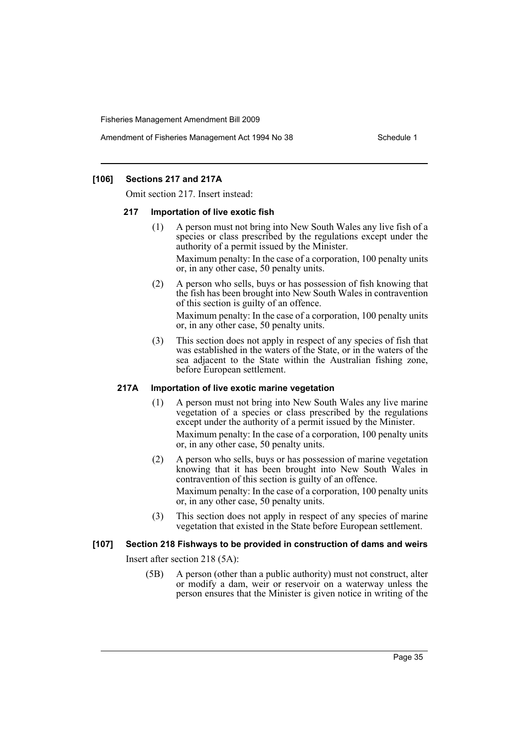### [106] Sections 217 and 217A

Omit section 217. Insert instead:

#### 217 Importation of live exotic fish

(1) A person must not bring into New South Wales any live fish of a species or class prescribed by the regulations except under the authority of a permit issued by the Minister.

Maximum penalty: In the case of a corporation, 100 penalty units or, in any other case, 50 penalty units.

(2) A person who sells, buys or has possession of fish knowing that the fish has been brought into New South Wales in contravention of this section is guilty of an offence.

Maximum penalty: In the case of a corporation, 100 penalty units or, in any other case, 50 penalty units.

(3) This section does not apply in respect of any species of fish that was established in the waters of the State, or in the waters of the sea adjacent to the State within the Australian fishing zone, before European settlement.

#### 217A Importation of live exotic marine vegetation

(1) A person must not bring into New South Wales any live marine vegetation of a species or class prescribed by the regulations except under the authority of a permit issued by the Minister.

Maximum penalty: In the case of a corporation, 100 penalty units or, in any other case, 50 penalty units.

(2) A person who sells, buys or has possession of marine vegetation knowing that it has been brought into New South Wales in contravention of this section is guilty of an offence.

Maximum penalty: In the case of a corporation, 100 penalty units or, in any other case, 50 penalty units.

(3) This section does not apply in respect of any species of marine vegetation that existed in the State before European settlement.

### [107] Section 218 Fishways to be provided in construction of dams and weirs

Insert after section 218 (5A):

(5B) A person (other than a public authority) must not construct, alter or modify a dam, weir or reservoir on a waterway unless the person ensures that the Minister is given notice in writing of the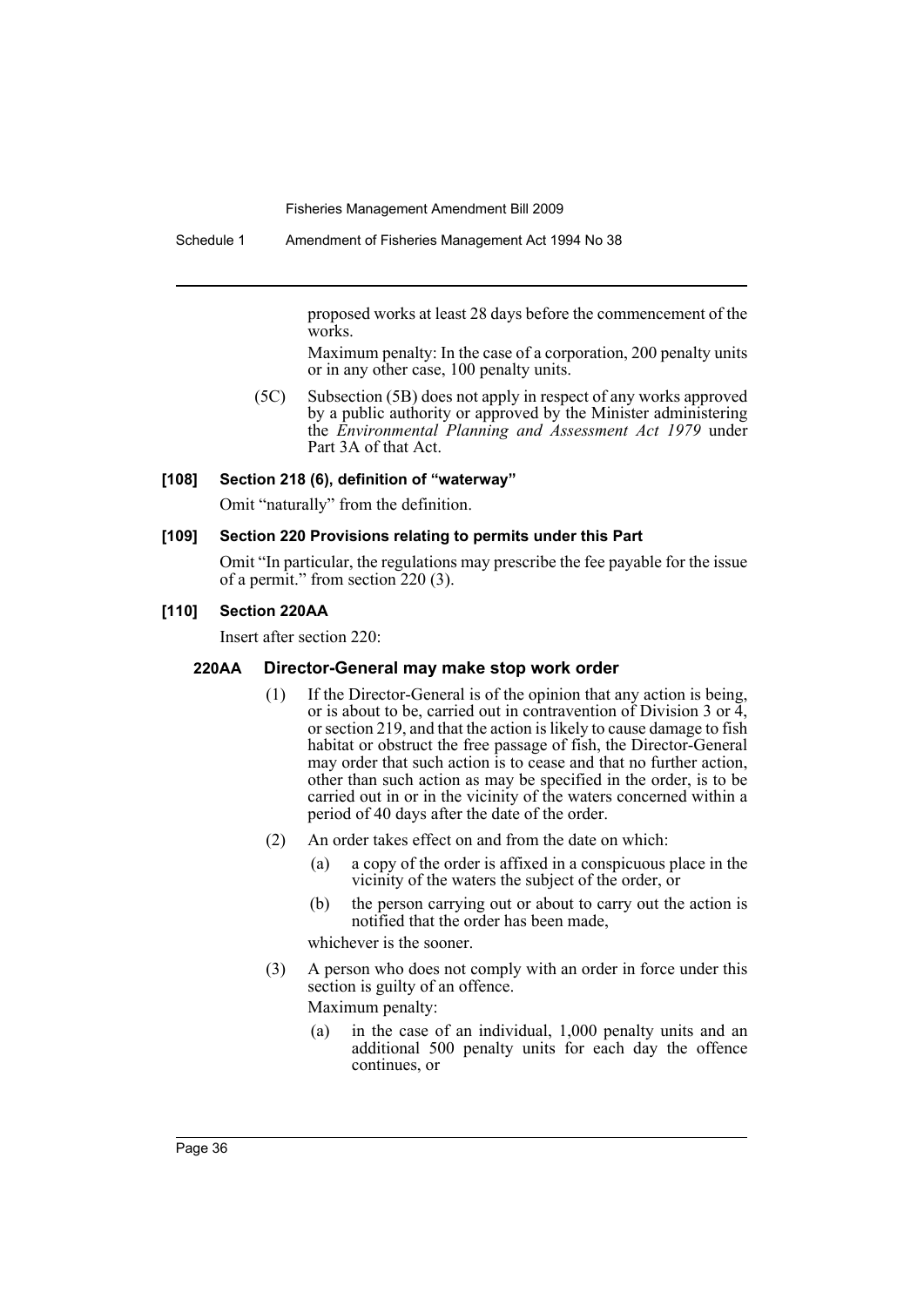proposed works at least 28 days before the commencement of the works.

Maximum penalty: In the case of a corporation, 200 penalty units or in any other case, 100 penalty units.

(5C) Subsection (5B) does not apply in respect of any works approved by a public authority or approved by the Minister administering the *Environmental Planning and Assessment Act 1979* under Part 3A of that Act.

**[108] Section 218 (6), definition of "waterway"**

Omit "naturally" from the definition.

**[109] Section 220 Provisions relating to permits under this Part**

Omit "In particular, the regulations may prescribe the fee payable for the issue of a permit." from section 220 (3).

**[110] Section 220AA**

Insert after section 220:

**220AA Director-General may make stop work order**

(1) If the Director-General is of the opinion that any action is being, or is about to be, carried out in contravention of Division 3 or 4, or section 219, and that the action is likely to cause damage to fish habitat or obstruct the free passage of fish, the Director-General may order that such action is to cease and that no further action, other than such action as may be specified in the order, is to be carried out in or in the vicinity of the waters concerned within a period of 40 days after the date of the order.

(2) An order takes effect on and from the date on which:

(a) a copy of the order is affixed in a conspicuous place in the vicinity of the waters the subject of the order, or

(b) the person carrying out or about to carry out the action is notified that the order has been made,

whichever is the sooner.

(3) A person who does not comply with an order in force under this section is guilty of an offence.

Maximum penalty:

(a) in the case of an individual, 1,000 penalty units and an additional 500 penalty units for each day the offence continues, or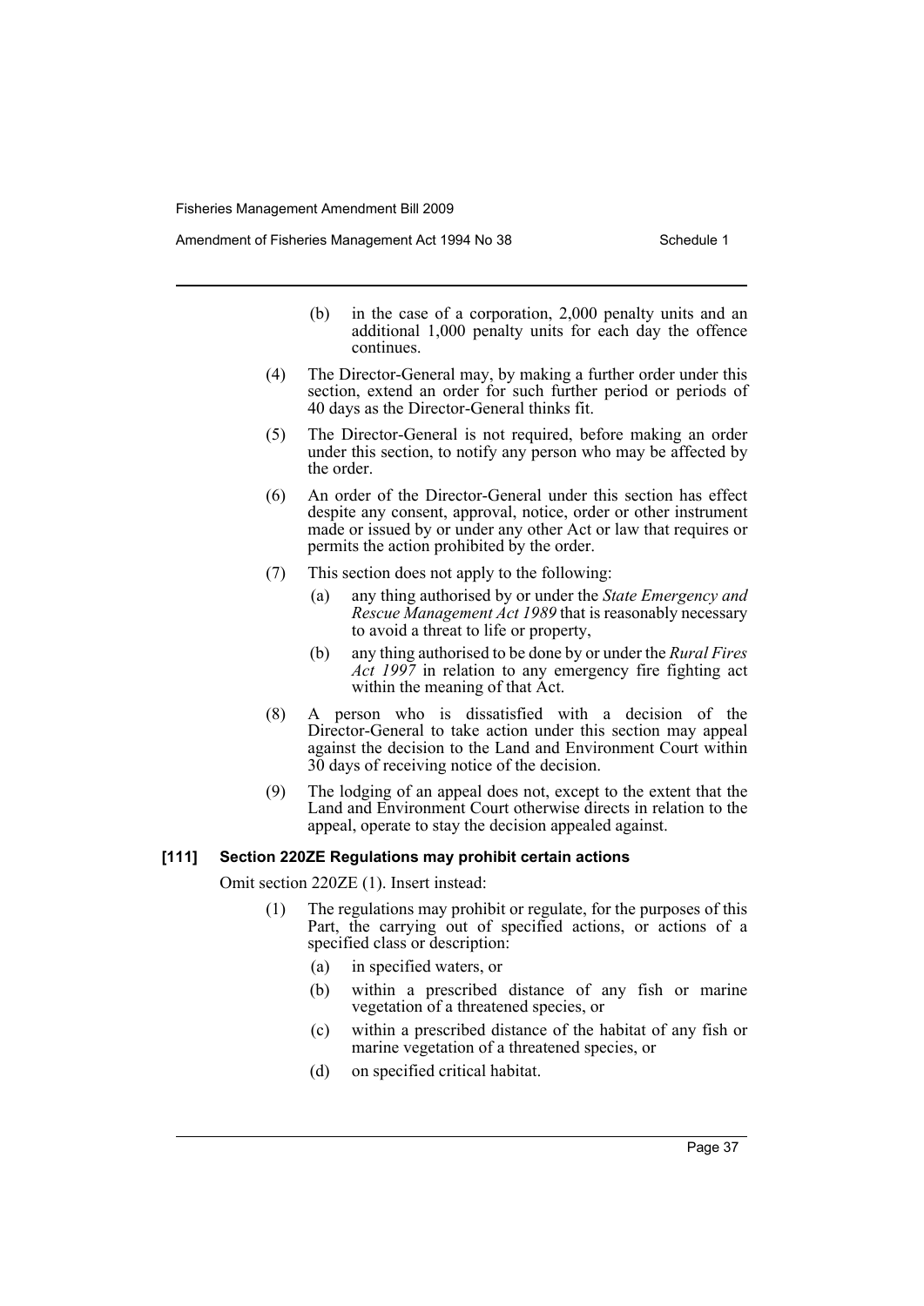(b) in the case of a corporation, 2,000 penalty units and an additional 1,000 penalty units for each day the offence continues.

(4) The Director-General may, by making a further order under this section, extend an order for such further period or periods of 40 days as the Director-General thinks fit.

(5) The Director-General is not required, before making an order under this section, to notify any person who may be affected by the order.

(6) An order of the Director-General under this section has effect despite any consent, approval, notice, order or other instrument made or issued by or under any other Act or law that requires or permits the action prohibited by the order.

(7) This section does not apply to the following:

(a) any thing authorised by or under the *State Emergency and Rescue Management Act 1989* that is reasonably necessary to avoid a threat to life or property,

(b) any thing authorised to be done by or under the *Rural Fires Act 1997* in relation to any emergency fire fighting act within the meaning of that Act.

(8) A person who is dissatisfied with a decision of the Director-General to take action under this section may appeal against the decision to the Land and Environment Court within 30 days of receiving notice of the decision.

(9) The lodging of an appeal does not, except to the extent that the Land and Environment Court otherwise directs in relation to the appeal, operate to stay the decision appealed against.

### [111] Section 220ZE Regulations may prohibit certain actions

Omit section 220ZE (1). Insert instead:

(1) The regulations may prohibit or regulate, for the purposes of this Part, the carrying out of specified actions, or actions of a specified class or description:

(a) in specified waters, or

(b) within a prescribed distance of any fish or marine vegetation of a threatened species, or

(c) within a prescribed distance of the habitat of any fish or marine vegetation of a threatened species, or

(d) on specified critical habitat.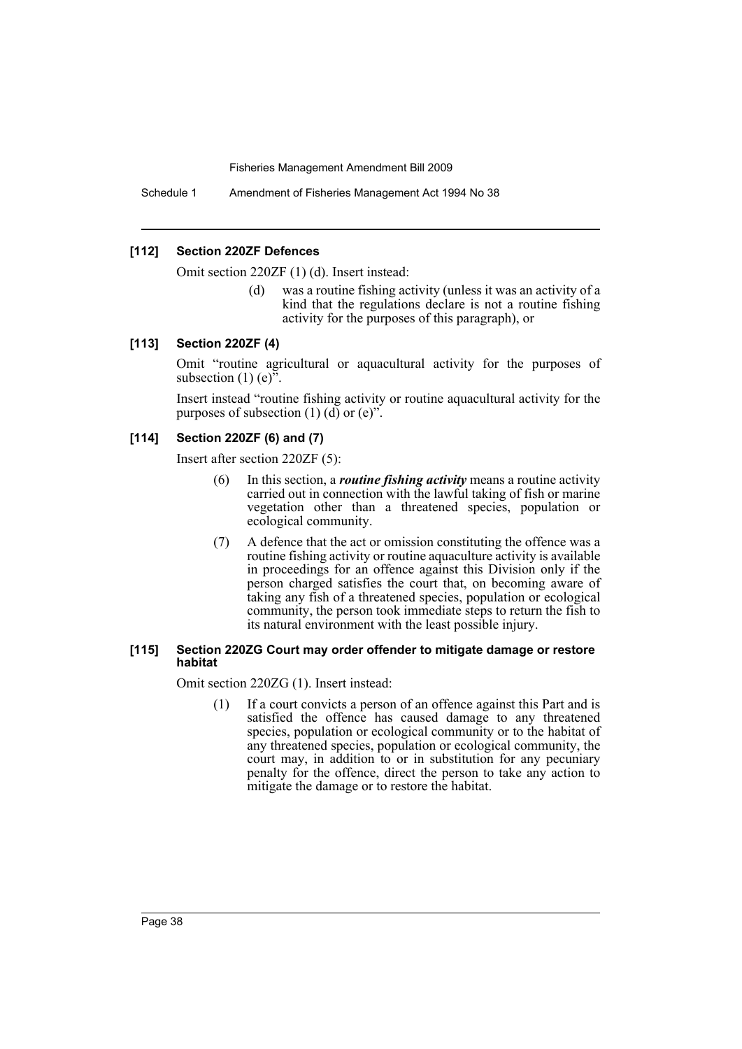#### [112] Section 220ZF Defences

Omit section 220ZF (1) (d). Insert instead:

> (d) was a routine fishing activity (unless it was an activity of a kind that the regulations declare is not a routine fishing activity for the purposes of this paragraph), or

#### [113] Section 220ZF (4)

Omit "routine agricultural or aquacultural activity for the purposes of subsection (1) (e)".

Insert instead "routine fishing activity or routine aquacultural activity for the purposes of subsection (1) (d) or (e)".

#### [114] Section 220ZF (6) and (7)

Insert after section 220ZF (5):

> (6) In this section, a ***routine fishing activity*** means a routine activity carried out in connection with the lawful taking of fish or marine vegetation other than a threatened species, population or ecological community.
>
> (7) A defence that the act or omission constituting the offence was a routine fishing activity or routine aquaculture activity is available in proceedings for an offence against this Division only if the person charged satisfies the court that, on becoming aware of taking any fish of a threatened species, population or ecological community, the person took immediate steps to return the fish to its natural environment with the least possible injury.

#### [115] Section 220ZG Court may order offender to mitigate damage or restore habitat

Omit section 220ZG (1). Insert instead:

> (1) If a court convicts a person of an offence against this Part and is satisfied the offence has caused damage to any threatened species, population or ecological community or to the habitat of any threatened species, population or ecological community, the court may, in addition to or in substitution for any pecuniary penalty for the offence, direct the person to take any action to mitigate the damage or to restore the habitat.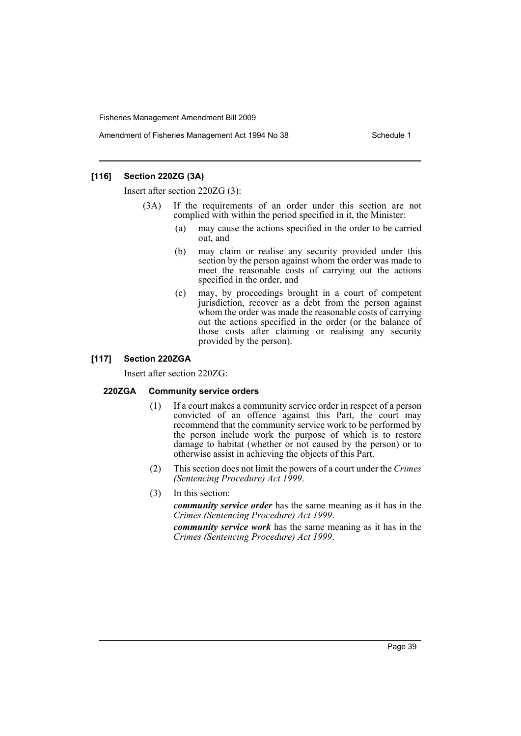### [116] Section 220ZG (3A)

Insert after section 220ZG (3):

(3A) If the requirements of an order under this section are not complied with within the period specified in it, the Minister:

- (a) may cause the actions specified in the order to be carried out, and
- (b) may claim or realise any security provided under this section by the person against whom the order was made to meet the reasonable costs of carrying out the actions specified in the order, and
- (c) may, by proceedings brought in a court of competent jurisdiction, recover as a debt from the person against whom the order was made the reasonable costs of carrying out the actions specified in the order (or the balance of those costs after claiming or realising any security provided by the person).

### [117] Section 220ZGA

Insert after section 220ZG:

#### 220ZGA Community service orders

(1) If a court makes a community service order in respect of a person convicted of an offence against this Part, the court may recommend that the community service work to be performed by the person include work the purpose of which is to restore damage to habitat (whether or not caused by the person) or to otherwise assist in achieving the objects of this Part.

(2) This section does not limit the powers of a court under the *Crimes (Sentencing Procedure) Act 1999*.

(3) In this section:

***community service order*** has the same meaning as it has in the *Crimes (Sentencing Procedure) Act 1999*.

***community service work*** has the same meaning as it has in the *Crimes (Sentencing Procedure) Act 1999*.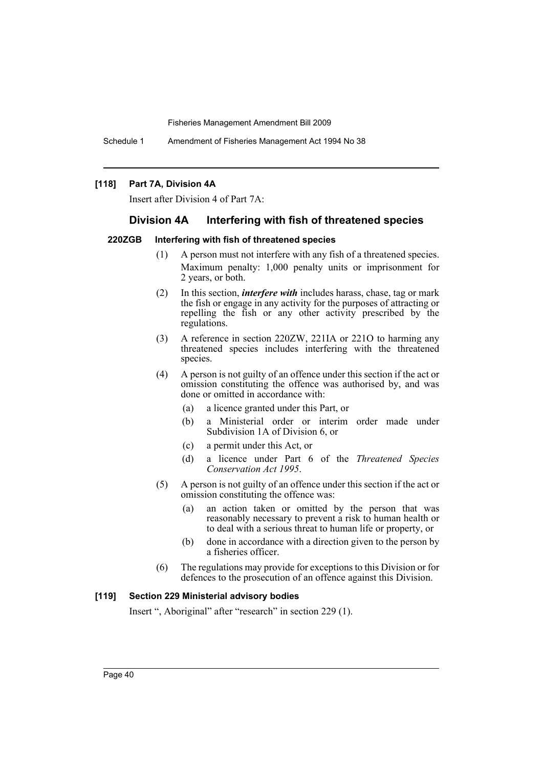### [118] Part 7A, Division 4A

Insert after Division 4 of Part 7A:

## Division 4A Interfering with fish of threatened species

#### 220ZGB Interfering with fish of threatened species

(1) A person must not interfere with any fish of a threatened species.

Maximum penalty: 1,000 penalty units or imprisonment for 2 years, or both.

(2) In this section, ***interfere with*** includes harass, chase, tag or mark the fish or engage in any activity for the purposes of attracting or repelling the fish or any other activity prescribed by the regulations.

(3) A reference in section 220ZW, 221IA or 221O to harming any threatened species includes interfering with the threatened species.

(4) A person is not guilty of an offence under this section if the act or omission constituting the offence was authorised by, and was done or omitted in accordance with:

- (a) a licence granted under this Part, or
- (b) a Ministerial order or interim order made under Subdivision 1A of Division 6, or
- (c) a permit under this Act, or
- (d) a licence under Part 6 of the *Threatened Species Conservation Act 1995*.

(5) A person is not guilty of an offence under this section if the act or omission constituting the offence was:

- (a) an action taken or omitted by the person that was reasonably necessary to prevent a risk to human health or to deal with a serious threat to human life or property, or
- (b) done in accordance with a direction given to the person by a fisheries officer.

(6) The regulations may provide for exceptions to this Division or for defences to the prosecution of an offence against this Division.

### [119] Section 229 Ministerial advisory bodies

Insert ", Aboriginal" after "research" in section 229 (1).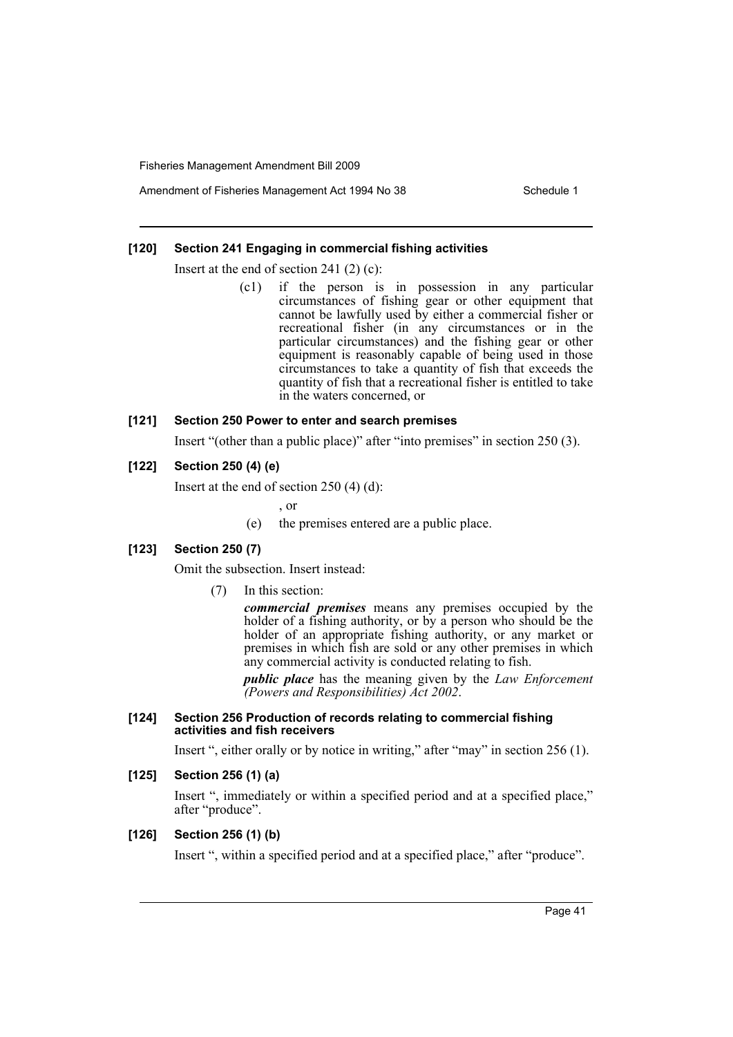#### [120] Section 241 Engaging in commercial fishing activities

Insert at the end of section 241 (2) (c):

> (c1) if the person is in possession in any particular circumstances of fishing gear or other equipment that cannot be lawfully used by either a commercial fisher or recreational fisher (in any circumstances or in the particular circumstances) and the fishing gear or other equipment is reasonably capable of being used in those circumstances to take a quantity of fish that exceeds the quantity of fish that a recreational fisher is entitled to take in the waters concerned, or

#### [121] Section 250 Power to enter and search premises

Insert "(other than a public place)" after "into premises" in section 250 (3).

#### [122] Section 250 (4) (e)

Insert at the end of section 250 (4) (d):

> , or
>
> (e) the premises entered are a public place.

#### [123] Section 250 (7)

Omit the subsection. Insert instead:

> (7) In this section:
>
> ***commercial premises*** means any premises occupied by the holder of a fishing authority, or by a person who should be the holder of an appropriate fishing authority, or any market or premises in which fish are sold or any other premises in which any commercial activity is conducted relating to fish.
>
> ***public place*** has the meaning given by the *Law Enforcement (Powers and Responsibilities) Act 2002*.

#### [124] Section 256 Production of records relating to commercial fishing activities and fish receivers

Insert ", either orally or by notice in writing," after "may" in section 256 (1).

#### [125] Section 256 (1) (a)

Insert ", immediately or within a specified period and at a specified place," after "produce".

#### [126] Section 256 (1) (b)

Insert ", within a specified period and at a specified place," after "produce".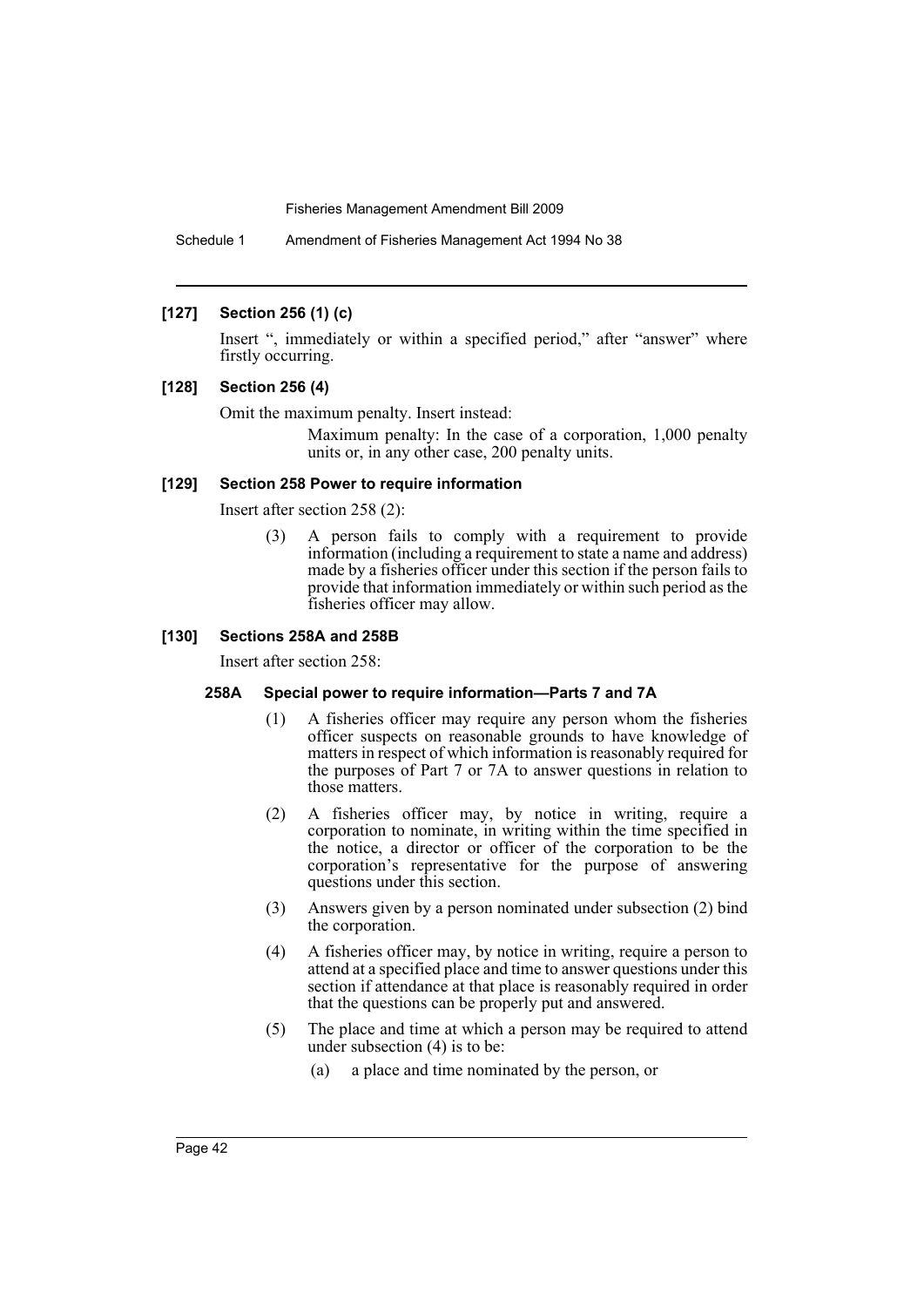**[127] Section 256 (1) (c)**

Insert ", immediately or within a specified period," after "answer" where firstly occurring.

**[128] Section 256 (4)**

Omit the maximum penalty. Insert instead:

> Maximum penalty: In the case of a corporation, 1,000 penalty units or, in any other case, 200 penalty units.

**[129] Section 258 Power to require information**

Insert after section 258 (2):

> (3) A person fails to comply with a requirement to provide information (including a requirement to state a name and address) made by a fisheries officer under this section if the person fails to provide that information immediately or within such period as the fisheries officer may allow.

**[130] Sections 258A and 258B**

Insert after section 258:

**258A Special power to require information—Parts 7 and 7A**

(1) A fisheries officer may require any person whom the fisheries officer suspects on reasonable grounds to have knowledge of matters in respect of which information is reasonably required for the purposes of Part 7 or 7A to answer questions in relation to those matters.

(2) A fisheries officer may, by notice in writing, require a corporation to nominate, in writing within the time specified in the notice, a director or officer of the corporation to be the corporation's representative for the purpose of answering questions under this section.

(3) Answers given by a person nominated under subsection (2) bind the corporation.

(4) A fisheries officer may, by notice in writing, require a person to attend at a specified place and time to answer questions under this section if attendance at that place is reasonably required in order that the questions can be properly put and answered.

(5) The place and time at which a person may be required to attend under subsection (4) is to be:

(a) a place and time nominated by the person, or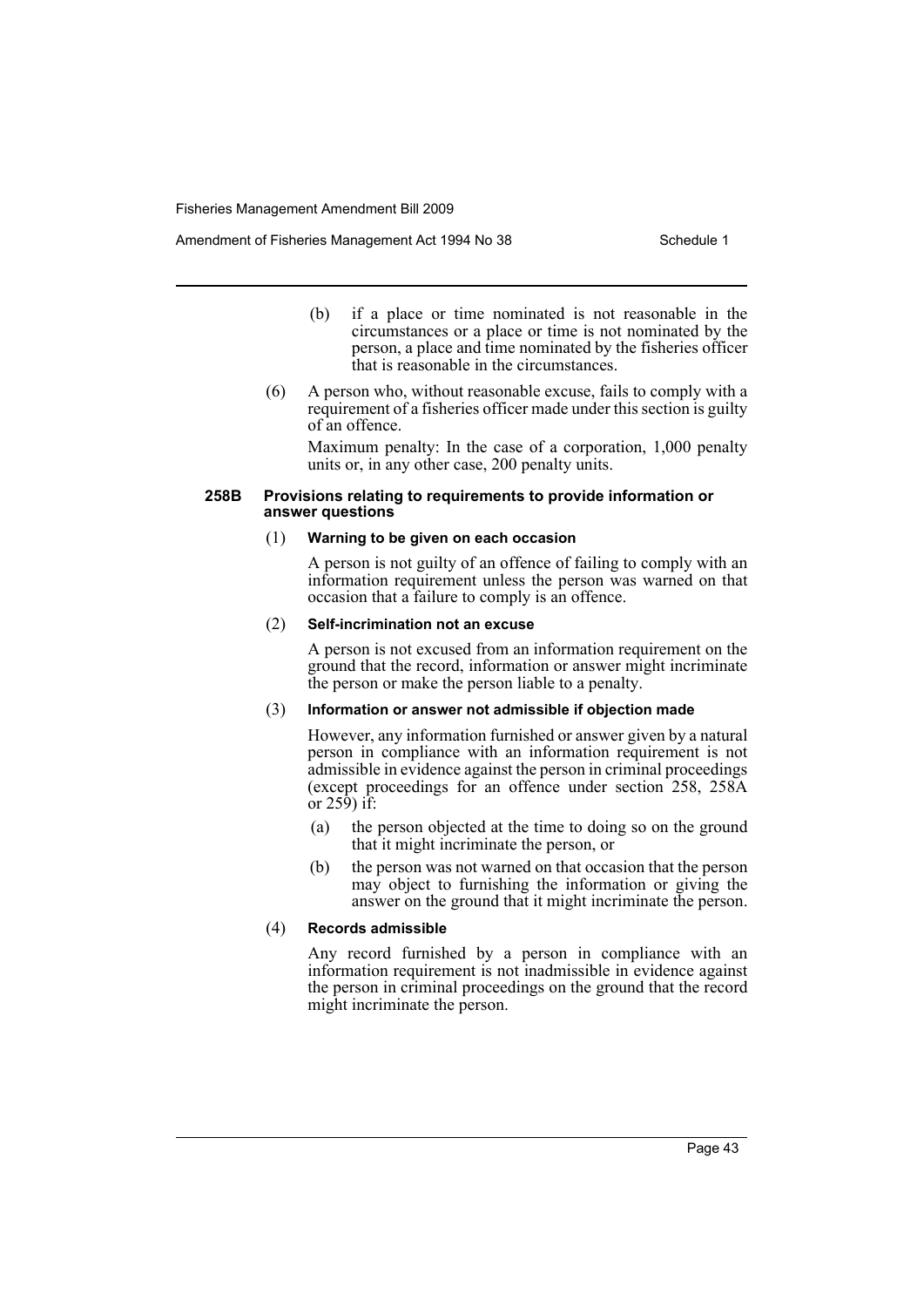(b) if a place or time nominated is not reasonable in the circumstances or a place or time is not nominated by the person, a place and time nominated by the fisheries officer that is reasonable in the circumstances.

(6) A person who, without reasonable excuse, fails to comply with a requirement of a fisheries officer made under this section is guilty of an offence.

Maximum penalty: In the case of a corporation, 1,000 penalty units or, in any other case, 200 penalty units.

**258B Provisions relating to requirements to provide information or answer questions**

(1) **Warning to be given on each occasion**

A person is not guilty of an offence of failing to comply with an information requirement unless the person was warned on that occasion that a failure to comply is an offence.

(2) **Self-incrimination not an excuse**

A person is not excused from an information requirement on the ground that the record, information or answer might incriminate the person or make the person liable to a penalty.

(3) **Information or answer not admissible if objection made**

However, any information furnished or answer given by a natural person in compliance with an information requirement is not admissible in evidence against the person in criminal proceedings (except proceedings for an offence under section 258, 258A or 259) if:

(a) the person objected at the time to doing so on the ground that it might incriminate the person, or

(b) the person was not warned on that occasion that the person may object to furnishing the information or giving the answer on the ground that it might incriminate the person.

(4) **Records admissible**

Any record furnished by a person in compliance with an information requirement is not inadmissible in evidence against the person in criminal proceedings on the ground that the record might incriminate the person.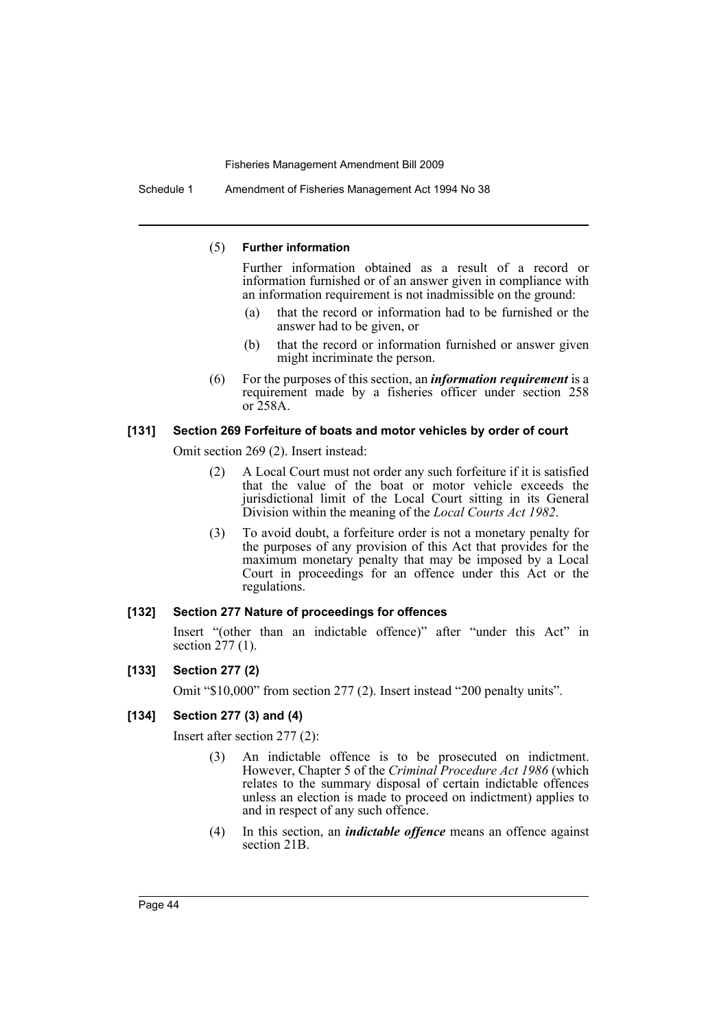(5) **Further information**

Further information obtained as a result of a record or information furnished or of an answer given in compliance with an information requirement is not inadmissible on the ground:

(a) that the record or information had to be furnished or the answer had to be given, or

(b) that the record or information furnished or answer given might incriminate the person.

(6) For the purposes of this section, an ***information requirement*** is a requirement made by a fisheries officer under section 258 or 258A.

### [131] Section 269 Forfeiture of boats and motor vehicles by order of court

Omit section 269 (2). Insert instead:

(2) A Local Court must not order any such forfeiture if it is satisfied that the value of the boat or motor vehicle exceeds the jurisdictional limit of the Local Court sitting in its General Division within the meaning of the *Local Courts Act 1982*.

(3) To avoid doubt, a forfeiture order is not a monetary penalty for the purposes of any provision of this Act that provides for the maximum monetary penalty that may be imposed by a Local Court in proceedings for an offence under this Act or the regulations.

### [132] Section 277 Nature of proceedings for offences

Insert "(other than an indictable offence)" after "under this Act" in section 277 (1).

### [133] Section 277 (2)

Omit "$10,000" from section 277 (2). Insert instead "200 penalty units".

### [134] Section 277 (3) and (4)

Insert after section 277 (2):

(3) An indictable offence is to be prosecuted on indictment. However, Chapter 5 of the *Criminal Procedure Act 1986* (which relates to the summary disposal of certain indictable offences unless an election is made to proceed on indictment) applies to and in respect of any such offence.

(4) In this section, an ***indictable offence*** means an offence against section 21B.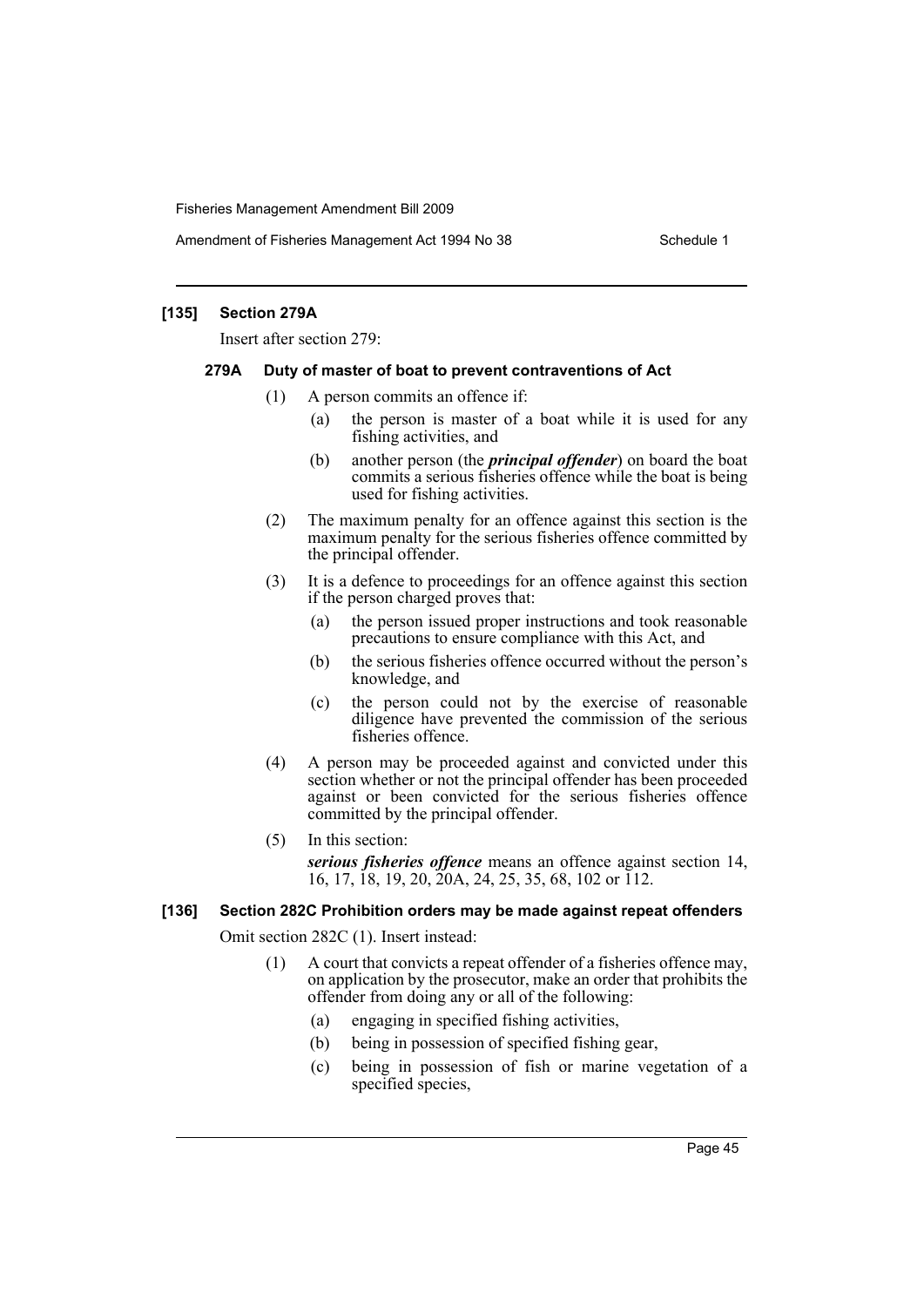### [135] Section 279A

Insert after section 279:

#### 279A Duty of master of boat to prevent contraventions of Act

(1) A person commits an offence if:

- (a) the person is master of a boat while it is used for any fishing activities, and
- (b) another person (the ***principal offender***) on board the boat commits a serious fisheries offence while the boat is being used for fishing activities.

(2) The maximum penalty for an offence against this section is the maximum penalty for the serious fisheries offence committed by the principal offender.

(3) It is a defence to proceedings for an offence against this section if the person charged proves that:

- (a) the person issued proper instructions and took reasonable precautions to ensure compliance with this Act, and
- (b) the serious fisheries offence occurred without the person's knowledge, and
- (c) the person could not by the exercise of reasonable diligence have prevented the commission of the serious fisheries offence.

(4) A person may be proceeded against and convicted under this section whether or not the principal offender has been proceeded against or been convicted for the serious fisheries offence committed by the principal offender.

(5) In this section:

***serious fisheries offence*** means an offence against section 14, 16, 17, 18, 19, 20, 20A, 24, 25, 35, 68, 102 or 112.

### [136] Section 282C Prohibition orders may be made against repeat offenders

Omit section 282C (1). Insert instead:

(1) A court that convicts a repeat offender of a fisheries offence may, on application by the prosecutor, make an order that prohibits the offender from doing any or all of the following:

- (a) engaging in specified fishing activities,
- (b) being in possession of specified fishing gear,
- (c) being in possession of fish or marine vegetation of a specified species,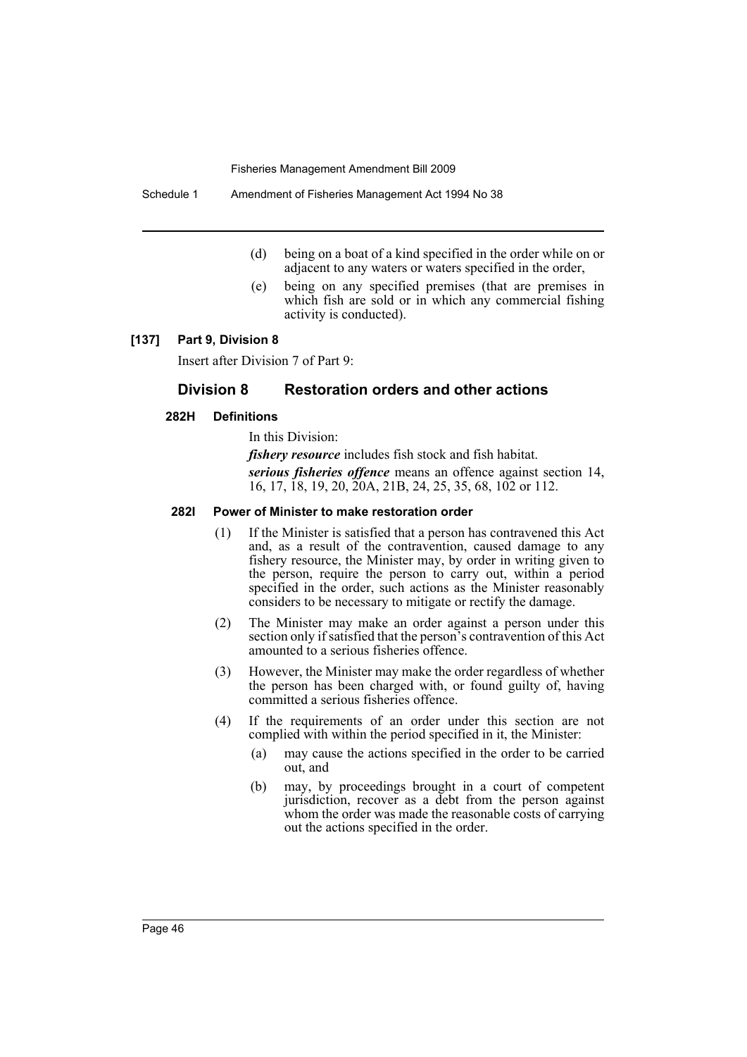(d) being on a boat of a kind specified in the order while on or adjacent to any waters or waters specified in the order,

(e) being on any specified premises (that are premises in which fish are sold or in which any commercial fishing activity is conducted).

**[137] Part 9, Division 8**

Insert after Division 7 of Part 9:

## Division 8 Restoration orders and other actions

### 282H Definitions

In this Division:

***fishery resource*** includes fish stock and fish habitat.

***serious fisheries offence*** means an offence against section 14, 16, 17, 18, 19, 20, 20A, 21B, 24, 25, 35, 68, 102 or 112.

### 282I Power of Minister to make restoration order

(1) If the Minister is satisfied that a person has contravened this Act and, as a result of the contravention, caused damage to any fishery resource, the Minister may, by order in writing given to the person, require the person to carry out, within a period specified in the order, such actions as the Minister reasonably considers to be necessary to mitigate or rectify the damage.

(2) The Minister may make an order against a person under this section only if satisfied that the person's contravention of this Act amounted to a serious fisheries offence.

(3) However, the Minister may make the order regardless of whether the person has been charged with, or found guilty of, having committed a serious fisheries offence.

(4) If the requirements of an order under this section are not complied with within the period specified in it, the Minister:

(a) may cause the actions specified in the order to be carried out, and

(b) may, by proceedings brought in a court of competent jurisdiction, recover as a debt from the person against whom the order was made the reasonable costs of carrying out the actions specified in the order.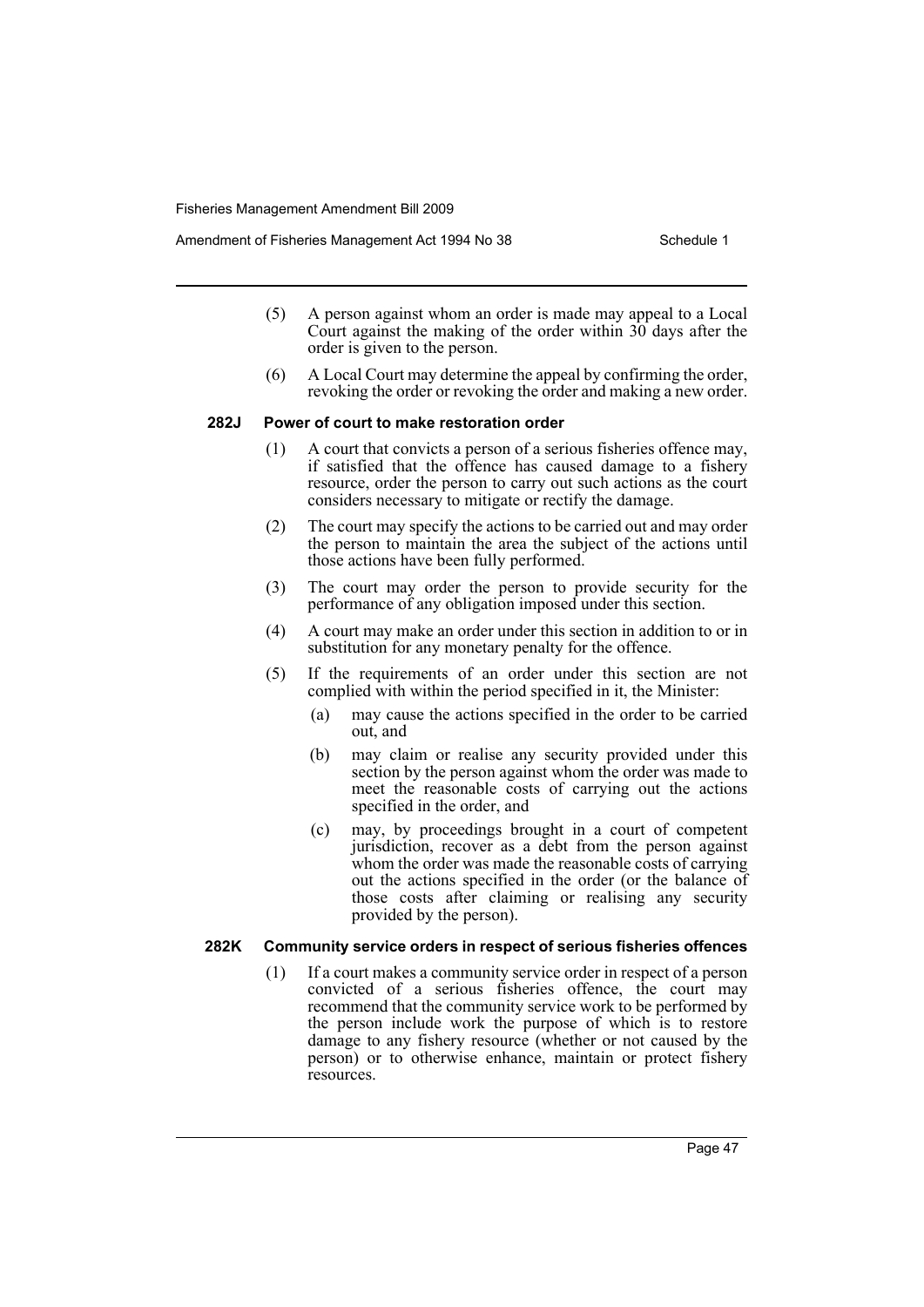(5) A person against whom an order is made may appeal to a Local Court against the making of the order within 30 days after the order is given to the person.

(6) A Local Court may determine the appeal by confirming the order, revoking the order or revoking the order and making a new order.

#### 282J Power of court to make restoration order

(1) A court that convicts a person of a serious fisheries offence may, if satisfied that the offence has caused damage to a fishery resource, order the person to carry out such actions as the court considers necessary to mitigate or rectify the damage.

(2) The court may specify the actions to be carried out and may order the person to maintain the area the subject of the actions until those actions have been fully performed.

(3) The court may order the person to provide security for the performance of any obligation imposed under this section.

(4) A court may make an order under this section in addition to or in substitution for any monetary penalty for the offence.

(5) If the requirements of an order under this section are not complied with within the period specified in it, the Minister:

- (a) may cause the actions specified in the order to be carried out, and
- (b) may claim or realise any security provided under this section by the person against whom the order was made to meet the reasonable costs of carrying out the actions specified in the order, and
- (c) may, by proceedings brought in a court of competent jurisdiction, recover as a debt from the person against whom the order was made the reasonable costs of carrying out the actions specified in the order (or the balance of those costs after claiming or realising any security provided by the person).

#### 282K Community service orders in respect of serious fisheries offences

(1) If a court makes a community service order in respect of a person convicted of a serious fisheries offence, the court may recommend that the community service work to be performed by the person include work the purpose of which is to restore damage to any fishery resource (whether or not caused by the person) or to otherwise enhance, maintain or protect fishery resources.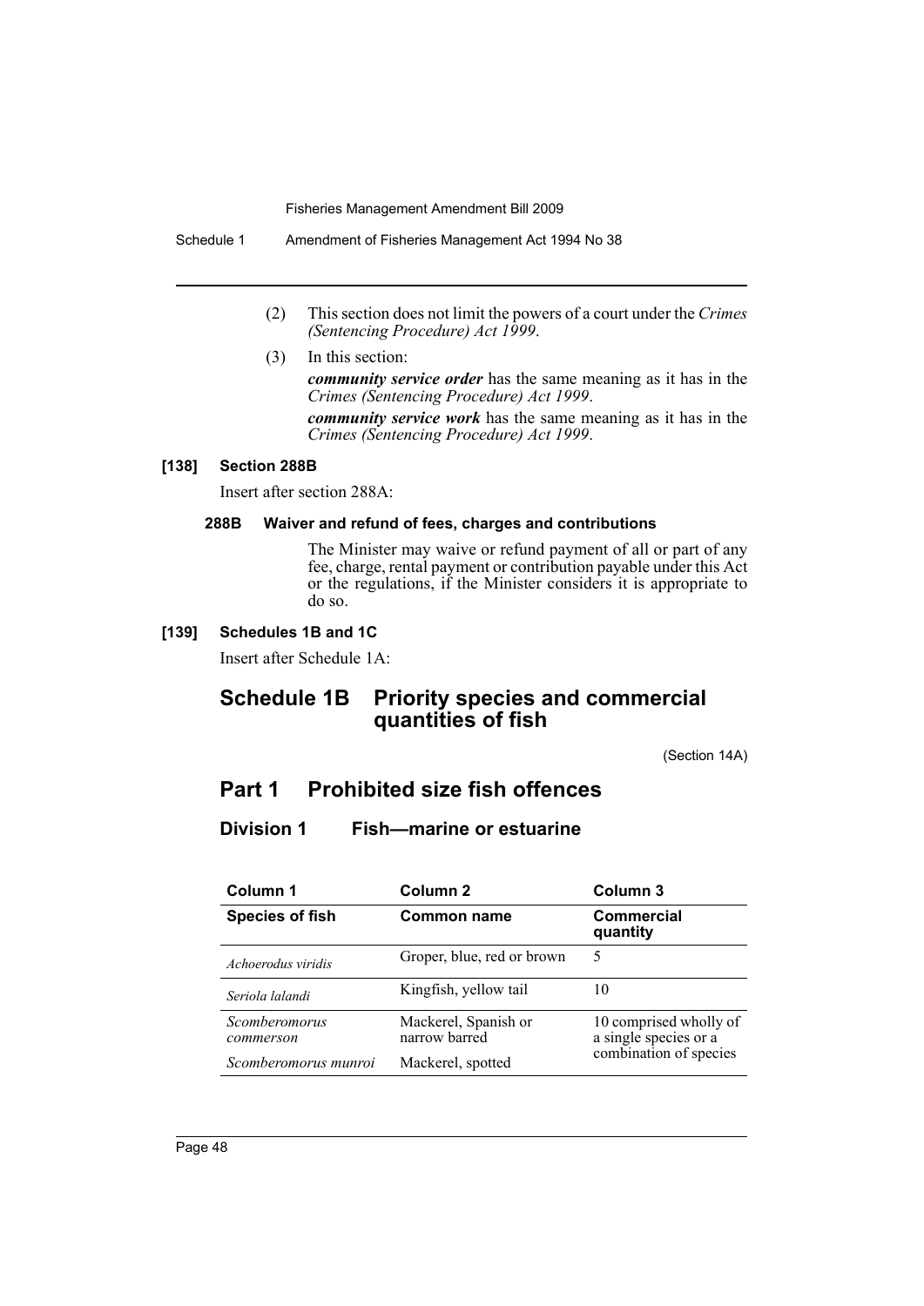(2) This section does not limit the powers of a court under the *Crimes (Sentencing Procedure) Act 1999*.

(3) In this section:

***community service order*** has the same meaning as it has in the *Crimes (Sentencing Procedure) Act 1999*.

***community service work*** has the same meaning as it has in the *Crimes (Sentencing Procedure) Act 1999*.

#### [138] Section 288B

Insert after section 288A:

#### 288B Waiver and refund of fees, charges and contributions

The Minister may waive or refund payment of all or part of any fee, charge, rental payment or contribution payable under this Act or the regulations, if the Minister considers it is appropriate to do so.

#### [139] Schedules 1B and 1C

Insert after Schedule 1A:

## Schedule 1B Priority species and commercial quantities of fish

(Section 14A)

## Part 1 Prohibited size fish offences

### Division 1 Fish—marine or estuarine

| Column 1 | Column 2 | Column 3 |
|---|---|---|
| **Species of fish** | **Common name** | **Commercial quantity** |
| *Achoerodus viridis* | Groper, blue, red or brown | 5 |
| *Seriola lalandi* | Kingfish, yellow tail | 10 |
| *Scomberomorus commerson* | Mackerel, Spanish or narrow barred | 10 comprised wholly of a single species or a combination of species |
| *Scomberomorus munroi* | Mackerel, spotted | |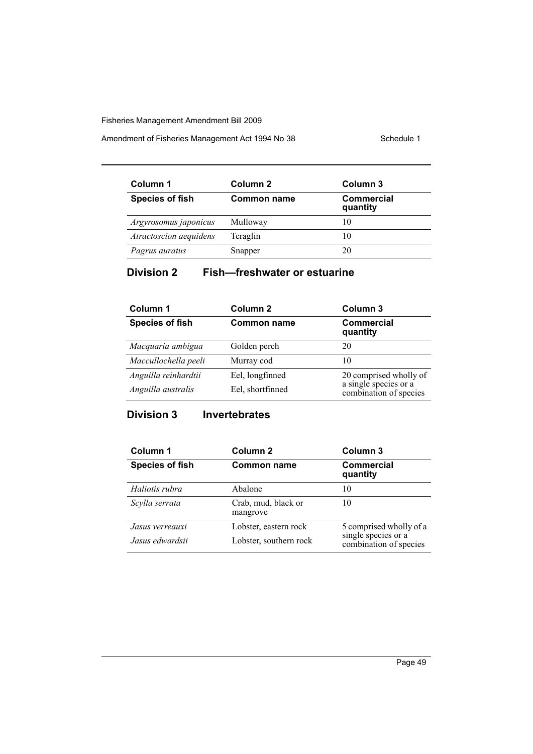| Column 1 | Column 2 | Column 3 |
|---|---|---|
| **Species of fish** | **Common name** | **Commercial quantity** |
| *Argyrosomus japonicus* | Mulloway | 10 |
| *Atractoscion aequidens* | Teraglin | 10 |
| *Pagrus auratus* | Snapper | 20 |

## Division 2 Fish—freshwater or estuarine

| Column 1 | Column 2 | Column 3 |
|---|---|---|
| **Species of fish** | **Common name** | **Commercial quantity** |
| *Macquaria ambigua* | Golden perch | 20 |
| *Maccullochella peeli* | Murray cod | 10 |
| *Anguilla reinhardtii* | Eel, longfinned | 20 comprised wholly of a single species or a combination of species |
| *Anguilla australis* | Eel, shortfinned | |

## Division 3 Invertebrates

| Column 1 | Column 2 | Column 3 |
|---|---|---|
| **Species of fish** | **Common name** | **Commercial quantity** |
| *Haliotis rubra* | Abalone | 10 |
| *Scylla serrata* | Crab, mud, black or mangrove | 10 |
| *Jasus verreauxi* | Lobster, eastern rock | 5 comprised wholly of a single species or a combination of species |
| *Jasus edwardsii* | Lobster, southern rock | |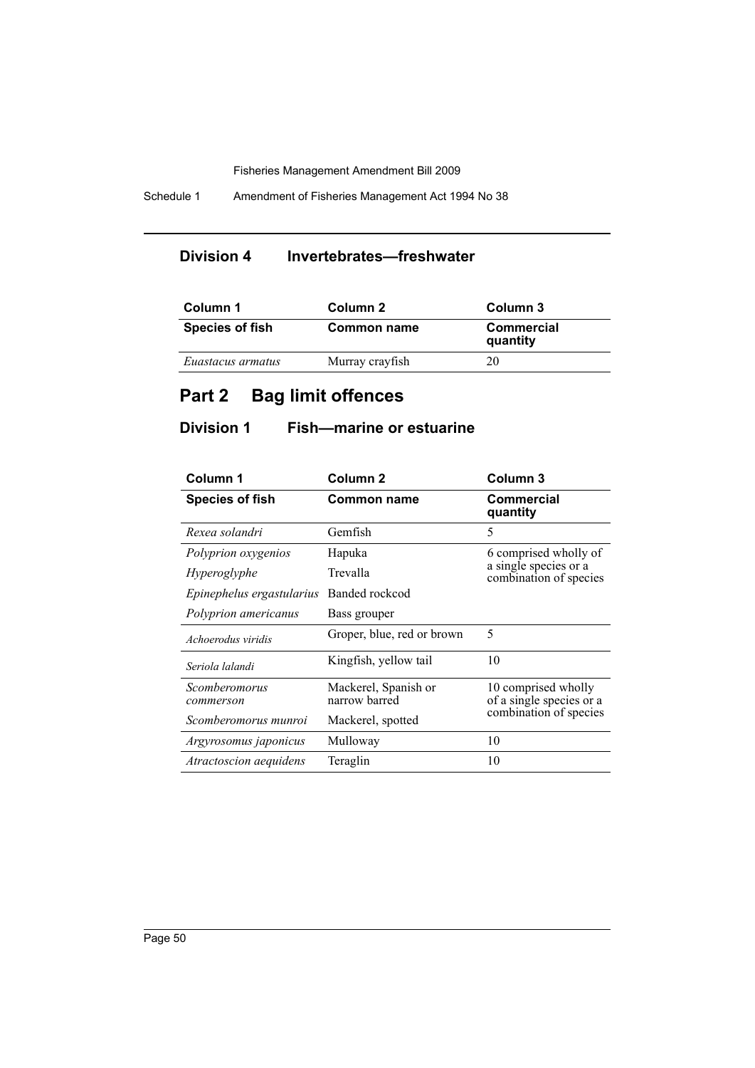## Division 4 Invertebrates—freshwater

| Column 1 | Column 2 | Column 3 |
|---|---|---|
| **Species of fish** | **Common name** | **Commercial quantity** |
| *Euastacus armatus* | Murray crayfish | 20 |

# Part 2 Bag limit offences

## Division 1 Fish—marine or estuarine

| Column 1 | Column 2 | Column 3 |
|---|---|---|
| **Species of fish** | **Common name** | **Commercial quantity** |
| *Rexea solandri* | Gemfish | 5 |
| *Polyprion oxygenios* | Hapuka | 6 comprised wholly of a single species or a combination of species |
| *Hyperoglyphe* | Trevalla | |
| *Epinephelus ergastularius* | Banded rockcod | |
| *Polyprion americanus* | Bass grouper | |
| *Achoerodus viridis* | Groper, blue, red or brown | 5 |
| *Seriola lalandi* | Kingfish, yellow tail | 10 |
| *Scomberomorus commerson* | Mackerel, Spanish or narrow barred | 10 comprised wholly of a single species or a combination of species |
| *Scomberomorus munroi* | Mackerel, spotted | |
| *Argyrosomus japonicus* | Mulloway | 10 |
| *Atractoscion aequidens* | Teraglin | 10 |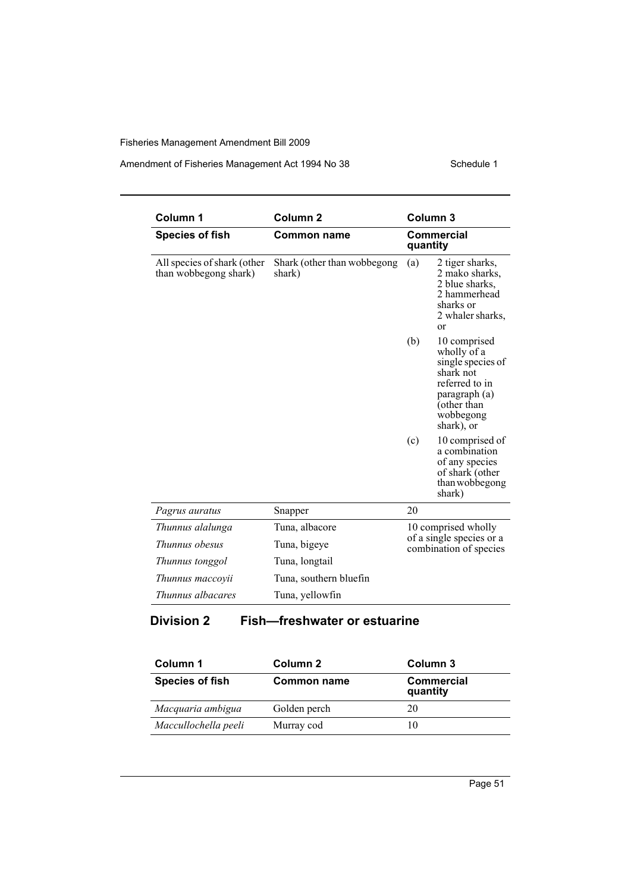| Column 1 | Column 2 | Column 3 |
|---|---|---|
| **Species of fish** | **Common name** | **Commercial quantity** |
| All species of shark (other than wobbegong shark) | Shark (other than wobbegong shark) | (a) 2 tiger sharks, 2 mako sharks, 2 blue sharks, 2 hammerhead sharks or 2 whaler sharks, or (b) 10 comprised wholly of a single species of shark not referred to in paragraph (a) (other than wobbegong shark), or (c) 10 comprised of a combination of any species of shark (other than wobbegong shark) |
| *Pagrus auratus* | Snapper | 20 |
| *Thunnus alalunga* | Tuna, albacore | 10 comprised wholly of a single species or a combination of species |
| *Thunnus obesus* | Tuna, bigeye | |
| *Thunnus tonggol* | Tuna, longtail | |
| *Thunnus maccoyii* | Tuna, southern bluefin | |
| *Thunnus albacares* | Tuna, yellowfin | |

## Division 2 Fish—freshwater or estuarine

| Column 1 | Column 2 | Column 3 |
|---|---|---|
| **Species of fish** | **Common name** | **Commercial quantity** |
| *Macquaria ambigua* | Golden perch | 20 |
| *Maccullochella peeli* | Murray cod | 10 |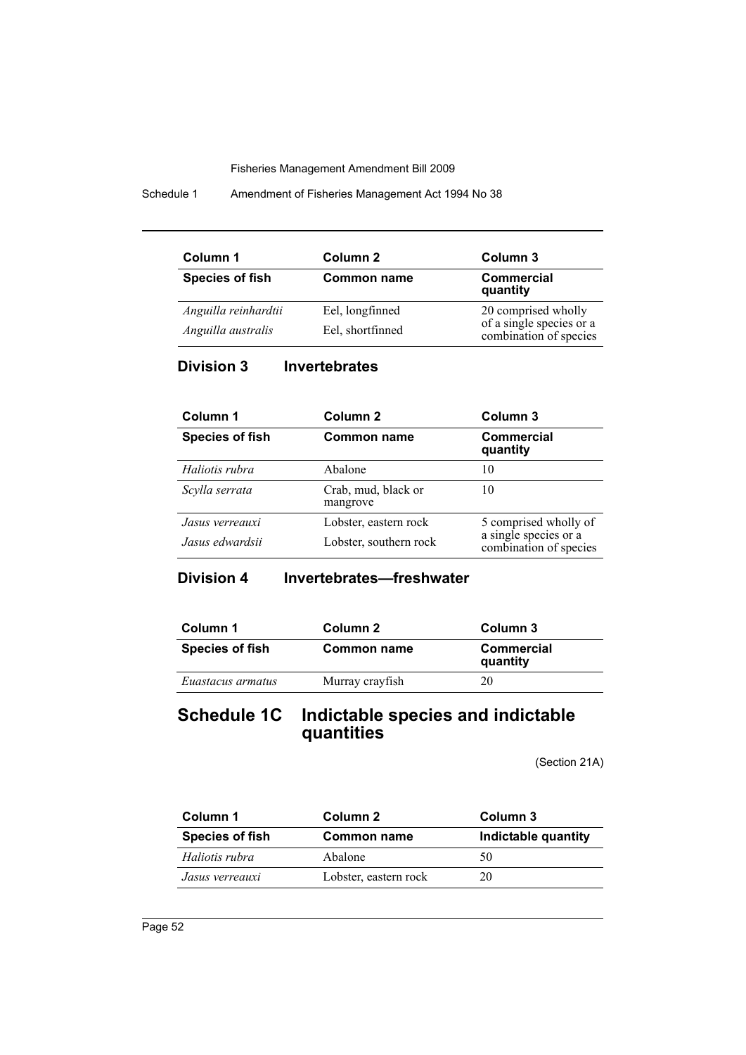| Column 1 | Column 2 | Column 3 |
| --- | --- | --- |
| **Species of fish** | **Common name** | **Commercial quantity** |
| *Anguilla reinhardtii* | Eel, longfinned | 20 comprised wholly of a single species or a combination of species |
| *Anguilla australis* | Eel, shortfinned | |

## Division 3 Invertebrates

| Column 1 | Column 2 | Column 3 |
| --- | --- | --- |
| **Species of fish** | **Common name** | **Commercial quantity** |
| *Haliotis rubra* | Abalone | 10 |
| *Scylla serrata* | Crab, mud, black or mangrove | 10 |
| *Jasus verreauxi* | Lobster, eastern rock | 5 comprised wholly of a single species or a combination of species |
| *Jasus edwardsii* | Lobster, southern rock | |

## Division 4 Invertebrates—freshwater

| Column 1 | Column 2 | Column 3 |
| --- | --- | --- |
| **Species of fish** | **Common name** | **Commercial quantity** |
| *Euastacus armatus* | Murray crayfish | 20 |

# Schedule 1C Indictable species and indictable quantities

(Section 21A)

| Column 1 | Column 2 | Column 3 |
| --- | --- | --- |
| **Species of fish** | **Common name** | **Indictable quantity** |
| *Haliotis rubra* | Abalone | 50 |
| *Jasus verreauxi* | Lobster, eastern rock | 20 |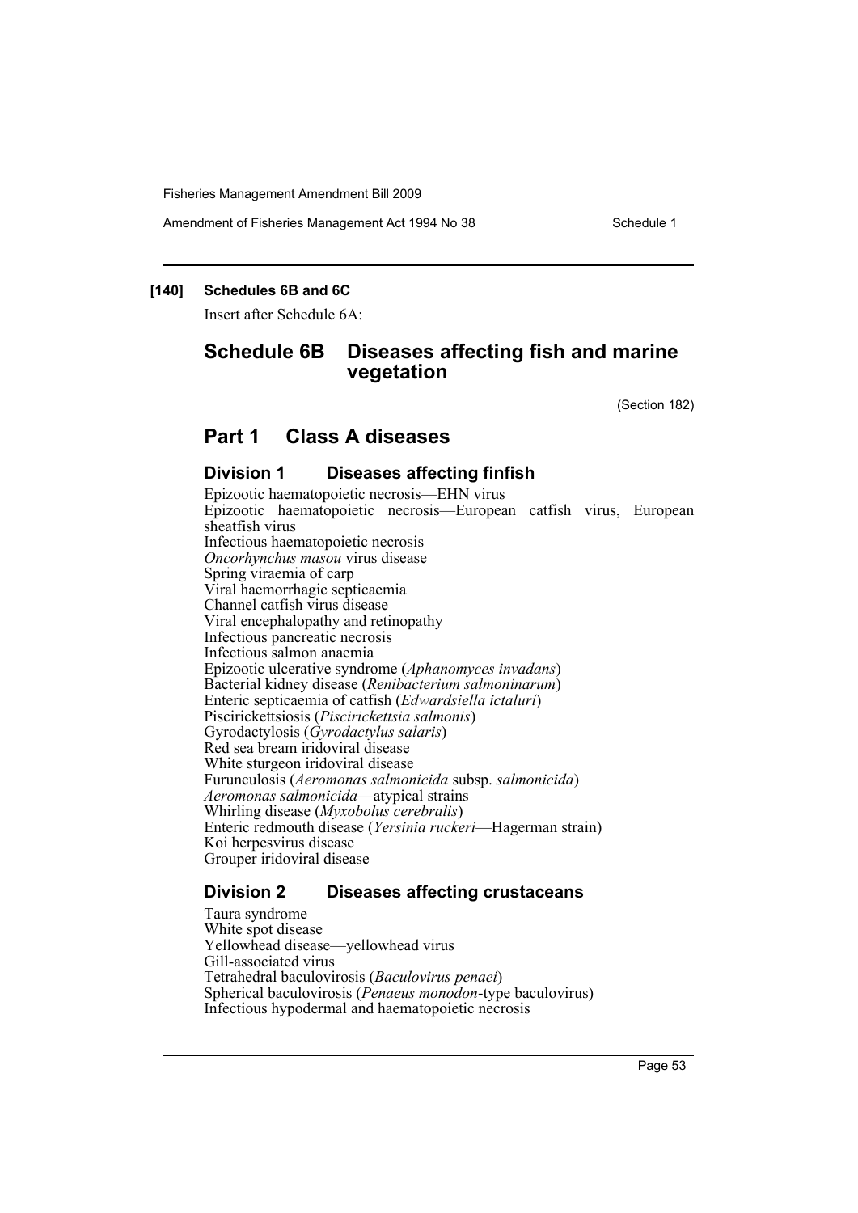**[140] Schedules 6B and 6C**

Insert after Schedule 6A:

## Schedule 6B Diseases affecting fish and marine vegetation

(Section 182)

## Part 1 Class A diseases

### Division 1 Diseases affecting finfish

Epizootic haematopoietic necrosis—EHN virus
Epizootic haematopoietic necrosis—European catfish virus, European sheatfish virus
Infectious haematopoietic necrosis
*Oncorhynchus masou* virus disease
Spring viraemia of carp
Viral haemorrhagic septicaemia
Channel catfish virus disease
Viral encephalopathy and retinopathy
Infectious pancreatic necrosis
Infectious salmon anaemia
Epizootic ulcerative syndrome (*Aphanomyces invadans*)
Bacterial kidney disease (*Renibacterium salmoninarum*)
Enteric septicaemia of catfish (*Edwardsiella ictaluri*)
Piscirickettsiosis (*Piscirickettsia salmonis*)
Gyrodactylosis (*Gyrodactylus salaris*)
Red sea bream iridoviral disease
White sturgeon iridoviral disease
Furunculosis (*Aeromonas salmonicida* subsp. *salmonicida*)
*Aeromonas salmonicida*—atypical strains
Whirling disease (*Myxobolus cerebralis*)
Enteric redmouth disease (*Yersinia ruckeri*—Hagerman strain)
Koi herpesvirus disease
Grouper iridoviral disease

### Division 2 Diseases affecting crustaceans

Taura syndrome
White spot disease
Yellowhead disease—yellowhead virus
Gill-associated virus
Tetrahedral baculovirosis (*Baculovirus penaei*)
Spherical baculovirosis (*Penaeus monodon*-type baculovirus)
Infectious hypodermal and haematopoietic necrosis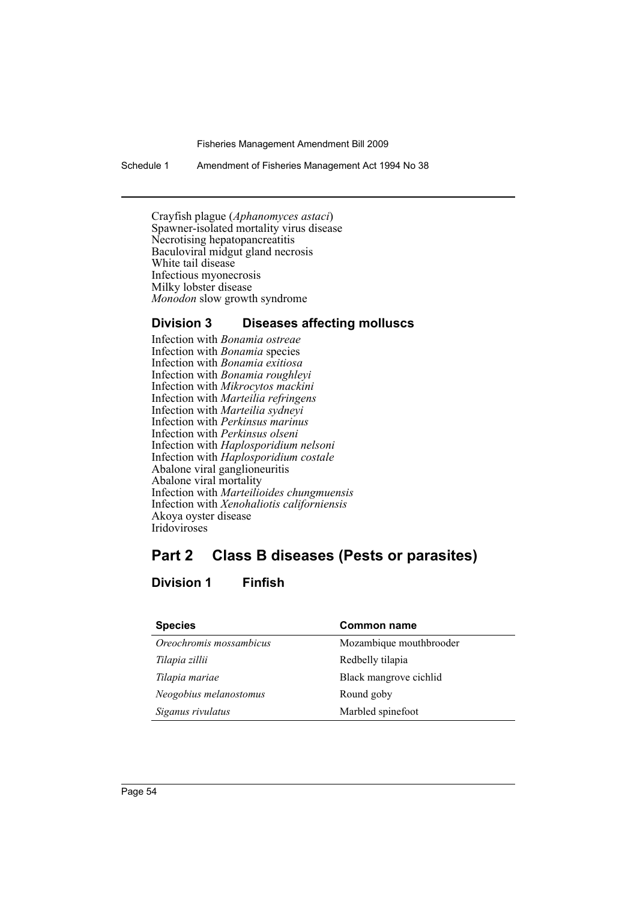Crayfish plague (*Aphanomyces astaci*)
Spawner-isolated mortality virus disease
Necrotising hepatopancreatitis
Baculoviral midgut gland necrosis
White tail disease
Infectious myonecrosis
Milky lobster disease
*Monodon* slow growth syndrome

### Division 3 Diseases affecting molluscs

Infection with *Bonamia ostreae*
Infection with *Bonamia* species
Infection with *Bonamia exitiosa*
Infection with *Bonamia roughleyi*
Infection with *Mikrocytos mackini*
Infection with *Marteilia refringens*
Infection with *Marteilia sydneyi*
Infection with *Perkinsus marinus*
Infection with *Perkinsus olseni*
Infection with *Haplosporidium nelsoni*
Infection with *Haplosporidium costale*
Abalone viral ganglioneuritis
Abalone viral mortality
Infection with *Marteilioides chungmuensis*
Infection with *Xenohaliotis californiensis*
Akoya oyster disease
Iridoviroses

## Part 2 Class B diseases (Pests or parasites)

### Division 1 Finfish

| **Species** | **Common name** |
|---|---|
| *Oreochromis mossambicus* | Mozambique mouthbrooder |
| *Tilapia zillii* | Redbelly tilapia |
| *Tilapia mariae* | Black mangrove cichlid |
| *Neogobius melanostomus* | Round goby |
| *Siganus rivulatus* | Marbled spinefoot |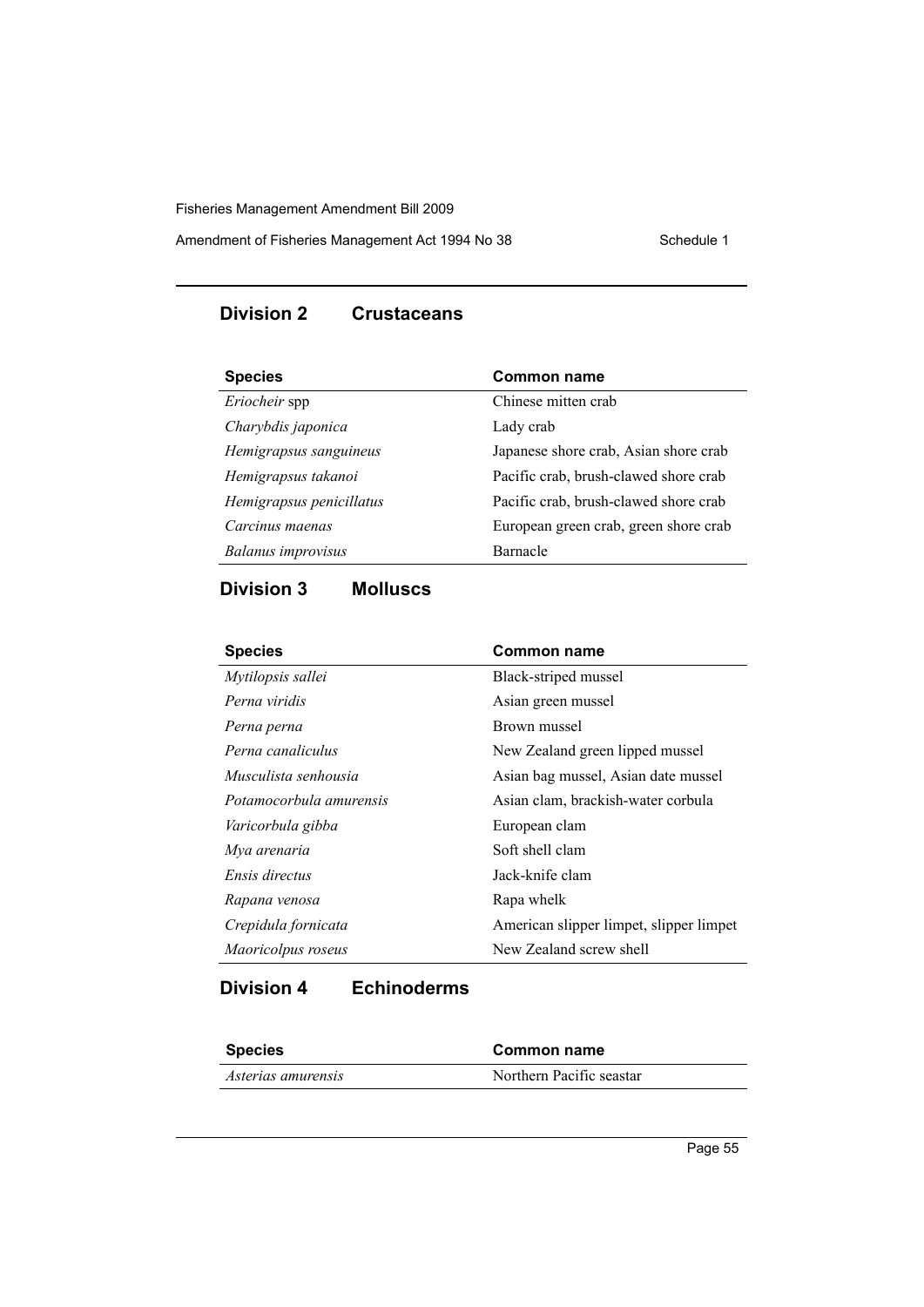## Division 2 Crustaceans

| Species | Common name |
| --- | --- |
| *Eriocheir* spp | Chinese mitten crab |
| *Charybdis japonica* | Lady crab |
| *Hemigrapsus sanguineus* | Japanese shore crab, Asian shore crab |
| *Hemigrapsus takanoi* | Pacific crab, brush-clawed shore crab |
| *Hemigrapsus penicillatus* | Pacific crab, brush-clawed shore crab |
| *Carcinus maenas* | European green crab, green shore crab |
| *Balanus improvisus* | Barnacle |

## Division 3 Molluscs

| Species | Common name |
| --- | --- |
| *Mytilopsis sallei* | Black-striped mussel |
| *Perna viridis* | Asian green mussel |
| *Perna perna* | Brown mussel |
| *Perna canaliculus* | New Zealand green lipped mussel |
| *Musculista senhousia* | Asian bag mussel, Asian date mussel |
| *Potamocorbula amurensis* | Asian clam, brackish-water corbula |
| *Varicorbula gibba* | European clam |
| *Mya arenaria* | Soft shell clam |
| *Ensis directus* | Jack-knife clam |
| *Rapana venosa* | Rapa whelk |
| *Crepidula fornicata* | American slipper limpet, slipper limpet |
| *Maoricolpus roseus* | New Zealand screw shell |

## Division 4 Echinoderms

| Species | Common name |
| --- | --- |
| *Asterias amurensis* | Northern Pacific seastar |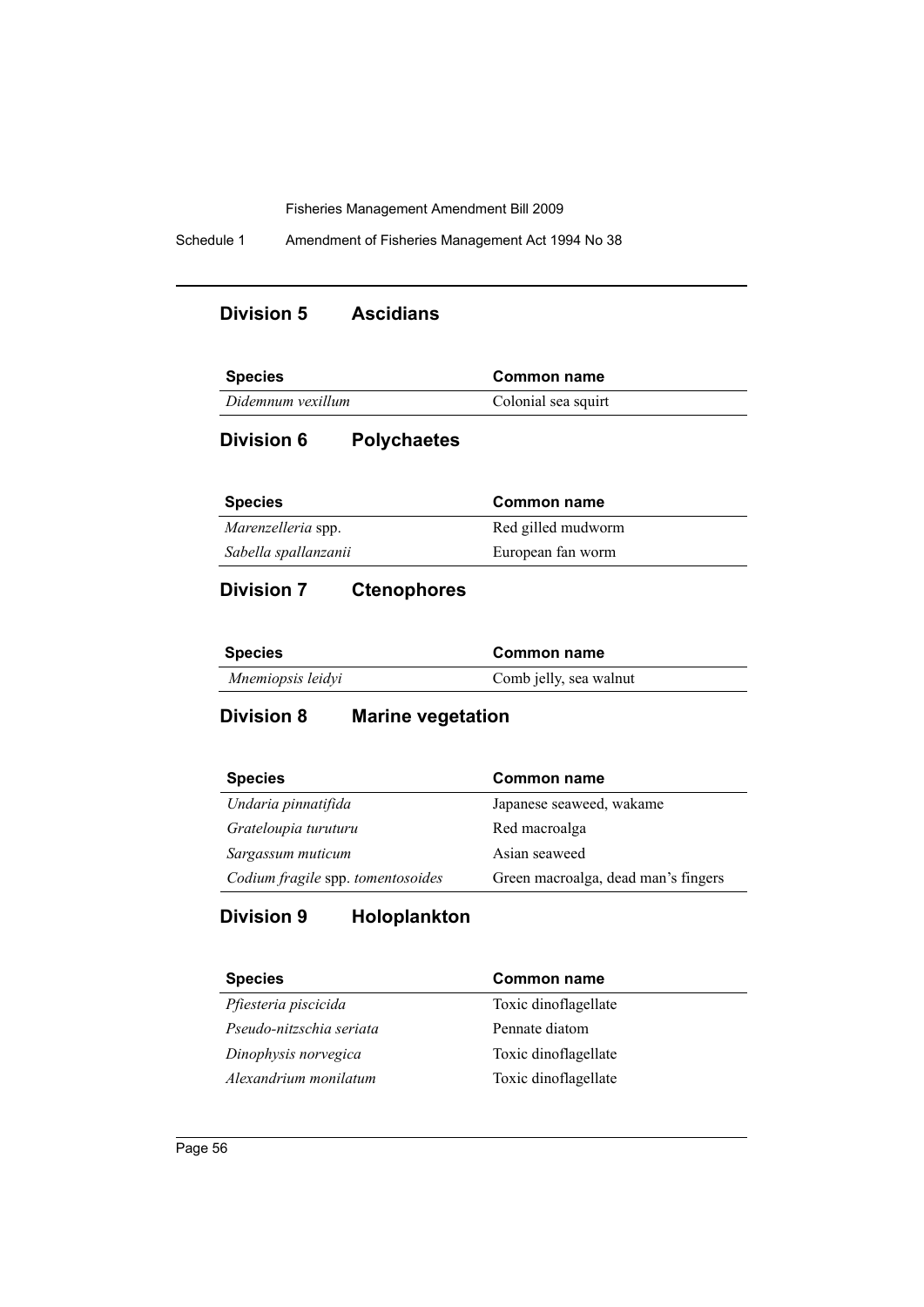## Division 5 Ascidians

| Species | Common name |
| --- | --- |
| *Didemnum vexillum* | Colonial sea squirt |

## Division 6 Polychaetes

| Species | Common name |
| --- | --- |
| *Marenzelleria* spp. | Red gilled mudworm |
| *Sabella spallanzanii* | European fan worm |

## Division 7 Ctenophores

| Species | Common name |
| --- | --- |
| *Mnemiopsis leidyi* | Comb jelly, sea walnut |

## Division 8 Marine vegetation

| Species | Common name |
| --- | --- |
| *Undaria pinnatifida* | Japanese seaweed, wakame |
| *Grateloupia turuturu* | Red macroalga |
| *Sargassum muticum* | Asian seaweed |
| *Codium fragile* spp. *tomentosoides* | Green macroalga, dead man's fingers |

## Division 9 Holoplankton

| Species | Common name |
| --- | --- |
| *Pfiesteria piscicida* | Toxic dinoflagellate |
| *Pseudo-nitzschia seriata* | Pennate diatom |
| *Dinophysis norvegica* | Toxic dinoflagellate |
| *Alexandrium monilatum* | Toxic dinoflagellate |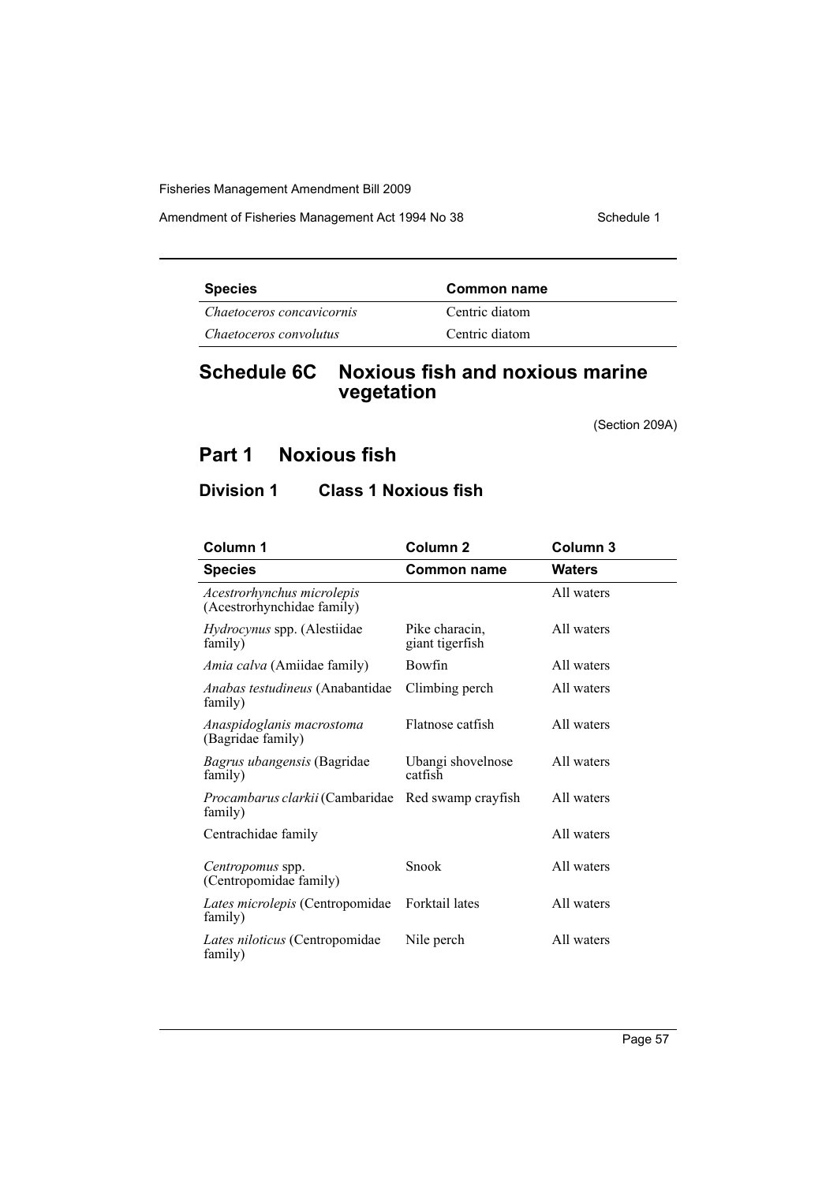| Species | Common name |
| --- | --- |
| *Chaetoceros concavicornis* | Centric diatom |
| *Chaetoceros convolutus* | Centric diatom |

# Schedule 6C Noxious fish and noxious marine vegetation

(Section 209A)

## Part 1 Noxious fish

### Division 1 Class 1 Noxious fish

| Column 1 | Column 2 | Column 3 |
| --- | --- | --- |
| **Species** | **Common name** | **Waters** |
| *Acestrorhynchus microlepis* (Acestrorhynchidae family) | | All waters |
| *Hydrocynus* spp. (Alestiidae family) | Pike characin, giant tigerfish | All waters |
| *Amia calva* (Amiidae family) | Bowfin | All waters |
| *Anabas testudineus* (Anabantidae family) | Climbing perch | All waters |
| *Anaspidoglanis macrostoma* (Bagridae family) | Flatnose catfish | All waters |
| *Bagrus ubangensis* (Bagridae family) | Ubangi shovelnose catfish | All waters |
| *Procambarus clarkii* (Cambaridae family) | Red swamp crayfish | All waters |
| Centrachidae family | | All waters |
| *Centropomus* spp. (Centropomidae family) | Snook | All waters |
| *Lates microlepis* (Centropomidae family) | Forktail lates | All waters |
| *Lates niloticus* (Centropomidae family) | Nile perch | All waters |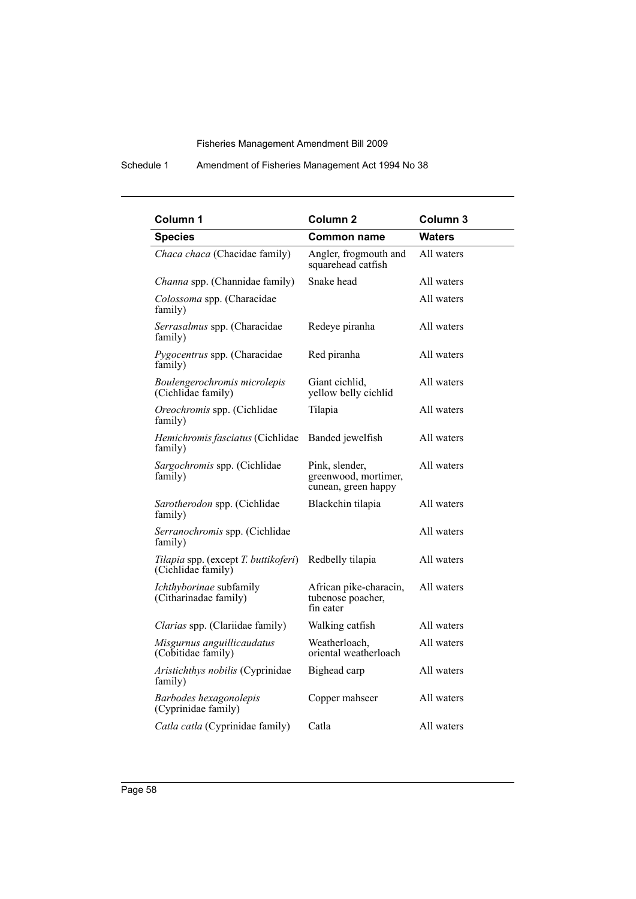| Column 1 | Column 2 | Column 3 |
| --- | --- | --- |
| **Species** | **Common name** | **Waters** |
| *Chaca chaca* (Chacidae family) | Angler, frogmouth and squarehead catfish | All waters |
| *Channa* spp. (Channidae family) | Snake head | All waters |
| *Colossoma* spp. (Characidae family) | | All waters |
| *Serrasalmus* spp. (Characidae family) | Redeye piranha | All waters |
| *Pygocentrus* spp. (Characidae family) | Red piranha | All waters |
| *Boulengerochromis microlepis* (Cichlidae family) | Giant cichlid, yellow belly cichlid | All waters |
| *Oreochromis* spp. (Cichlidae family) | Tilapia | All waters |
| *Hemichromis fasciatus* (Cichlidae family) | Banded jewelfish | All waters |
| *Sargochromis* spp. (Cichlidae family) | Pink, slender, greenwood, mortimer, cunean, green happy | All waters |
| *Sarotherodon* spp. (Cichlidae family) | Blackchin tilapia | All waters |
| *Serranochromis* spp. (Cichlidae family) | | All waters |
| *Tilapia* spp. (except *T. buttikoferi*) (Cichlidae family) | Redbelly tilapia | All waters |
| *Ichthyborinae* subfamily (Citharinadae family) | African pike-characin, tubenose poacher, fin eater | All waters |
| *Clarias* spp. (Clariidae family) | Walking catfish | All waters |
| *Misgurnus anguillicaudatus* (Cobitidae family) | Weatherloach, oriental weatherloach | All waters |
| *Aristichthys nobilis* (Cyprinidae family) | Bighead carp | All waters |
| *Barbodes hexagonolepis* (Cyprinidae family) | Copper mahseer | All waters |
| *Catla catla* (Cyprinidae family) | Catla | All waters |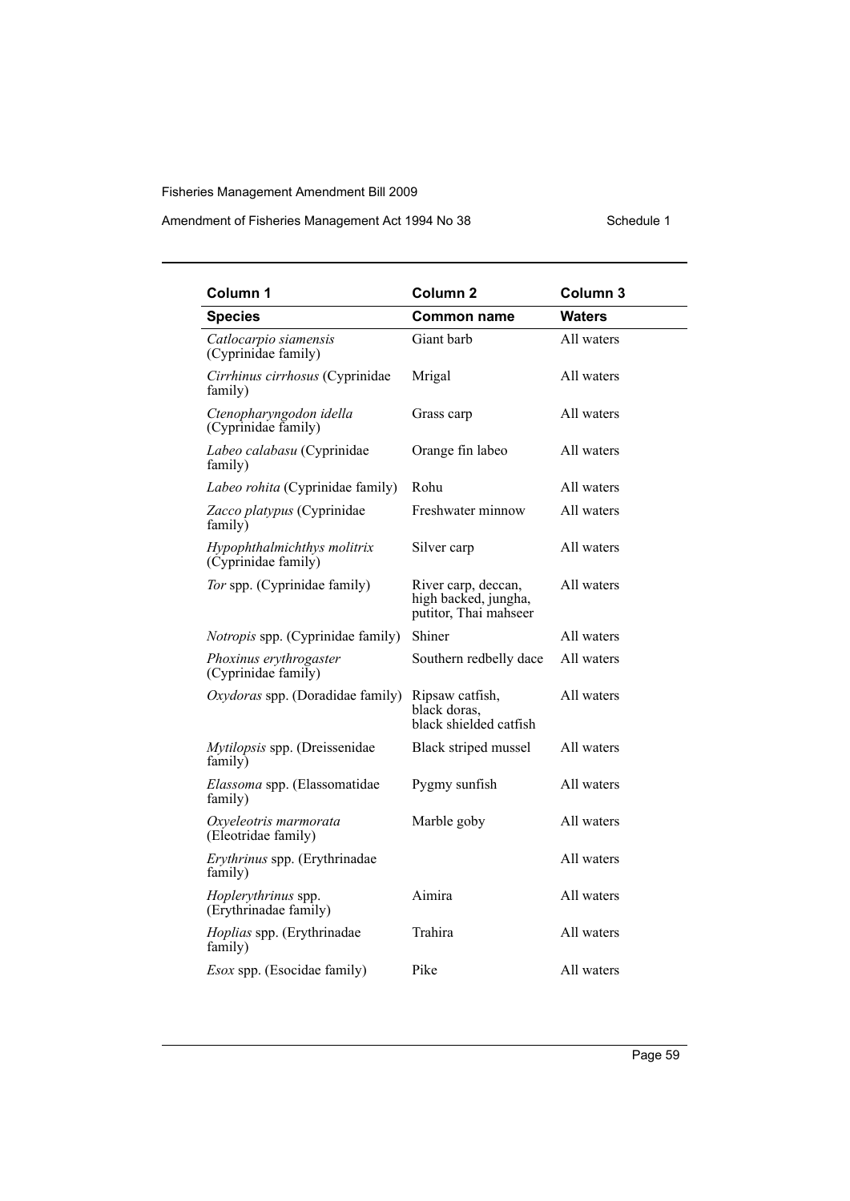| Column 1 | Column 2 | Column 3 |
|---|---|---|
| **Species** | **Common name** | **Waters** |
| *Catlocarpio siamensis* (Cyprinidae family) | Giant barb | All waters |
| *Cirrhinus cirrhosus* (Cyprinidae family) | Mrigal | All waters |
| *Ctenopharyngodon idella* (Cyprinidae family) | Grass carp | All waters |
| *Labeo calabasu* (Cyprinidae family) | Orange fin labeo | All waters |
| *Labeo rohita* (Cyprinidae family) | Rohu | All waters |
| *Zacco platypus* (Cyprinidae family) | Freshwater minnow | All waters |
| *Hypophthalmichthys molitrix* (Cyprinidae family) | Silver carp | All waters |
| *Tor* spp. (Cyprinidae family) | River carp, deccan, high backed, jungha, putitor, Thai mahseer | All waters |
| *Notropis* spp. (Cyprinidae family) | Shiner | All waters |
| *Phoxinus erythrogaster* (Cyprinidae family) | Southern redbelly dace | All waters |
| *Oxydoras* spp. (Doradidae family) | Ripsaw catfish, black doras, black shielded catfish | All waters |
| *Mytilopsis* spp. (Dreissenidae family) | Black striped mussel | All waters |
| *Elassoma* spp. (Elassomatidae family) | Pygmy sunfish | All waters |
| *Oxyeleotris marmorata* (Eleotridae family) | Marble goby | All waters |
| *Erythrinus* spp. (Erythrinadae family) | | All waters |
| *Hoplerythrinus* spp. (Erythrinadae family) | Aimira | All waters |
| *Hoplias* spp. (Erythrinadae family) | Trahira | All waters |
| *Esox* spp. (Esocidae family) | Pike | All waters |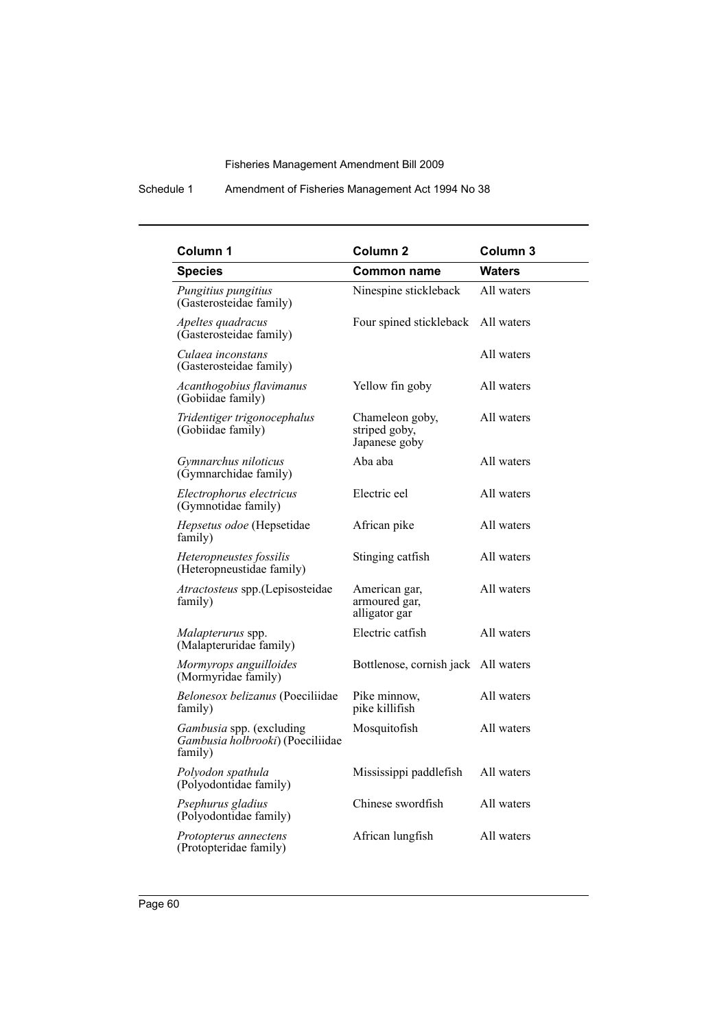| Column 1 | Column 2 | Column 3 |
| --- | --- | --- |
| **Species** | **Common name** | **Waters** |
| *Pungitius pungitius* (Gasterosteidae family) | Ninespine stickleback | All waters |
| *Apeltes quadracus* (Gasterosteidae family) | Four spined stickleback | All waters |
| *Culaea inconstans* (Gasterosteidae family) | | All waters |
| *Acanthogobius flavimanus* (Gobiidae family) | Yellow fin goby | All waters |
| *Tridentiger trigonocephalus* (Gobiidae family) | Chameleon goby, striped goby, Japanese goby | All waters |
| *Gymnarchus niloticus* (Gymnarchidae family) | Aba aba | All waters |
| *Electrophorus electricus* (Gymnotidae family) | Electric eel | All waters |
| *Hepsetus odoe* (Hepsetidae family) | African pike | All waters |
| *Heteropneustes fossilis* (Heteropneustidae family) | Stinging catfish | All waters |
| *Atractosteus* spp.(Lepisosteidae family) | American gar, armoured gar, alligator gar | All waters |
| *Malapterurus* spp. (Malapteruridae family) | Electric catfish | All waters |
| *Mormyrops anguilloides* (Mormyridae family) | Bottlenose, cornish jack | All waters |
| *Belonesox belizanus* (Poeciliidae family) | Pike minnow, pike killifish | All waters |
| *Gambusia* spp. (excluding *Gambusia holbrooki*) (Poeciliidae family) | Mosquitofish | All waters |
| *Polyodon spathula* (Polyodontidae family) | Mississippi paddlefish | All waters |
| *Psephurus gladius* (Polyodontidae family) | Chinese swordfish | All waters |
| *Protopterus annectens* (Protopteridae family) | African lungfish | All waters |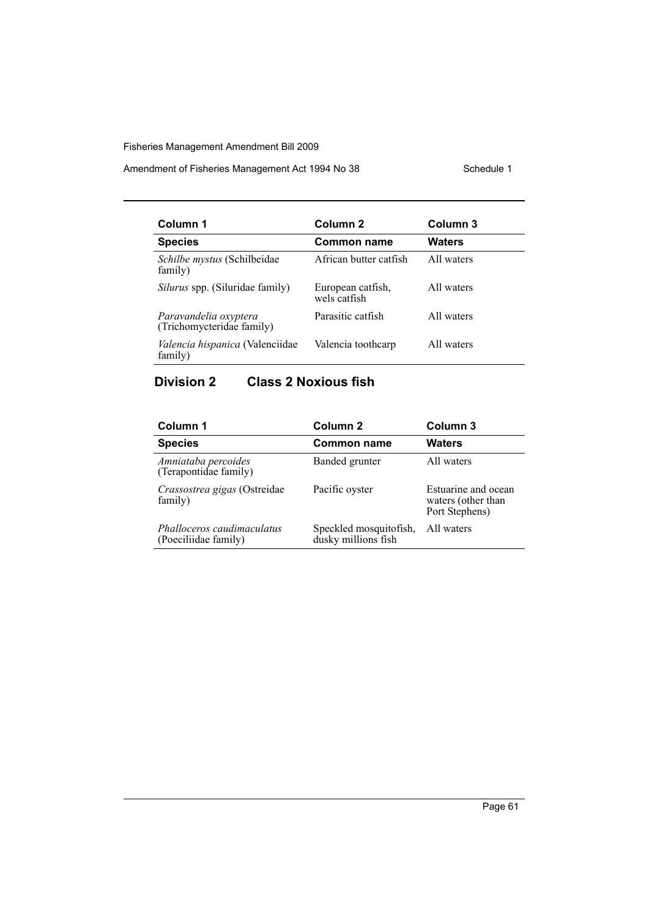| Column 1 | Column 2 | Column 3 |
|---|---|---|
| **Species** | **Common name** | **Waters** |
| *Schilbe mystus* (Schilbeidae family) | African butter catfish | All waters |
| *Silurus* spp. (Siluridae family) | European catfish, wels catfish | All waters |
| *Paravandelia oxyptera* (Trichomycteridae family) | Parasitic catfish | All waters |
| *Valencia hispanica* (Valenciidae family) | Valencia toothcarp | All waters |

## Division 2 Class 2 Noxious fish

| Column 1 | Column 2 | Column 3 |
|---|---|---|
| **Species** | **Common name** | **Waters** |
| *Amniataba percoides* (Terapontidae family) | Banded grunter | All waters |
| *Crassostrea gigas* (Ostreidae family) | Pacific oyster | Estuarine and ocean waters (other than Port Stephens) |
| *Phalloceros caudimaculatus* (Poeciliidae family) | Speckled mosquitofish, dusky millions fish | All waters |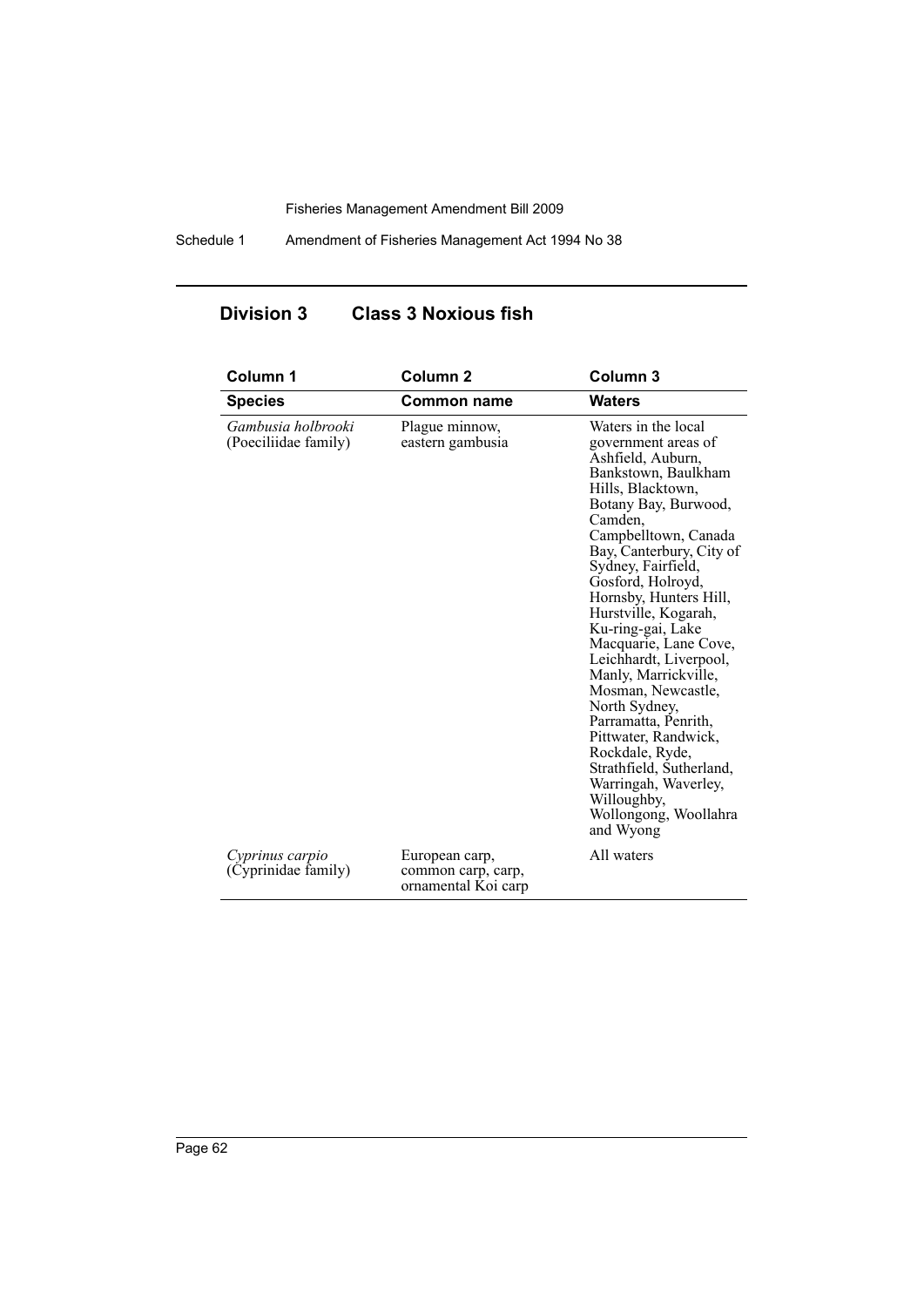## Division 3 Class 3 Noxious fish

| Column 1 | Column 2 | Column 3 |
|---|---|---|
| **Species** | **Common name** | **Waters** |
| *Gambusia holbrooki* (Poeciliidae family) | Plague minnow, eastern gambusia | Waters in the local government areas of Ashfield, Auburn, Bankstown, Baulkham Hills, Blacktown, Botany Bay, Burwood, Camden, Campbelltown, Canada Bay, Canterbury, City of Sydney, Fairfield, Gosford, Holroyd, Hornsby, Hunters Hill, Hurstville, Kogarah, Ku-ring-gai, Lake Macquarie, Lane Cove, Leichhardt, Liverpool, Manly, Marrickville, Mosman, Newcastle, North Sydney, Parramatta, Penrith, Pittwater, Randwick, Rockdale, Ryde, Strathfield, Sutherland, Warringah, Waverley, Willoughby, Wollongong, Woollahra and Wyong |
| *Cyprinus carpio* (Cyprinidae family) | European carp, common carp, carp, ornamental Koi carp | All waters |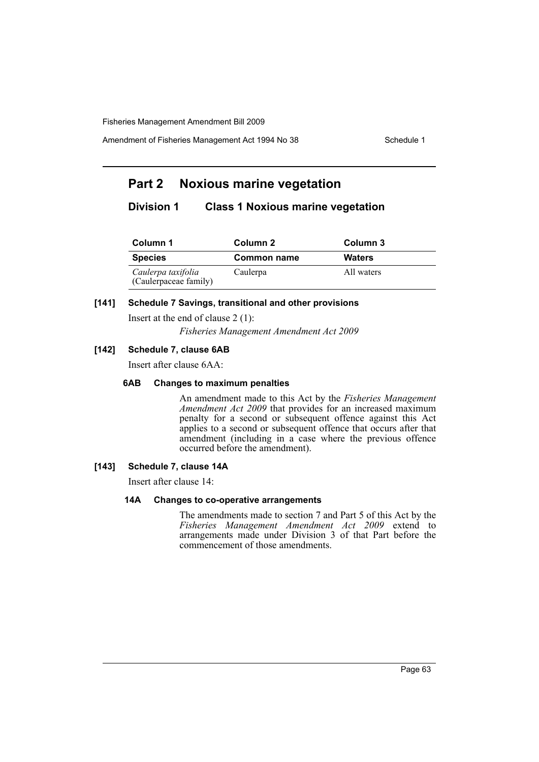## Part 2 Noxious marine vegetation

### Division 1 Class 1 Noxious marine vegetation

| Column 1 | Column 2 | Column 3 |
|---|---|---|
| **Species** | **Common name** | **Waters** |
| *Caulerpa taxifolia* (Caulerpaceae family) | Caulerpa | All waters |

#### [141] Schedule 7 Savings, transitional and other provisions

Insert at the end of clause 2 (1):

*Fisheries Management Amendment Act 2009*

#### [142] Schedule 7, clause 6AB

Insert after clause 6AA:

**6AB Changes to maximum penalties**

An amendment made to this Act by the *Fisheries Management Amendment Act 2009* that provides for an increased maximum penalty for a second or subsequent offence against this Act applies to a second or subsequent offence that occurs after that amendment (including in a case where the previous offence occurred before the amendment).

#### [143] Schedule 7, clause 14A

Insert after clause 14:

**14A Changes to co-operative arrangements**

The amendments made to section 7 and Part 5 of this Act by the *Fisheries Management Amendment Act 2009* extend to arrangements made under Division 3 of that Part before the commencement of those amendments.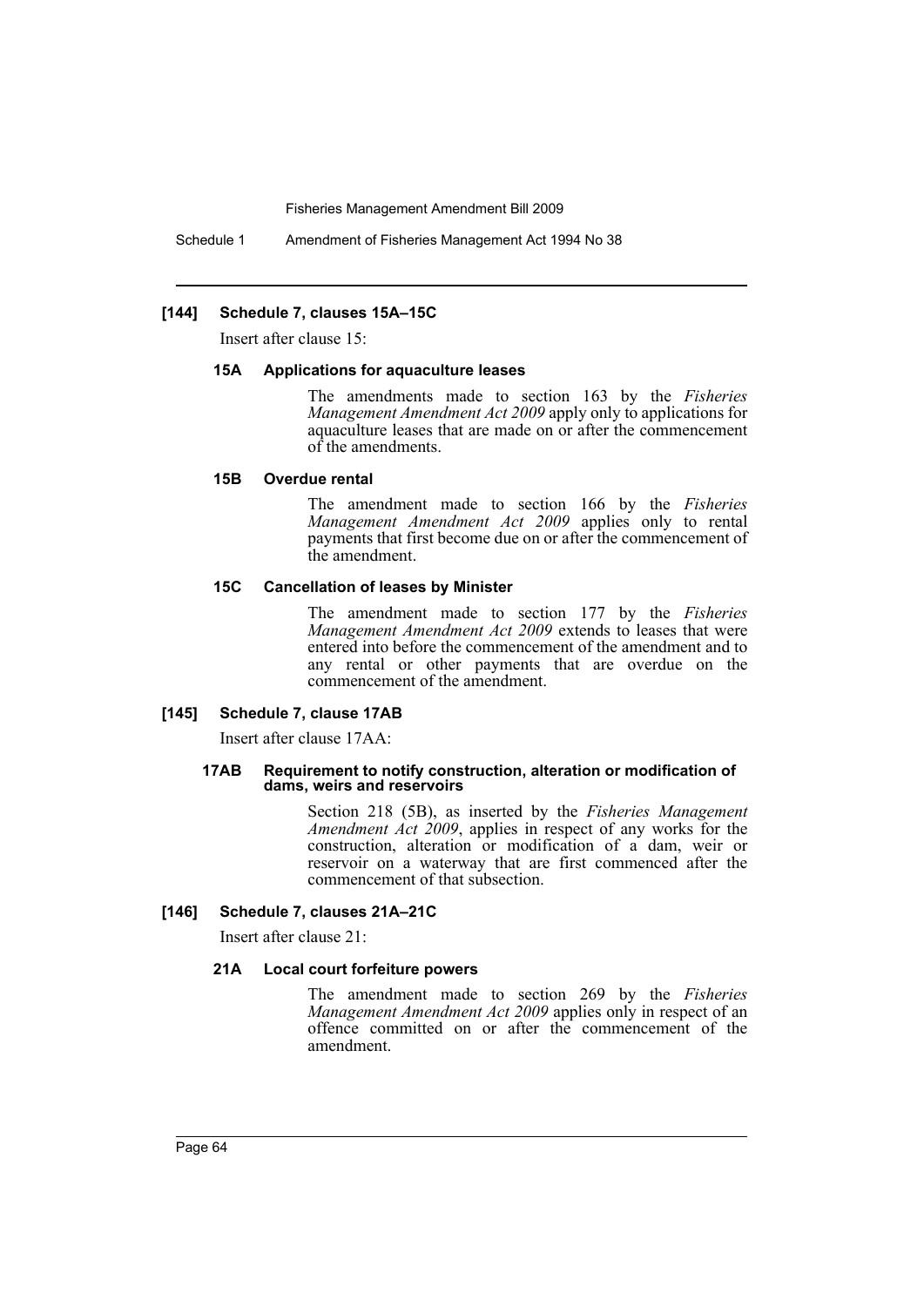### [144] Schedule 7, clauses 15A–15C

Insert after clause 15:

#### 15A Applications for aquaculture leases

The amendments made to section 163 by the *Fisheries Management Amendment Act 2009* apply only to applications for aquaculture leases that are made on or after the commencement of the amendments.

#### 15B Overdue rental

The amendment made to section 166 by the *Fisheries Management Amendment Act 2009* applies only to rental payments that first become due on or after the commencement of the amendment.

#### 15C Cancellation of leases by Minister

The amendment made to section 177 by the *Fisheries Management Amendment Act 2009* extends to leases that were entered into before the commencement of the amendment and to any rental or other payments that are overdue on the commencement of the amendment.

### [145] Schedule 7, clause 17AB

Insert after clause 17AA:

#### 17AB Requirement to notify construction, alteration or modification of dams, weirs and reservoirs

Section 218 (5B), as inserted by the *Fisheries Management Amendment Act 2009*, applies in respect of any works for the construction, alteration or modification of a dam, weir or reservoir on a waterway that are first commenced after the commencement of that subsection.

### [146] Schedule 7, clauses 21A–21C

Insert after clause 21:

#### 21A Local court forfeiture powers

The amendment made to section 269 by the *Fisheries Management Amendment Act 2009* applies only in respect of an offence committed on or after the commencement of the amendment.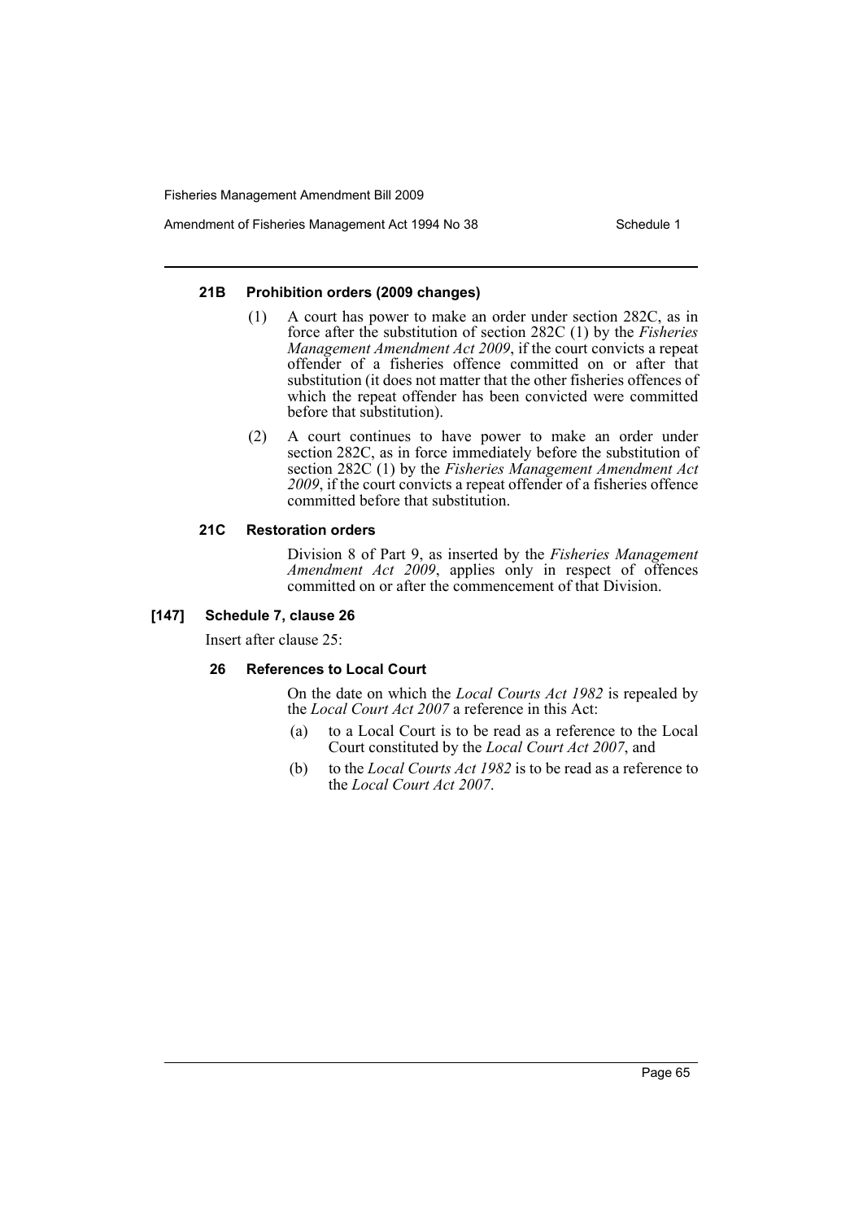#### 21B Prohibition orders (2009 changes)

(1) A court has power to make an order under section 282C, as in force after the substitution of section 282C (1) by the *Fisheries Management Amendment Act 2009*, if the court convicts a repeat offender of a fisheries offence committed on or after that substitution (it does not matter that the other fisheries offences of which the repeat offender has been convicted were committed before that substitution).

(2) A court continues to have power to make an order under section 282C, as in force immediately before the substitution of section 282C (1) by the *Fisheries Management Amendment Act 2009*, if the court convicts a repeat offender of a fisheries offence committed before that substitution.

#### 21C Restoration orders

Division 8 of Part 9, as inserted by the *Fisheries Management Amendment Act 2009*, applies only in respect of offences committed on or after the commencement of that Division.

### [147] Schedule 7, clause 26

Insert after clause 25:

#### 26 References to Local Court

On the date on which the *Local Courts Act 1982* is repealed by the *Local Court Act 2007* a reference in this Act:

(a) to a Local Court is to be read as a reference to the Local Court constituted by the *Local Court Act 2007*, and

(b) to the *Local Courts Act 1982* is to be read as a reference to the *Local Court Act 2007*.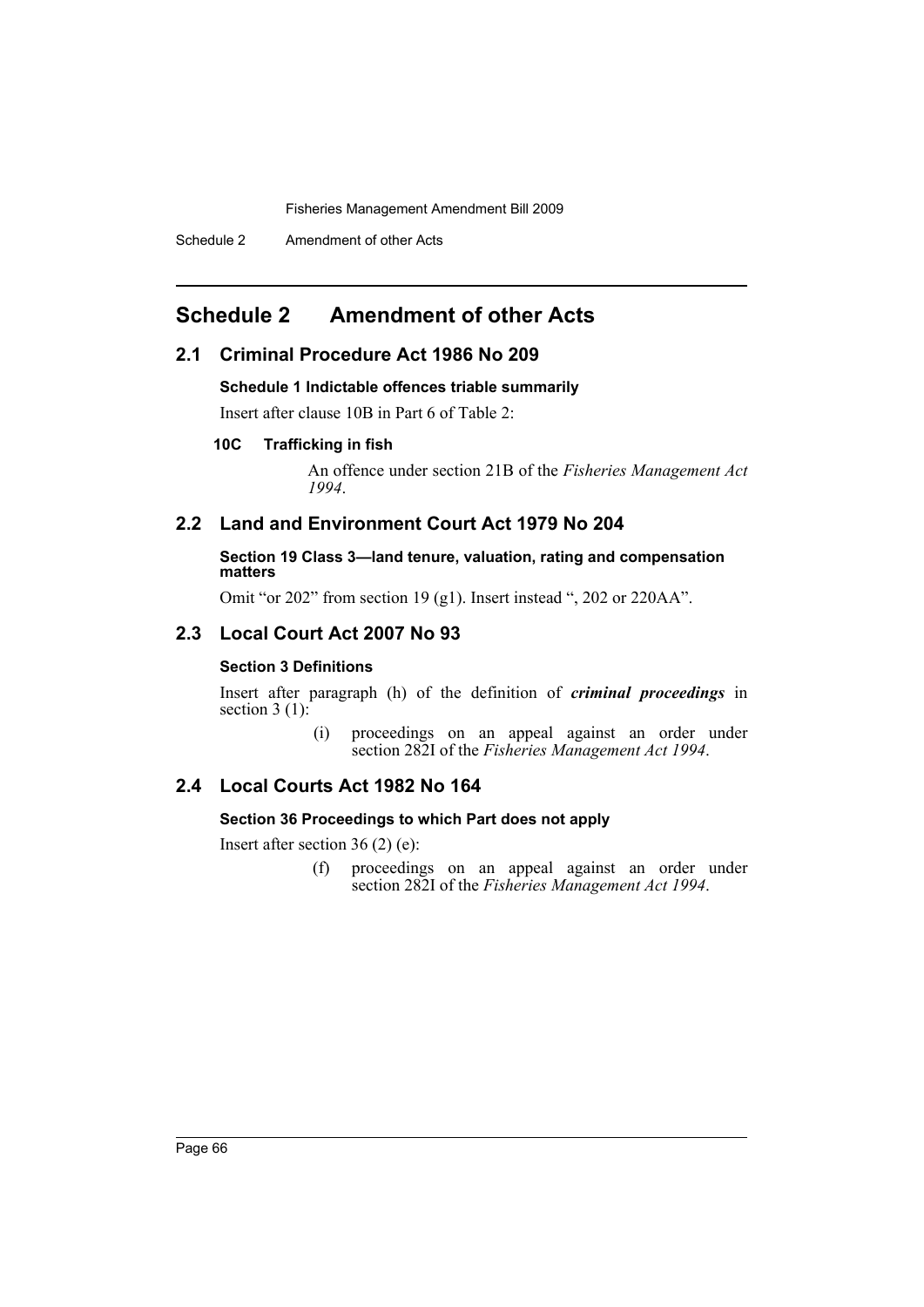# Schedule 2 Amendment of other Acts

## 2.1 Criminal Procedure Act 1986 No 209

### Schedule 1 Indictable offences triable summarily

Insert after clause 10B in Part 6 of Table 2:

**10C Trafficking in fish**

An offence under section 21B of the *Fisheries Management Act 1994*.

## 2.2 Land and Environment Court Act 1979 No 204

### Section 19 Class 3—land tenure, valuation, rating and compensation matters

Omit "or 202" from section 19 (g1). Insert instead ", 202 or 220AA".

## 2.3 Local Court Act 2007 No 93

### Section 3 Definitions

Insert after paragraph (h) of the definition of ***criminal proceedings*** in section 3 (1):

(i) proceedings on an appeal against an order under section 282I of the *Fisheries Management Act 1994*.

## 2.4 Local Courts Act 1982 No 164

### Section 36 Proceedings to which Part does not apply

Insert after section 36 (2) (e):

(f) proceedings on an appeal against an order under section 282I of the *Fisheries Management Act 1994*.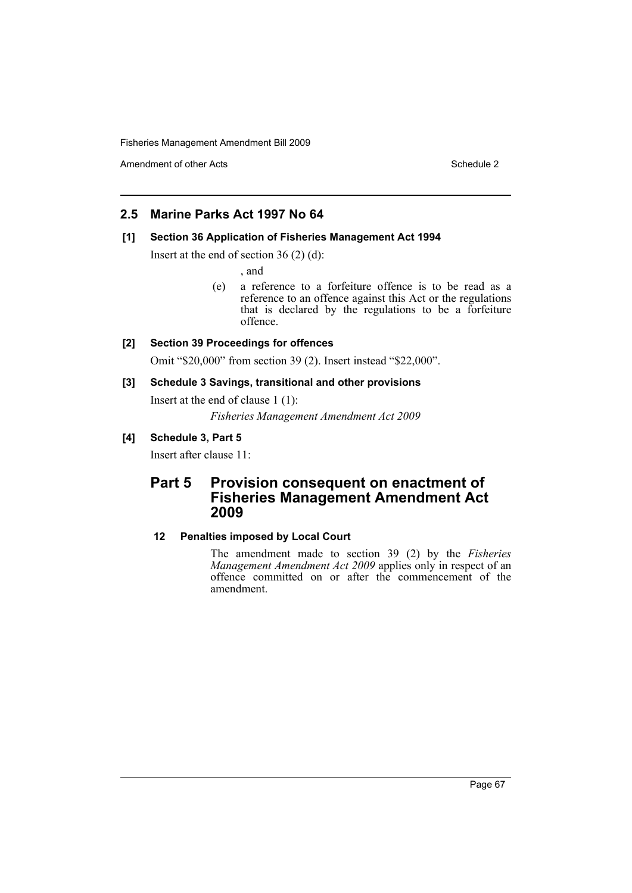## 2.5 Marine Parks Act 1997 No 64

### [1] Section 36 Application of Fisheries Management Act 1994

Insert at the end of section 36 (2) (d):

, and

(e) a reference to a forfeiture offence is to be read as a reference to an offence against this Act or the regulations that is declared by the regulations to be a forfeiture offence.

### [2] Section 39 Proceedings for offences

Omit "$20,000" from section 39 (2). Insert instead "$22,000".

### [3] Schedule 3 Savings, transitional and other provisions

Insert at the end of clause 1 (1):

*Fisheries Management Amendment Act 2009*

### [4] Schedule 3, Part 5

Insert after clause 11:

## Part 5 Provision consequent on enactment of Fisheries Management Amendment Act 2009

### 12 Penalties imposed by Local Court

The amendment made to section 39 (2) by the *Fisheries Management Amendment Act 2009* applies only in respect of an offence committed on or after the commencement of the amendment.